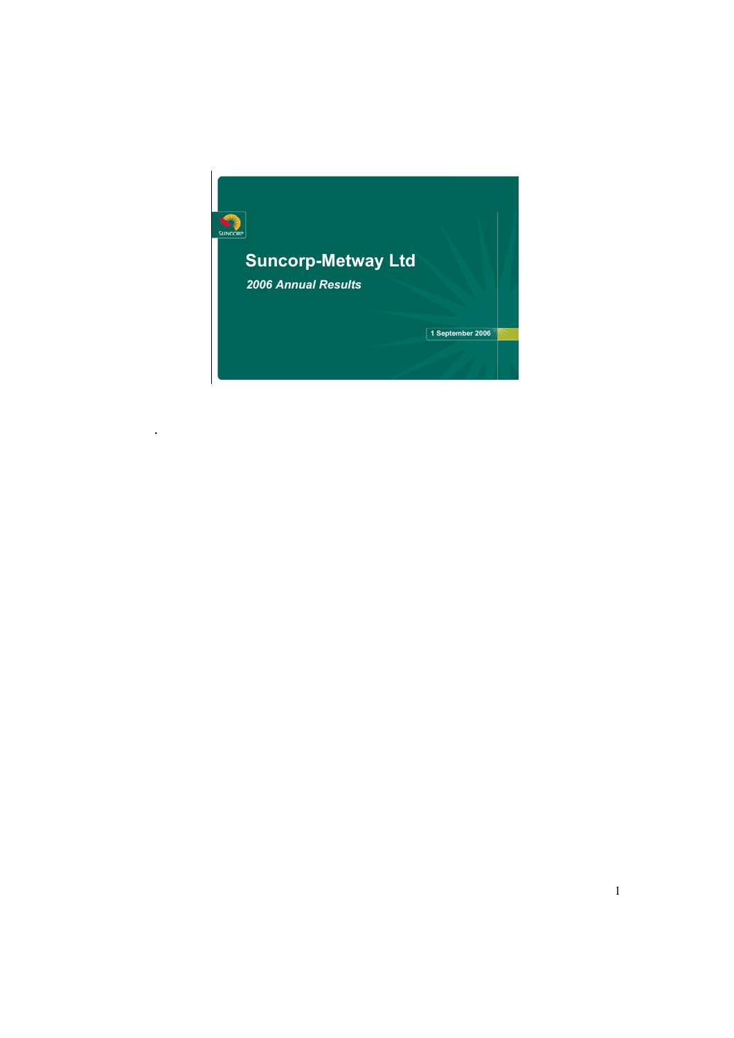# Suncorp-Metway Ltd

*2006 Annual Results*

1 September 2006

.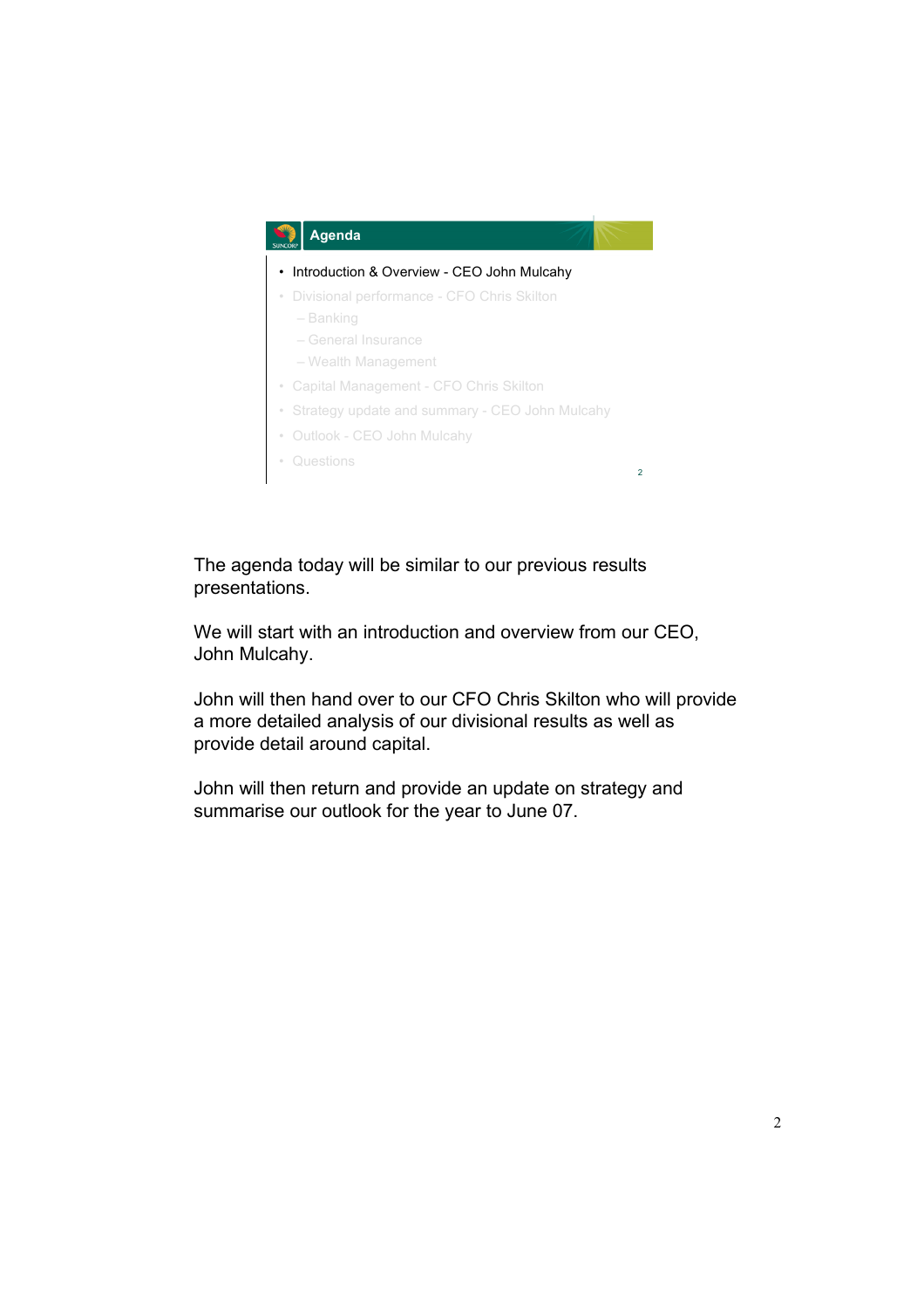## Agenda

- Introduction & Overview - CEO John Mulcahy
- Divisional performance - CFO Chris Skilton
  - Banking
  - General Insurance
  - Wealth Management
- Capital Management - CFO Chris Skilton
- Strategy update and summary - CEO John Mulcahy
- Outlook - CEO John Mulcahy
- Questions

The agenda today will be similar to our previous results presentations.

We will start with an introduction and overview from our CEO, John Mulcahy.

John will then hand over to our CFO Chris Skilton who will provide a more detailed analysis of our divisional results as well as provide detail around capital.

John will then return and provide an update on strategy and summarise our outlook for the year to June 07.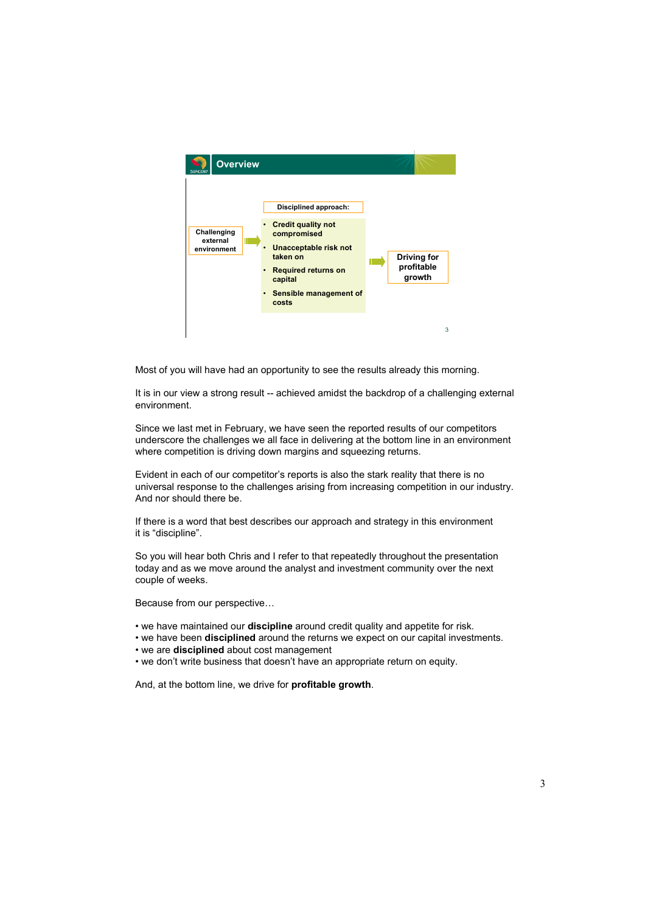## Overview

Disciplined approach:

Challenging external environment → 

- Credit quality not compromised
- Unacceptable risk not taken on
- Required returns on capital
- Sensible management of costs

→ Driving for profitable growth

Most of you will have had an opportunity to see the results already this morning.

It is in our view a strong result -- achieved amidst the backdrop of a challenging external environment.

Since we last met in February, we have seen the reported results of our competitors underscore the challenges we all face in delivering at the bottom line in an environment where competition is driving down margins and squeezing returns.

Evident in each of our competitor's reports is also the stark reality that there is no universal response to the challenges arising from increasing competition in our industry. And nor should there be.

If there is a word that best describes our approach and strategy in this environment it is "discipline".

So you will hear both Chris and I refer to that repeatedly throughout the presentation today and as we move around the analyst and investment community over the next couple of weeks.

Because from our perspective…

- we have maintained our **discipline** around credit quality and appetite for risk.
- we have been **disciplined** around the returns we expect on our capital investments.
- we are **disciplined** about cost management
- we don't write business that doesn't have an appropriate return on equity.

And, at the bottom line, we drive for **profitable growth**.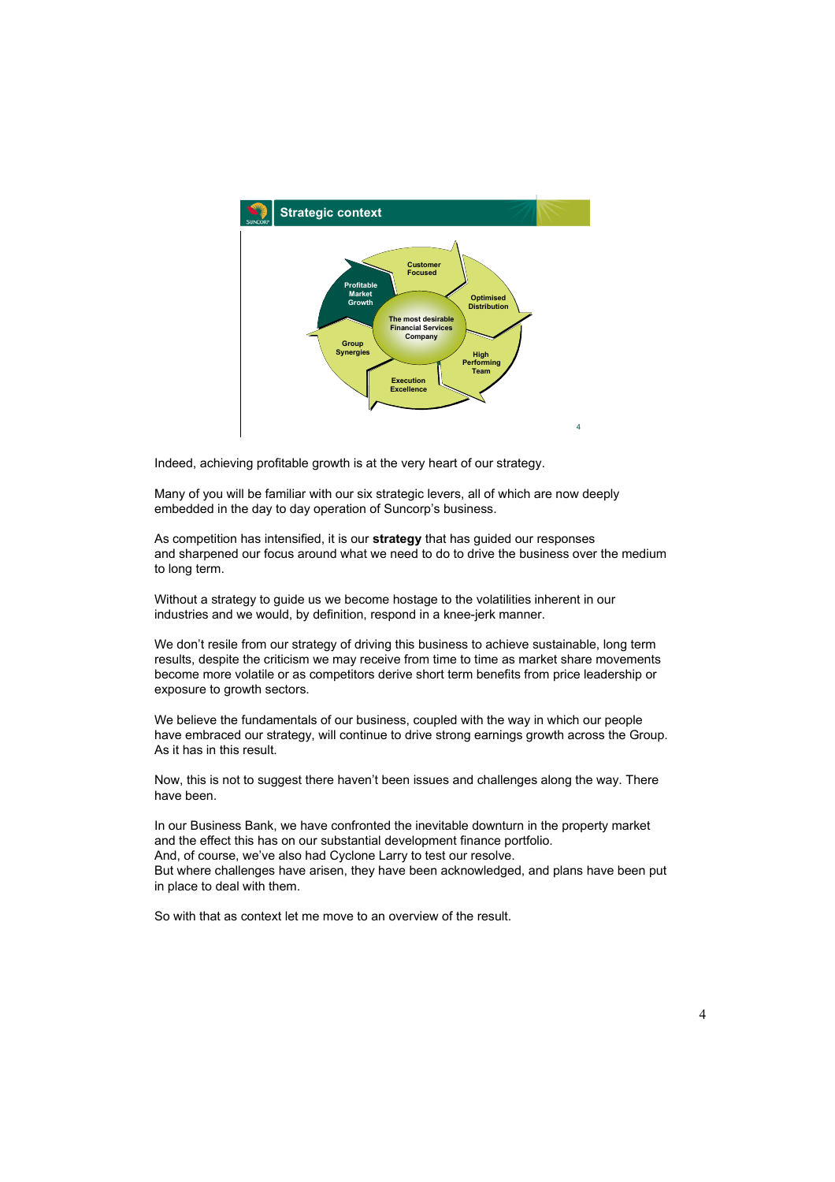## Strategic context

Profitable Market Growth

Customer Focused

Optimised Distribution

High Performing Team

Execution Excellence

Group Synergies

The most desirable Financial Services Company

Indeed, achieving profitable growth is at the very heart of our strategy.

Many of you will be familiar with our six strategic levers, all of which are now deeply embedded in the day to day operation of Suncorp's business.

As competition has intensified, it is our **strategy** that has guided our responses and sharpened our focus around what we need to do to drive the business over the medium to long term.

Without a strategy to guide us we become hostage to the volatilities inherent in our industries and we would, by definition, respond in a knee-jerk manner.

We don't resile from our strategy of driving this business to achieve sustainable, long term results, despite the criticism we may receive from time to time as market share movements become more volatile or as competitors derive short term benefits from price leadership or exposure to growth sectors.

We believe the fundamentals of our business, coupled with the way in which our people have embraced our strategy, will continue to drive strong earnings growth across the Group. As it has in this result.

Now, this is not to suggest there haven't been issues and challenges along the way. There have been.

In our Business Bank, we have confronted the inevitable downturn in the property market and the effect this has on our substantial development finance portfolio.
And, of course, we've also had Cyclone Larry to test our resolve.
But where challenges have arisen, they have been acknowledged, and plans have been put in place to deal with them.

So with that as context let me move to an overview of the result.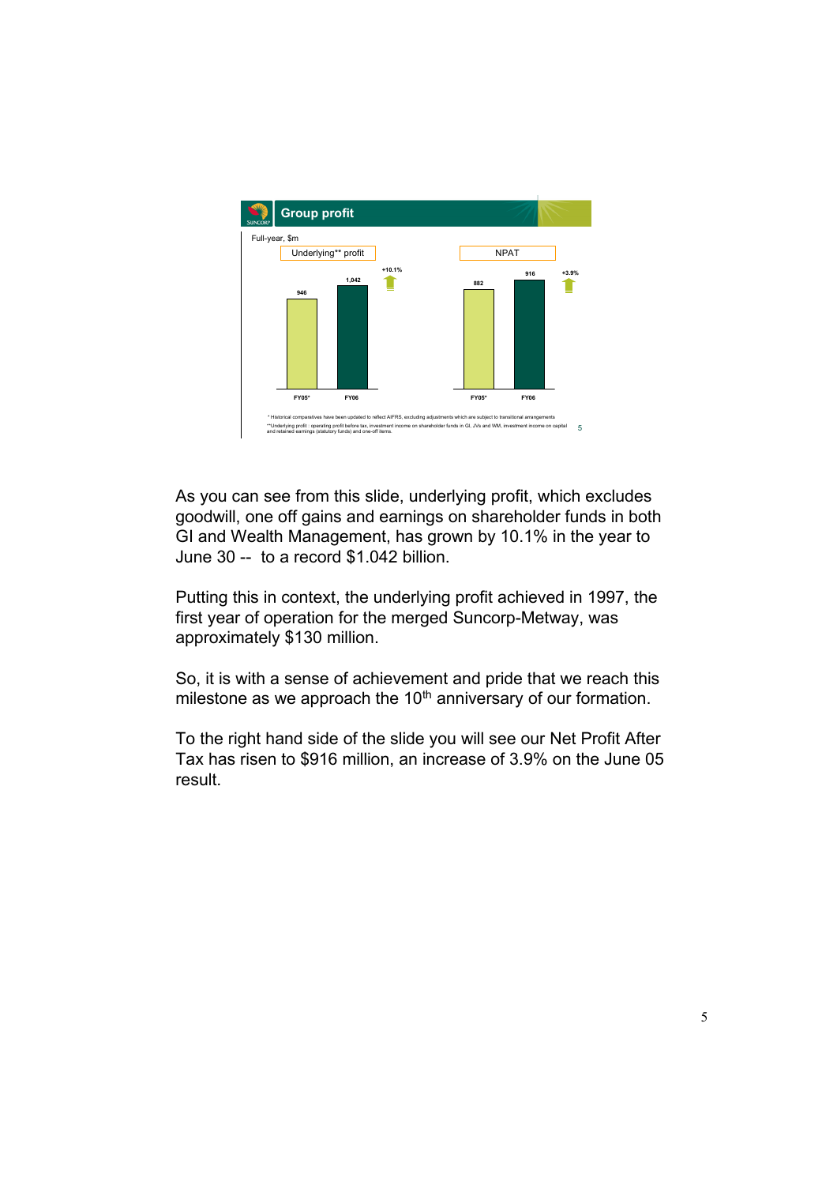## Group profit

Full-year, $m

| | Underlying** profit | NPAT |
|---|---|---|
| FY05* | 946 | 882 |
| FY06 | 1,042 | 916 |
| Change | +10.1% | +3.9% |

\* Historical comparatives have been updated to reflect AIFRS, excluding adjustments which are subject to transitional arrangements

\*\*Underlying profit : operating profit before tax, investment income on shareholder funds in GI, JVs and WM, investment income on capital and retained earnings (statutory funds) and one-off items.

As you can see from this slide, underlying profit, which excludes goodwill, one off gains and earnings on shareholder funds in both GI and Wealth Management, has grown by 10.1% in the year to June 30 -- to a record $1.042 billion.

Putting this in context, the underlying profit achieved in 1997, the first year of operation for the merged Suncorp-Metway, was approximately $130 million.

So, it is with a sense of achievement and pride that we reach this milestone as we approach the 10th anniversary of our formation.

To the right hand side of the slide you will see our Net Profit After Tax has risen to $916 million, an increase of 3.9% on the June 05 result.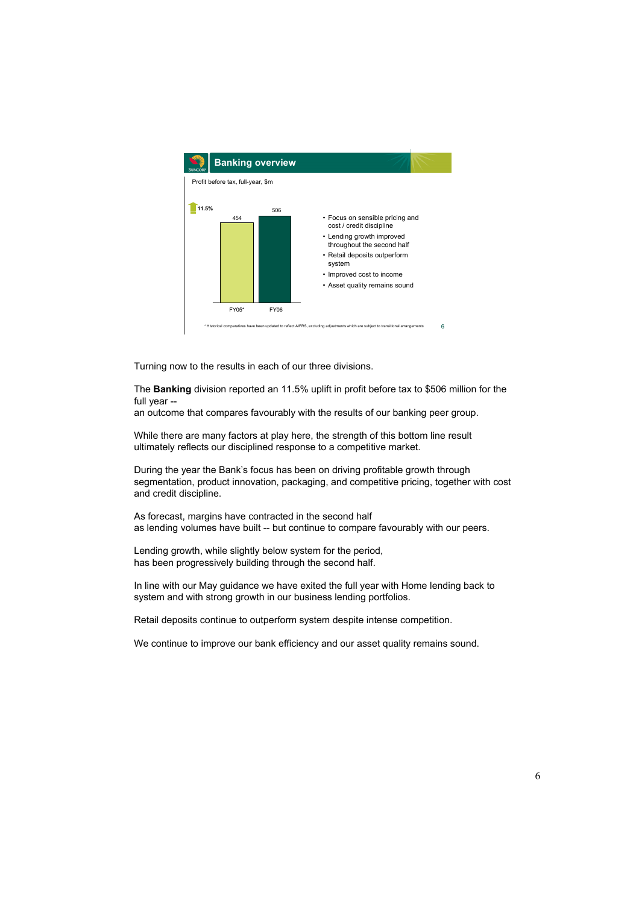## Banking overview

Profit before tax, full-year, $m

11.5%

| | FY05* | FY06 |
|---|---|---|
| Profit before tax ($m) | 454 | 506 |

- Focus on sensible pricing and cost / credit discipline
- Lending growth improved throughout the second half
- Retail deposits outperform system
- Improved cost to income
- Asset quality remains sound

\* Historical comparatives have been updated to reflect AIFRS, excluding adjustments which are subject to transitional arrangements

Turning now to the results in each of our three divisions.

The **Banking** division reported an 11.5% uplift in profit before tax to $506 million for the full year --
an outcome that compares favourably with the results of our banking peer group.

While there are many factors at play here, the strength of this bottom line result ultimately reflects our disciplined response to a competitive market.

During the year the Bank's focus has been on driving profitable growth through segmentation, product innovation, packaging, and competitive pricing, together with cost and credit discipline.

As forecast, margins have contracted in the second half
as lending volumes have built -- but continue to compare favourably with our peers.

Lending growth, while slightly below system for the period,
has been progressively building through the second half.

In line with our May guidance we have exited the full year with Home lending back to system and with strong growth in our business lending portfolios.

Retail deposits continue to outperform system despite intense competition.

We continue to improve our bank efficiency and our asset quality remains sound.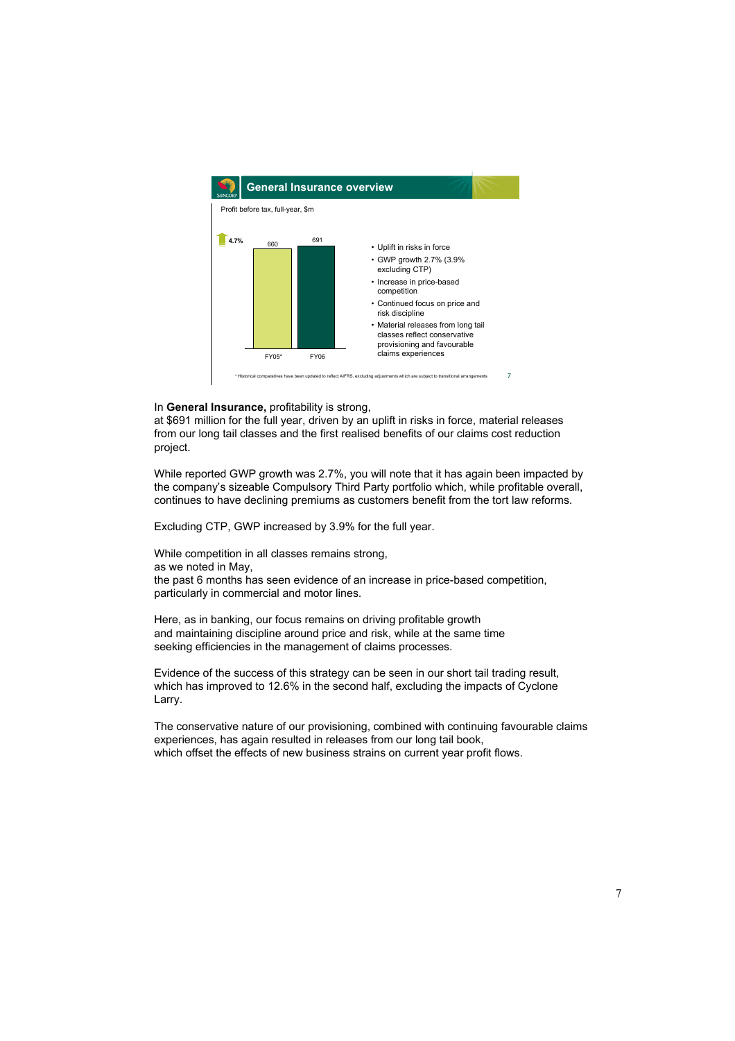## General Insurance overview

Profit before tax, full-year, $m

| | FY05* | FY06 |
|---|---|---|
| Profit before tax ($m) | 660 | 691 |

4.7% increase

- Uplift in risks in force
- GWP growth 2.7% (3.9% excluding CTP)
- Increase in price-based competition
- Continued focus on price and risk discipline
- Material releases from long tail classes reflect conservative provisioning and favourable claims experiences

\* Historical comparatives have been updated to reflect AIFRS, excluding adjustments which are subject to transitional arrangements

In **General Insurance,** profitability is strong,
at $691 million for the full year, driven by an uplift in risks in force, material releases from our long tail classes and the first realised benefits of our claims cost reduction project.

While reported GWP growth was 2.7%, you will note that it has again been impacted by the company's sizeable Compulsory Third Party portfolio which, while profitable overall, continues to have declining premiums as customers benefit from the tort law reforms.

Excluding CTP, GWP increased by 3.9% for the full year.

While competition in all classes remains strong,
as we noted in May,
the past 6 months has seen evidence of an increase in price-based competition, particularly in commercial and motor lines.

Here, as in banking, our focus remains on driving profitable growth
and maintaining discipline around price and risk, while at the same time
seeking efficiencies in the management of claims processes.

Evidence of the success of this strategy can be seen in our short tail trading result, which has improved to 12.6% in the second half, excluding the impacts of Cyclone Larry.

The conservative nature of our provisioning, combined with continuing favourable claims experiences, has again resulted in releases from our long tail book,
which offset the effects of new business strains on current year profit flows.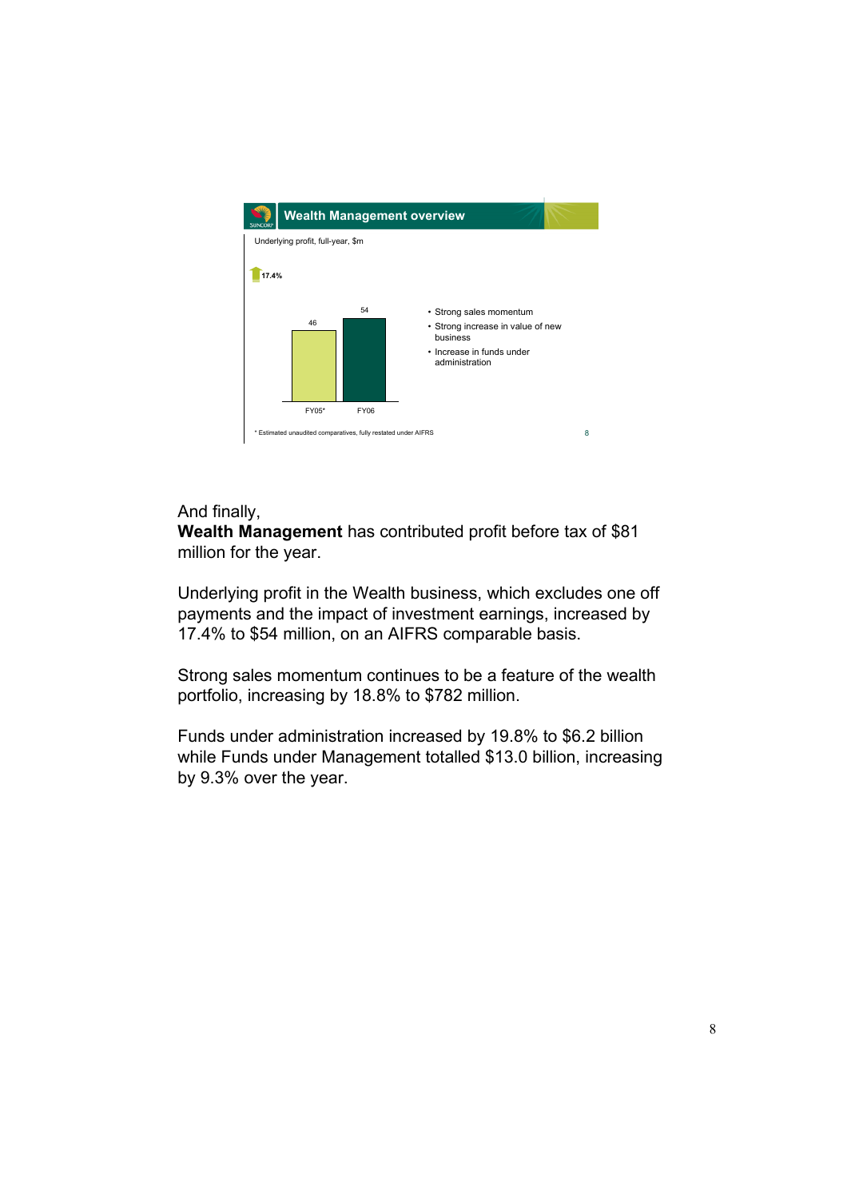## Wealth Management overview

Underlying profit, full-year, $m

↑ 17.4%

| FY05* | FY06 |
| --- | --- |
| 46 | 54 |

- Strong sales momentum
- Strong increase in value of new business
- Increase in funds under administration

\* Estimated unaudited comparatives, fully restated under AIFRS

And finally,
**Wealth Management** has contributed profit before tax of $81 million for the year.

Underlying profit in the Wealth business, which excludes one off payments and the impact of investment earnings, increased by 17.4% to $54 million, on an AIFRS comparable basis.

Strong sales momentum continues to be a feature of the wealth portfolio, increasing by 18.8% to $782 million.

Funds under administration increased by 19.8% to $6.2 billion while Funds under Management totalled $13.0 billion, increasing by 9.3% over the year.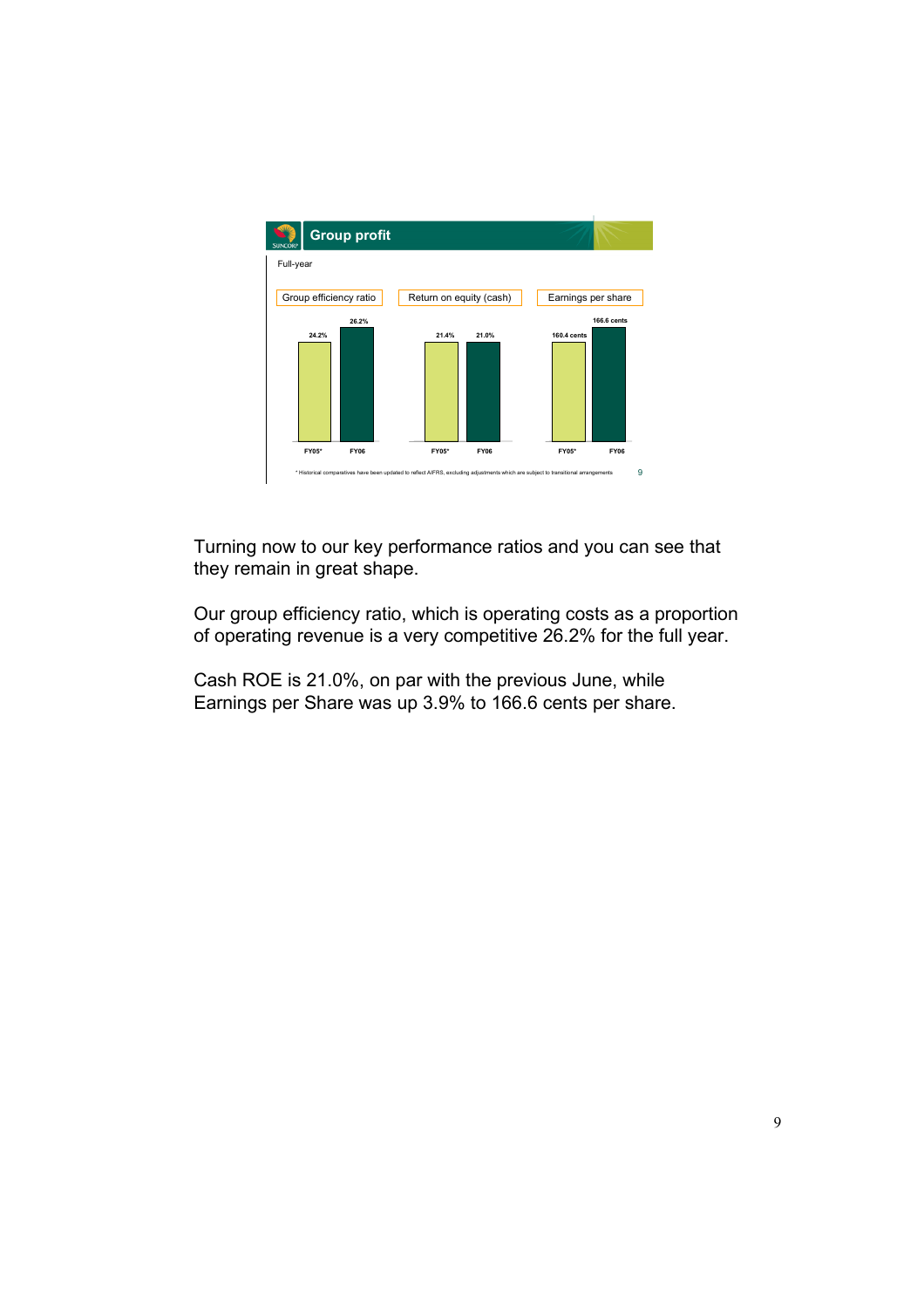## Group profit

Full-year

| | FY05* | FY06 |
|---|---|---|
| Group efficiency ratio | 24.2% | 26.2% |
| Return on equity (cash) | 21.4% | 21.0% |
| Earnings per share | 160.4 cents | 166.6 cents |

\* Historical comparatives have been updated to reflect AIFRS, excluding adjustments which are subject to transitional arrangements

Turning now to our key performance ratios and you can see that they remain in great shape.

Our group efficiency ratio, which is operating costs as a proportion of operating revenue is a very competitive 26.2% for the full year.

Cash ROE is 21.0%, on par with the previous June, while Earnings per Share was up 3.9% to 166.6 cents per share.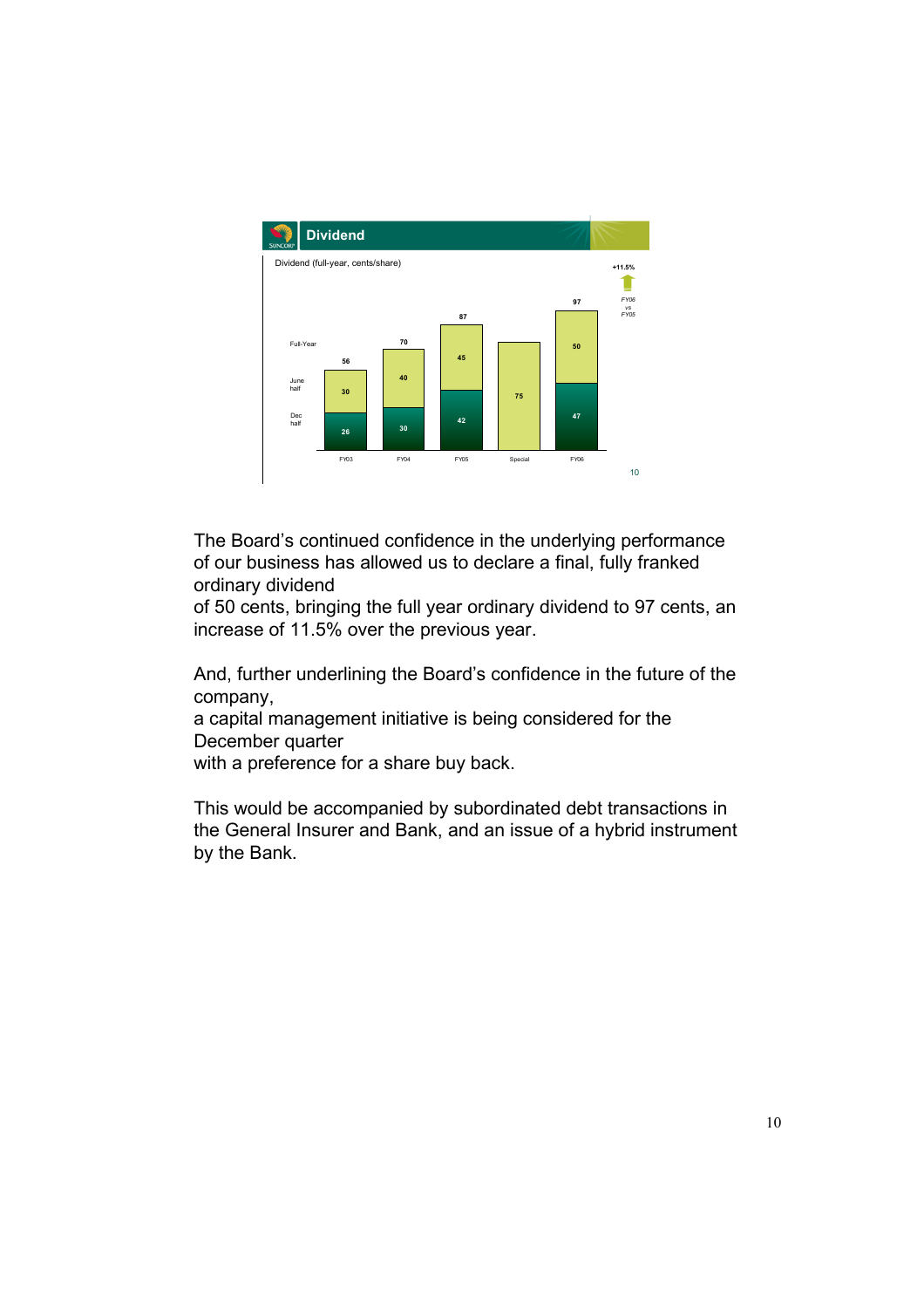## Dividend

Dividend (full-year, cents/share)

| | FY03 | FY04 | FY05 | Special | FY06 |
|---|---|---|---|---|---|
| Full-Year | 56 | 70 | 87 | | 97 |
| June half | 30 | 40 | 45 | 75 | 50 |
| Dec half | 26 | 30 | 42 | | 47 |

+11.5% FY06 vs FY05

The Board's continued confidence in the underlying performance of our business has allowed us to declare a final, fully franked ordinary dividend of 50 cents, bringing the full year ordinary dividend to 97 cents, an increase of 11.5% over the previous year.

And, further underlining the Board's confidence in the future of the company, a capital management initiative is being considered for the December quarter with a preference for a share buy back.

This would be accompanied by subordinated debt transactions in the General Insurer and Bank, and an issue of a hybrid instrument by the Bank.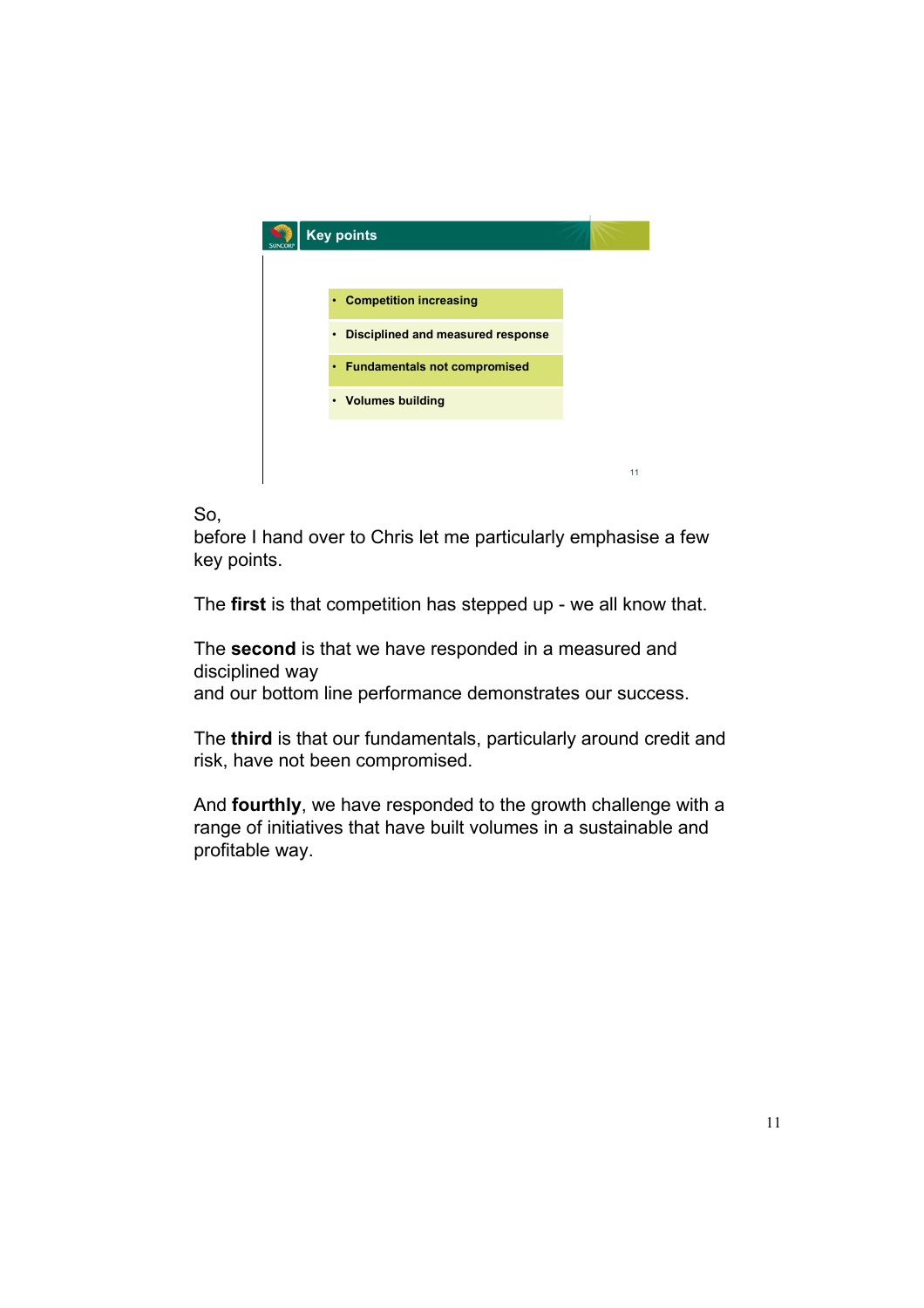## Key points

- Competition increasing
- Disciplined and measured response
- Fundamentals not compromised
- Volumes building

So,
before I hand over to Chris let me particularly emphasise a few key points.

The **first** is that competition has stepped up - we all know that.

The **second** is that we have responded in a measured and disciplined way
and our bottom line performance demonstrates our success.

The **third** is that our fundamentals, particularly around credit and risk, have not been compromised.

And **fourthly**, we have responded to the growth challenge with a range of initiatives that have built volumes in a sustainable and profitable way.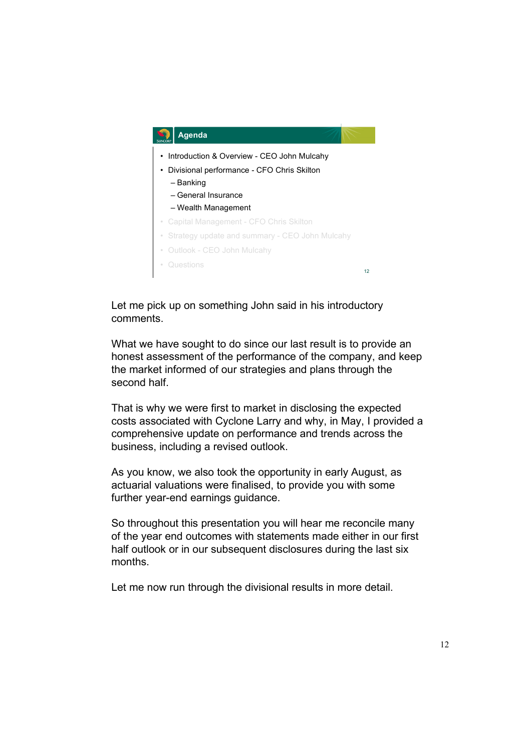## Agenda

- Introduction & Overview - CEO John Mulcahy
- Divisional performance - CFO Chris Skilton
  - Banking
  - General Insurance
  - Wealth Management
- Capital Management - CFO Chris Skilton
- Strategy update and summary - CEO John Mulcahy
- Outlook - CEO John Mulcahy
- Questions

Let me pick up on something John said in his introductory comments.

What we have sought to do since our last result is to provide an honest assessment of the performance of the company, and keep the market informed of our strategies and plans through the second half.

That is why we were first to market in disclosing the expected costs associated with Cyclone Larry and why, in May, I provided a comprehensive update on performance and trends across the business, including a revised outlook.

As you know, we also took the opportunity in early August, as actuarial valuations were finalised, to provide you with some further year-end earnings guidance.

So throughout this presentation you will hear me reconcile many of the year end outcomes with statements made either in our first half outlook or in our subsequent disclosures during the last six months.

Let me now run through the divisional results in more detail.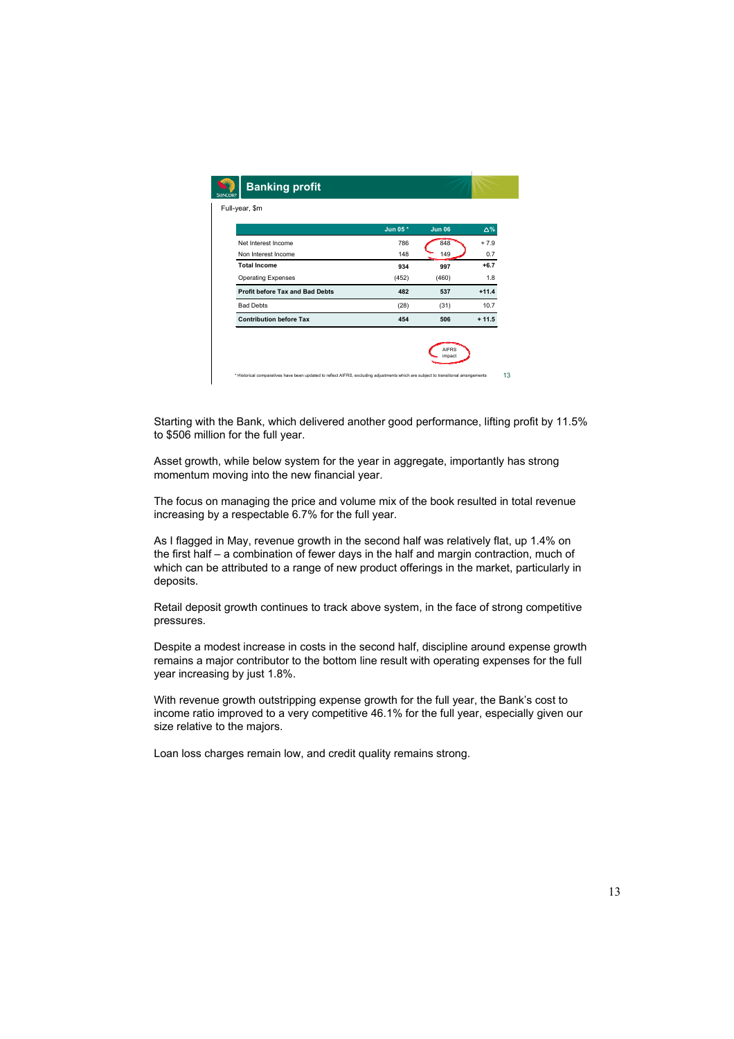## Banking profit

Full-year, $m

|  | Jun 05 * | Jun 06 | Δ% |
|---|---|---|---|
| Net Interest Income | 786 | 848 | + 7.9 |
| Non Interest Income | 148 | 149 | 0.7 |
| **Total Income** | **934** | **997** | **+6.7** |
| Operating Expenses | (452) | (460) | 1.8 |
| **Profit before Tax and Bad Debts** | **482** | **537** | **+11.4** |
| Bad Debts | (28) | (31) | 10.7 |
| **Contribution before Tax** | **454** | **506** | **+ 11.5** |

AIFRS impact

* Historical comparatives have been updated to reflect AIFRS, excluding adjustments which are subject to transitional arrangements

Starting with the Bank, which delivered another good performance, lifting profit by 11.5% to $506 million for the full year.

Asset growth, while below system for the year in aggregate, importantly has strong momentum moving into the new financial year.

The focus on managing the price and volume mix of the book resulted in total revenue increasing by a respectable 6.7% for the full year.

As I flagged in May, revenue growth in the second half was relatively flat, up 1.4% on the first half – a combination of fewer days in the half and margin contraction, much of which can be attributed to a range of new product offerings in the market, particularly in deposits.

Retail deposit growth continues to track above system, in the face of strong competitive pressures.

Despite a modest increase in costs in the second half, discipline around expense growth remains a major contributor to the bottom line result with operating expenses for the full year increasing by just 1.8%.

With revenue growth outstripping expense growth for the full year, the Bank's cost to income ratio improved to a very competitive 46.1% for the full year, especially given our size relative to the majors.

Loan loss charges remain low, and credit quality remains strong.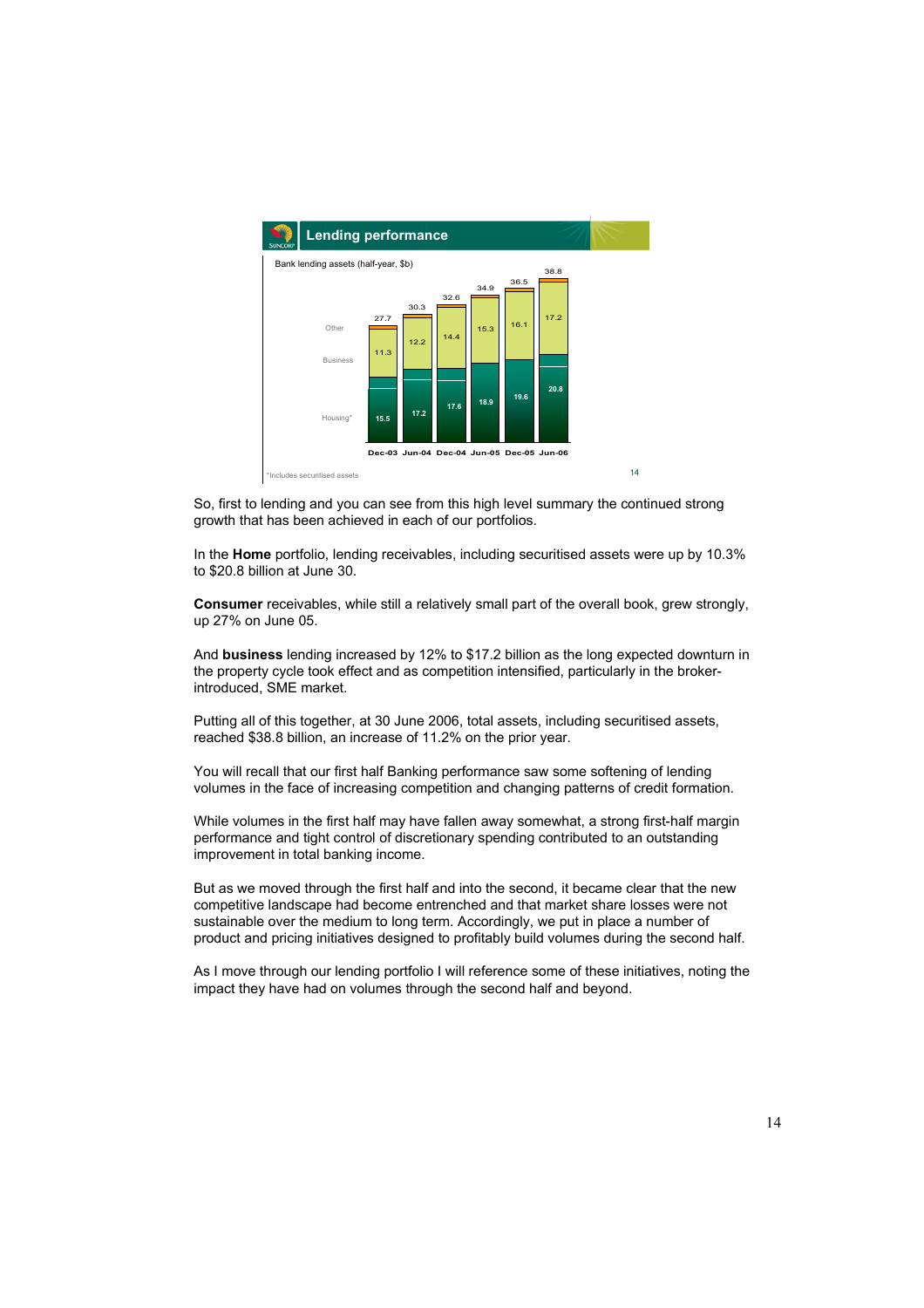## Lending performance

Bank lending assets (half-year, $b)

| | Dec-03 | Jun-04 | Dec-04 | Jun-05 | Dec-05 | Jun-06 |
|---|---|---|---|---|---|---|
| Total | 27.7 | 30.3 | 32.6 | 34.9 | 36.5 | 38.8 |
| Business | 11.3 | 12.2 | 14.4 | 15.3 | 16.1 | 17.2 |
| Housing* | 15.5 | 17.2 | 17.6 | 18.9 | 19.6 | 20.8 |

*Includes securitised assets

So, first to lending and you can see from this high level summary the continued strong growth that has been achieved in each of our portfolios.

In the **Home** portfolio, lending receivables, including securitised assets were up by 10.3% to $20.8 billion at June 30.

**Consumer** receivables, while still a relatively small part of the overall book, grew strongly, up 27% on June 05.

And **business** lending increased by 12% to $17.2 billion as the long expected downturn in the property cycle took effect and as competition intensified, particularly in the broker-introduced, SME market.

Putting all of this together, at 30 June 2006, total assets, including securitised assets, reached $38.8 billion, an increase of 11.2% on the prior year.

You will recall that our first half Banking performance saw some softening of lending volumes in the face of increasing competition and changing patterns of credit formation.

While volumes in the first half may have fallen away somewhat, a strong first-half margin performance and tight control of discretionary spending contributed to an outstanding improvement in total banking income.

But as we moved through the first half and into the second, it became clear that the new competitive landscape had become entrenched and that market share losses were not sustainable over the medium to long term. Accordingly, we put in place a number of product and pricing initiatives designed to profitably build volumes during the second half.

As I move through our lending portfolio I will reference some of these initiatives, noting the impact they have had on volumes through the second half and beyond.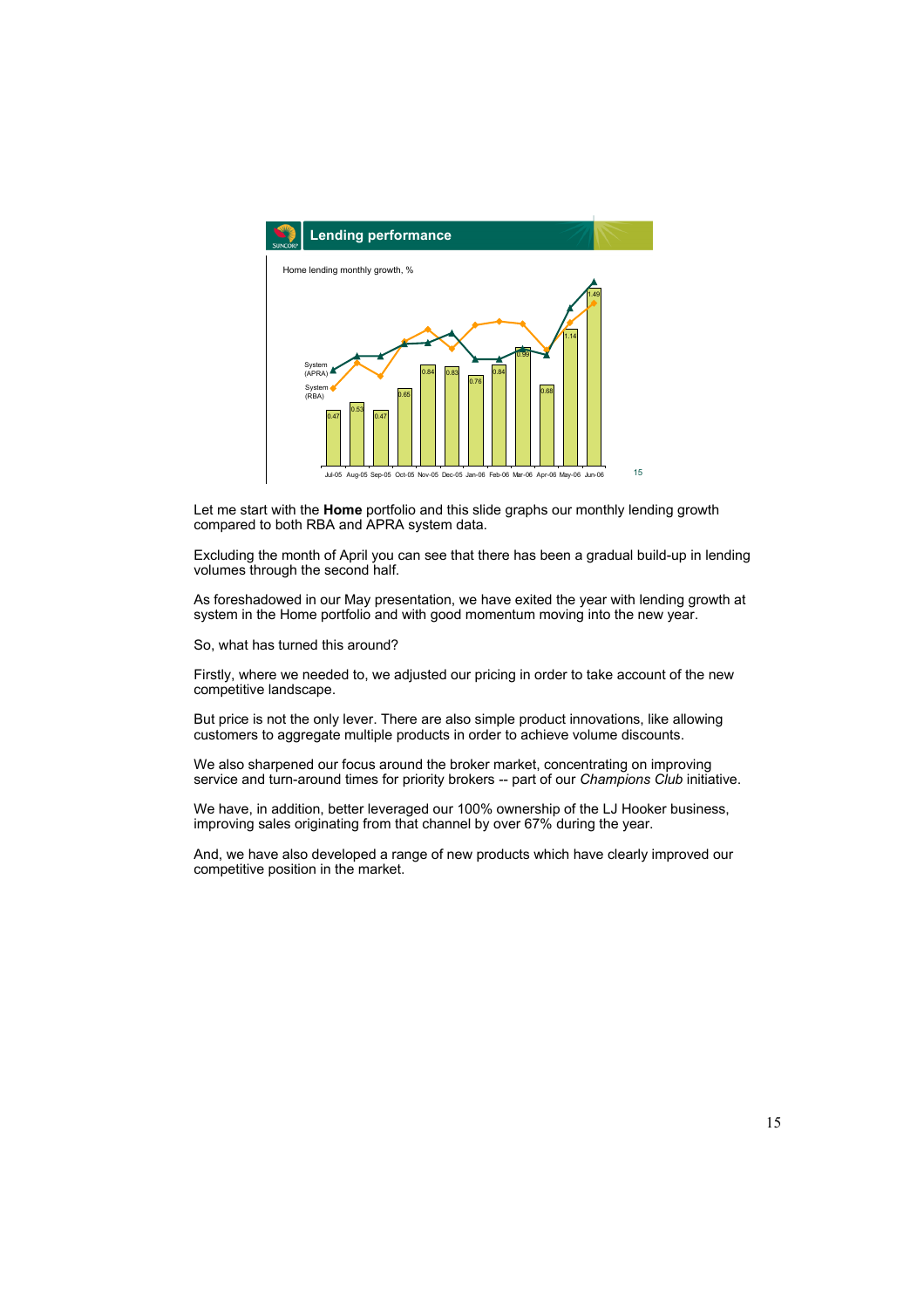## Lending performance

Home lending monthly growth, %

| Month | Growth (%) |
|---|---|
| Jul-05 | 0.47 |
| Aug-05 | 0.53 |
| Sep-05 | 0.47 |
| Oct-05 | 0.65 |
| Nov-05 | 0.84 |
| Dec-05 | 0.83 |
| Jan-06 | 0.76 |
| Feb-06 | 0.84 |
| Mar-06 | 0.99 |
| Apr-06 | 0.68 |
| May-06 | 1.14 |
| Jun-06 | 1.49 |

System (APRA)

System (RBA)

Let me start with the **Home** portfolio and this slide graphs our monthly lending growth compared to both RBA and APRA system data.

Excluding the month of April you can see that there has been a gradual build-up in lending volumes through the second half.

As foreshadowed in our May presentation, we have exited the year with lending growth at system in the Home portfolio and with good momentum moving into the new year.

So, what has turned this around?

Firstly, where we needed to, we adjusted our pricing in order to take account of the new competitive landscape.

But price is not the only lever. There are also simple product innovations, like allowing customers to aggregate multiple products in order to achieve volume discounts.

We also sharpened our focus around the broker market, concentrating on improving service and turn-around times for priority brokers -- part of our *Champions Club* initiative.

We have, in addition, better leveraged our 100% ownership of the LJ Hooker business, improving sales originating from that channel by over 67% during the year.

And, we have also developed a range of new products which have clearly improved our competitive position in the market.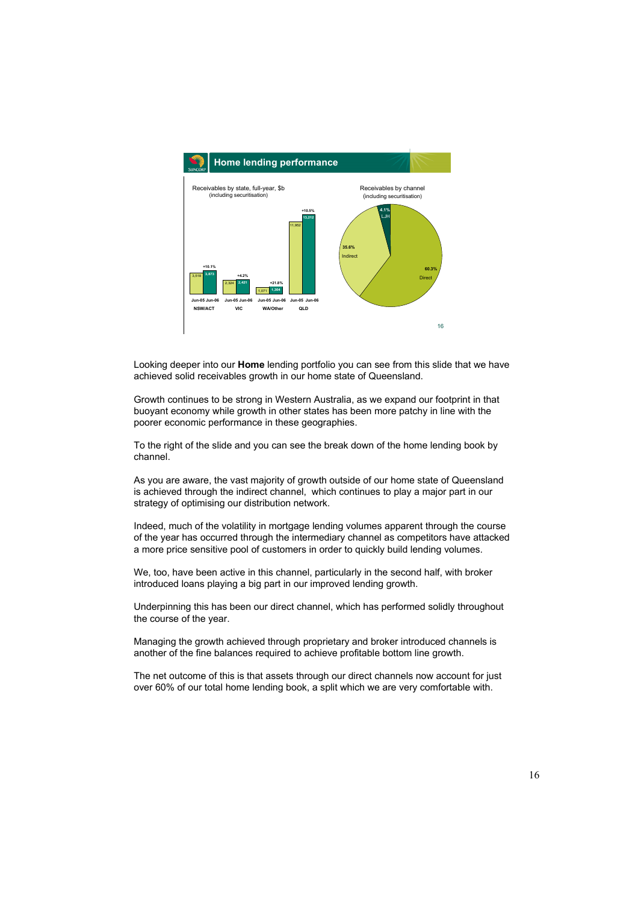## Home lending performance

Receivables by state, full-year, $b (including securitisation)

| State | Jun-05 | Jun-06 | Growth |
|---|---|---|---|
| NSW/ACT | 3,518 | 3,873 | +10.1% |
| VIC | 2,324 | 2,421 | +4.2% |
| WA/Other | 1,071 | 1,304 | +21.8% |
| QLD | 11,952 | 13,212 | +10.5% |

Receivables by channel (including securitisation)

| Channel | Share |
|---|---|
| Direct | 60.3% |
| Indirect | 35.6% |
| LJH | 4.1% |

Looking deeper into our **Home** lending portfolio you can see from this slide that we have achieved solid receivables growth in our home state of Queensland.

Growth continues to be strong in Western Australia, as we expand our footprint in that buoyant economy while growth in other states has been more patchy in line with the poorer economic performance in these geographies.

To the right of the slide and you can see the break down of the home lending book by channel.

As you are aware, the vast majority of growth outside of our home state of Queensland is achieved through the indirect channel, which continues to play a major part in our strategy of optimising our distribution network.

Indeed, much of the volatility in mortgage lending volumes apparent through the course of the year has occurred through the intermediary channel as competitors have attacked a more price sensitive pool of customers in order to quickly build lending volumes.

We, too, have been active in this channel, particularly in the second half, with broker introduced loans playing a big part in our improved lending growth.

Underpinning this has been our direct channel, which has performed solidly throughout the course of the year.

Managing the growth achieved through proprietary and broker introduced channels is another of the fine balances required to achieve profitable bottom line growth.

The net outcome of this is that assets through our direct channels now account for just over 60% of our total home lending book, a split which we are very comfortable with.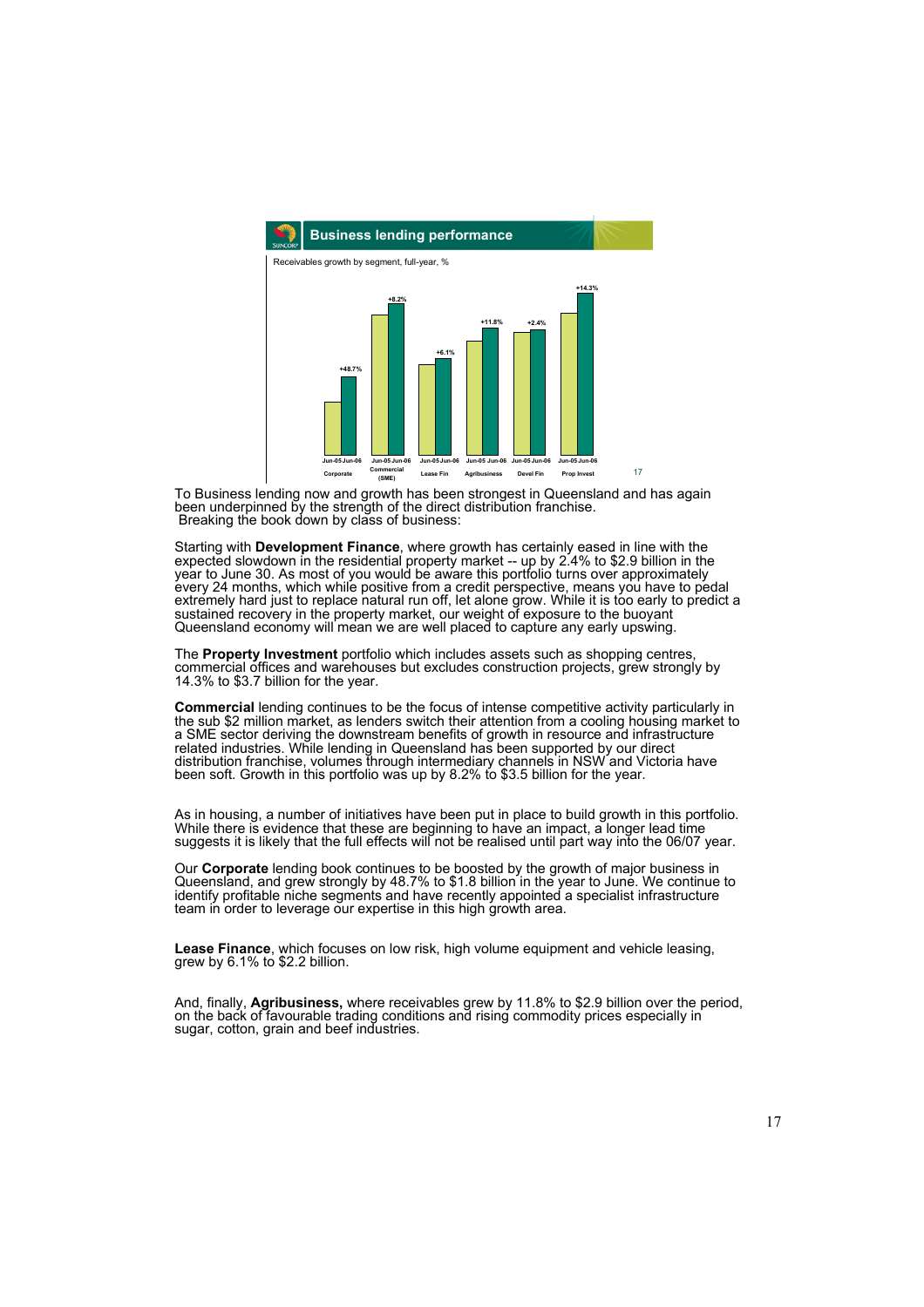## Business lending performance

Receivables growth by segment, full-year, %

| Segment | Growth (Jun-05 to Jun-06) |
|---|---|
| Corporate | +48.7% |
| Commercial (SME) | +8.2% |
| Lease Fin | +6.1% |
| Agribusiness | +11.8% |
| Devel Fin | +2.4% |
| Prop Invest | +14.3% |

To Business lending now and growth has been strongest in Queensland and has again been underpinned by the strength of the direct distribution franchise.
Breaking the book down by class of business:

Starting with **Development Finance**, where growth has certainly eased in line with the expected slowdown in the residential property market -- up by 2.4% to $2.9 billion in the year to June 30. As most of you would be aware this portfolio turns over approximately every 24 months, which while positive from a credit perspective, means you have to pedal extremely hard just to replace natural run off, let alone grow. While it is too early to predict a sustained recovery in the property market, our weight of exposure to the buoyant Queensland economy will mean we are well placed to capture any early upswing.

The **Property Investment** portfolio which includes assets such as shopping centres, commercial offices and warehouses but excludes construction projects, grew strongly by 14.3% to $3.7 billion for the year.

**Commercial** lending continues to be the focus of intense competitive activity particularly in the sub $2 million market, as lenders switch their attention from a cooling housing market to a SME sector deriving the downstream benefits of growth in resource and infrastructure related industries. While lending in Queensland has been supported by our direct distribution franchise, volumes through intermediary channels in NSW and Victoria have been soft. Growth in this portfolio was up by 8.2% to $3.5 billion for the year.

As in housing, a number of initiatives have been put in place to build growth in this portfolio. While there is evidence that these are beginning to have an impact, a longer lead time suggests it is likely that the full effects will not be realised until part way into the 06/07 year.

Our **Corporate** lending book continues to be boosted by the growth of major business in Queensland, and grew strongly by 48.7% to $1.8 billion in the year to June. We continue to identify profitable niche segments and have recently appointed a specialist infrastructure team in order to leverage our expertise in this high growth area.

**Lease Finance**, which focuses on low risk, high volume equipment and vehicle leasing, grew by 6.1% to $2.2 billion.

And, finally, **Agribusiness,** where receivables grew by 11.8% to $2.9 billion over the period, on the back of favourable trading conditions and rising commodity prices especially in sugar, cotton, grain and beef industries.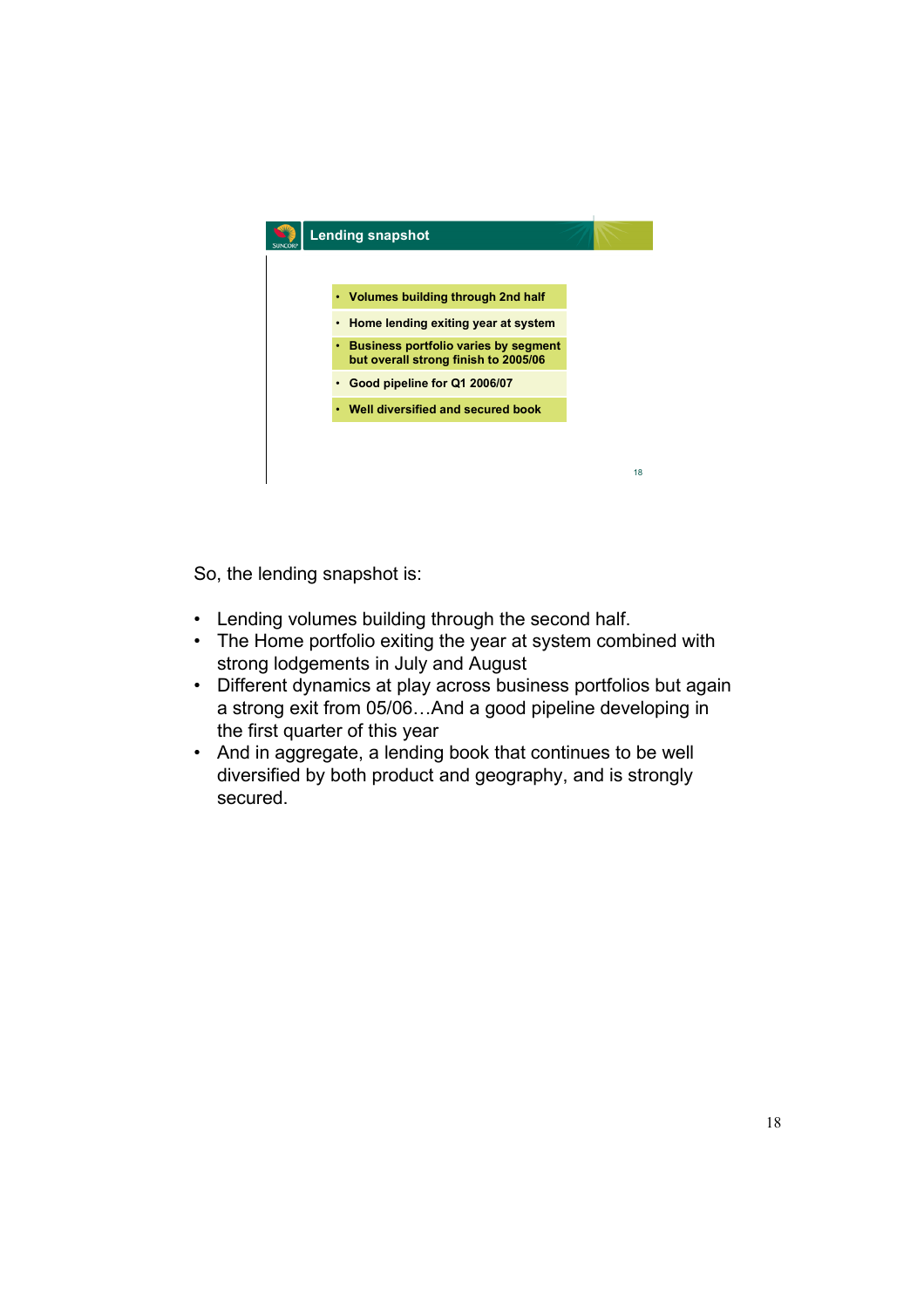## Lending snapshot

- Volumes building through 2nd half
- Home lending exiting year at system
- Business portfolio varies by segment but overall strong finish to 2005/06
- Good pipeline for Q1 2006/07
- Well diversified and secured book

So, the lending snapshot is:

- Lending volumes building through the second half.
- The Home portfolio exiting the year at system combined with strong lodgements in July and August
- Different dynamics at play across business portfolios but again a strong exit from 05/06…And a good pipeline developing in the first quarter of this year
- And in aggregate, a lending book that continues to be well diversified by both product and geography, and is strongly secured.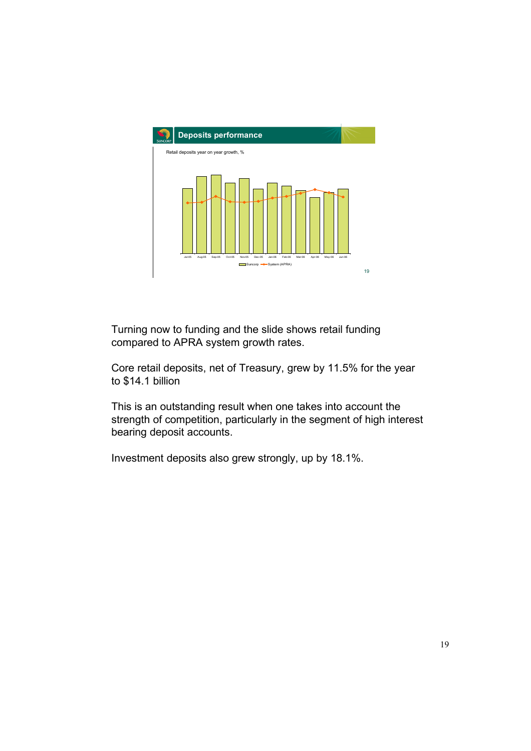## Deposits performance

Retail deposits year on year growth, %

Jul-05 Aug-05 Sep-05 Oct-05 Nov-05 Dec-05 Jan-06 Feb-06 Mar-06 Apr-06 May-06 Jun-06

Suncorp — System (APRA)

Turning now to funding and the slide shows retail funding compared to APRA system growth rates.

Core retail deposits, net of Treasury, grew by 11.5% for the year to $14.1 billion

This is an outstanding result when one takes into account the strength of competition, particularly in the segment of high interest bearing deposit accounts.

Investment deposits also grew strongly, up by 18.1%.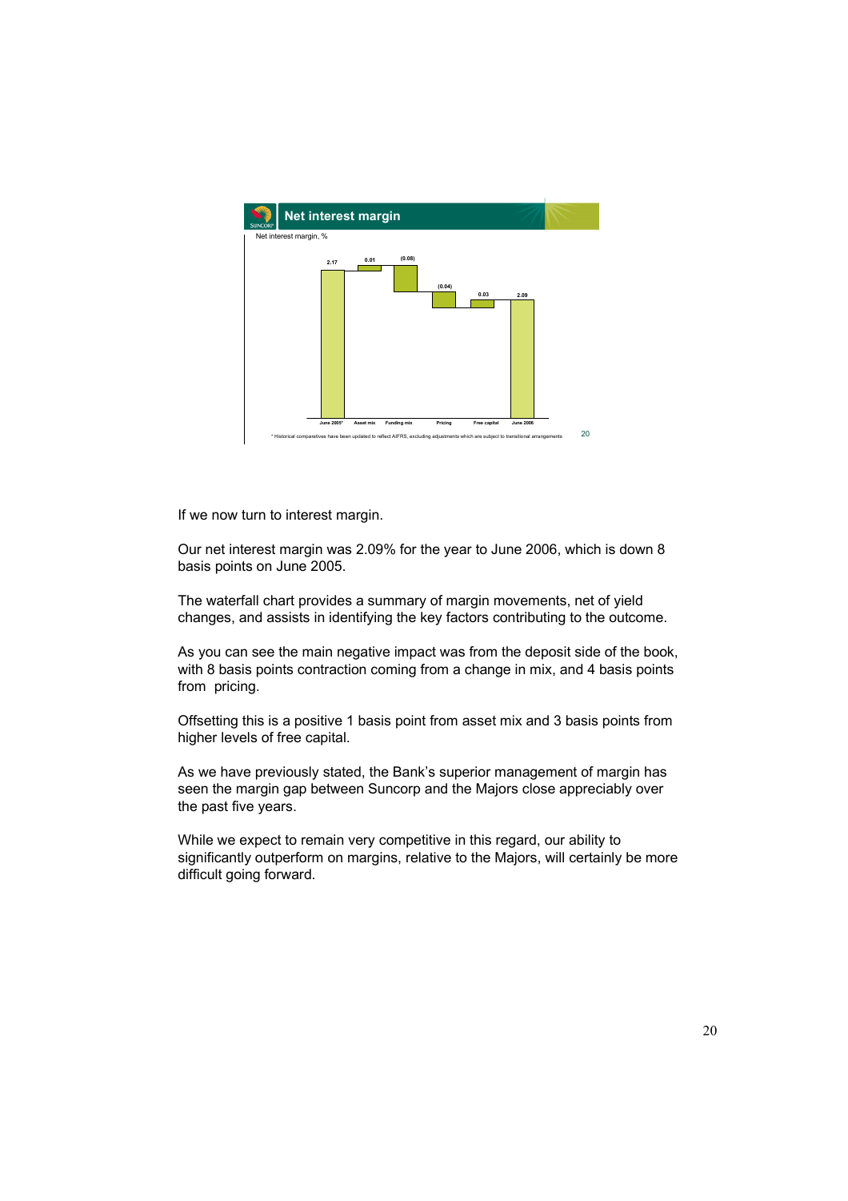## Net interest margin

Net interest margin, %

| June 2005* | Asset mix | Funding mix | Pricing | Free capital | June 2006 |
|---|---|---|---|---|---|
| 2.17 | 0.01 | (0.08) | (0.04) | 0.03 | 2.09 |

* Historical comparatives have been updated to reflect AIFRS, excluding adjustments which are subject to transitional arrangements

If we now turn to interest margin.

Our net interest margin was 2.09% for the year to June 2006, which is down 8 basis points on June 2005.

The waterfall chart provides a summary of margin movements, net of yield changes, and assists in identifying the key factors contributing to the outcome.

As you can see the main negative impact was from the deposit side of the book, with 8 basis points contraction coming from a change in mix, and 4 basis points from pricing.

Offsetting this is a positive 1 basis point from asset mix and 3 basis points from higher levels of free capital.

As we have previously stated, the Bank's superior management of margin has seen the margin gap between Suncorp and the Majors close appreciably over the past five years.

While we expect to remain very competitive in this regard, our ability to significantly outperform on margins, relative to the Majors, will certainly be more difficult going forward.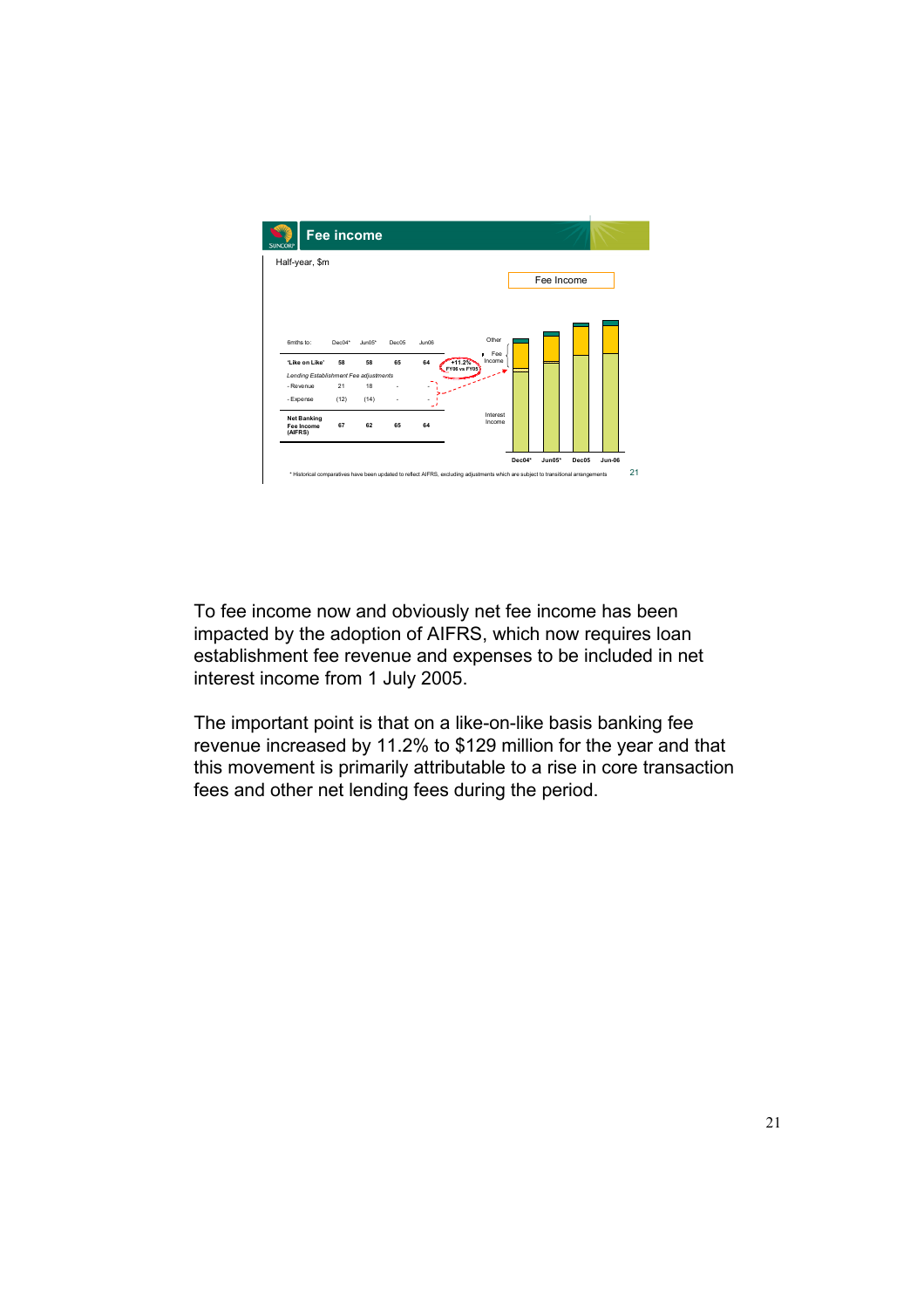## Fee income

Half-year, $m

| 6mths to: | Dec04* | Jun05* | Dec05 | Jun06 |
|---|---|---|---|---|
| **'Like on Like'** | **58** | **58** | **65** | **64** |
| *Lending Establishment Fee adjustments* | | | | |
| - Revenue | 21 | 18 | - | - |
| - Expense | (12) | (14) | - | - |
| **Net Banking Fee Income (AIFRS)** | **67** | **62** | **65** | **64** |

+11.2% FY06 vs FY05

Fee Income

Other Fee Income

Interest Income

Dec04* Jun05* Dec05 Jun-06

\* Historical comparatives have been updated to reflect AIFRS, excluding adjustments which are subject to transitional arrangements

To fee income now and obviously net fee income has been impacted by the adoption of AIFRS, which now requires loan establishment fee revenue and expenses to be included in net interest income from 1 July 2005.

The important point is that on a like-on-like basis banking fee revenue increased by 11.2% to $129 million for the year and that this movement is primarily attributable to a rise in core transaction fees and other net lending fees during the period.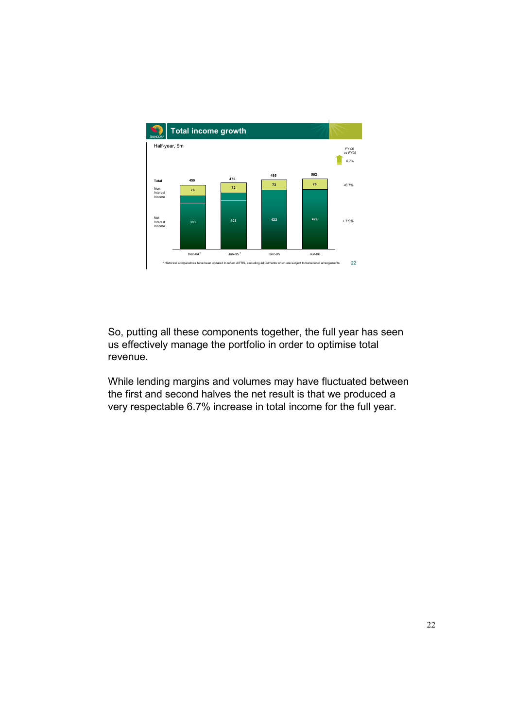## Total income growth

Half-year, $m

| | Dec-04* | Jun-05* | Dec-05 | Jun-06 | FY 06 vs FY05 |
|---|---|---|---|---|---|
| Total | 459 | 475 | 495 | 502 | 6.7% |
| Non Interest Income | 76 | 72 | 73 | 76 | +0.7% |
| Net Interest Income | 383 | 403 | 422 | 426 | + 7.9% |

\* Historical comparatives have been updated to reflect AIFRS, excluding adjustments which are subject to transitional arrangements

So, putting all these components together, the full year has seen us effectively manage the portfolio in order to optimise total revenue.

While lending margins and volumes may have fluctuated between the first and second halves the net result is that we produced a very respectable 6.7% increase in total income for the full year.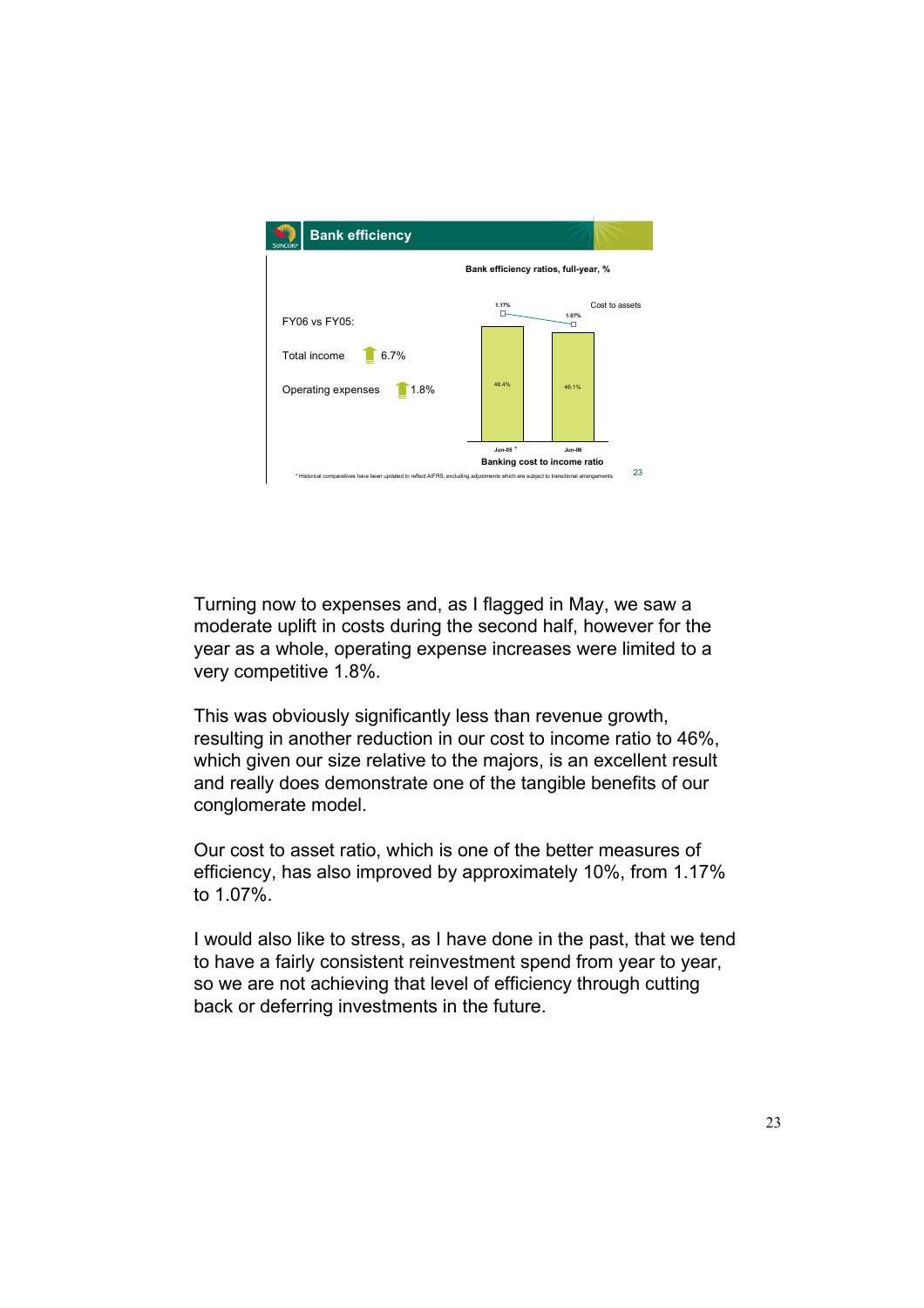## Bank efficiency

Bank efficiency ratios, full-year, %

FY06 vs FY05:

Total income ↑ 6.7%

Operating expenses ↑ 1.8%

| | Jun-05 * | Jun-06 |
|---|---|---|
| Cost to assets | 1.17% | 1.07% |
| Banking cost to income ratio | 48.4% | 46.1% |

\* Historical comparatives have been updated to reflect AIFRS, excluding adjustments which are subject to transitional arrangements

Turning now to expenses and, as I flagged in May, we saw a moderate uplift in costs during the second half, however for the year as a whole, operating expense increases were limited to a very competitive 1.8%.

This was obviously significantly less than revenue growth, resulting in another reduction in our cost to income ratio to 46%, which given our size relative to the majors, is an excellent result and really does demonstrate one of the tangible benefits of our conglomerate model.

Our cost to asset ratio, which is one of the better measures of efficiency, has also improved by approximately 10%, from 1.17% to 1.07%.

I would also like to stress, as I have done in the past, that we tend to have a fairly consistent reinvestment spend from year to year, so we are not achieving that level of efficiency through cutting back or deferring investments in the future.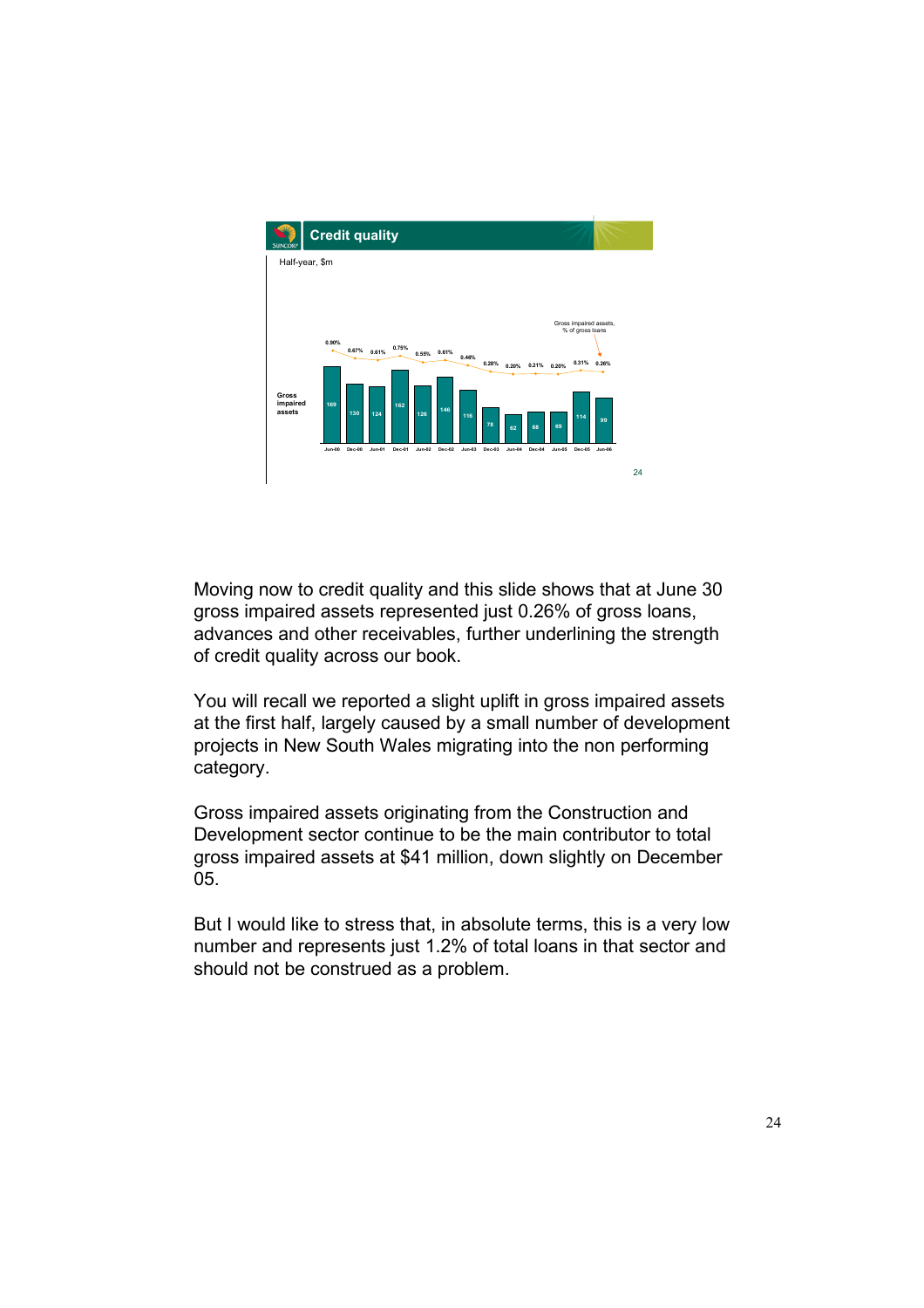## Credit quality

Half-year, $m

| | Jun-00 | Dec-00 | Jun-01 | Dec-01 | Jun-02 | Dec-02 | Jun-03 | Dec-03 | Jun-04 | Dec-04 | Jun-05 | Dec-05 | Jun-06 |
|---|---|---|---|---|---|---|---|---|---|---|---|---|---|
| Gross impaired assets | 169 | 130 | 124 | 162 | 126 | 146 | 116 | 78 | 62 | 68 | 69 | 114 | 99 |
| Gross impaired assets, % of gross loans | 0.90% | 0.67% | 0.61% | 0.75% | 0.55% | 0.61% | 0.46% | 0.28% | 0.20% | 0.21% | 0.20% | 0.31% | 0.26% |

Moving now to credit quality and this slide shows that at June 30 gross impaired assets represented just 0.26% of gross loans, advances and other receivables, further underlining the strength of credit quality across our book.

You will recall we reported a slight uplift in gross impaired assets at the first half, largely caused by a small number of development projects in New South Wales migrating into the non performing category.

Gross impaired assets originating from the Construction and Development sector continue to be the main contributor to total gross impaired assets at $41 million, down slightly on December 05.

But I would like to stress that, in absolute terms, this is a very low number and represents just 1.2% of total loans in that sector and should not be construed as a problem.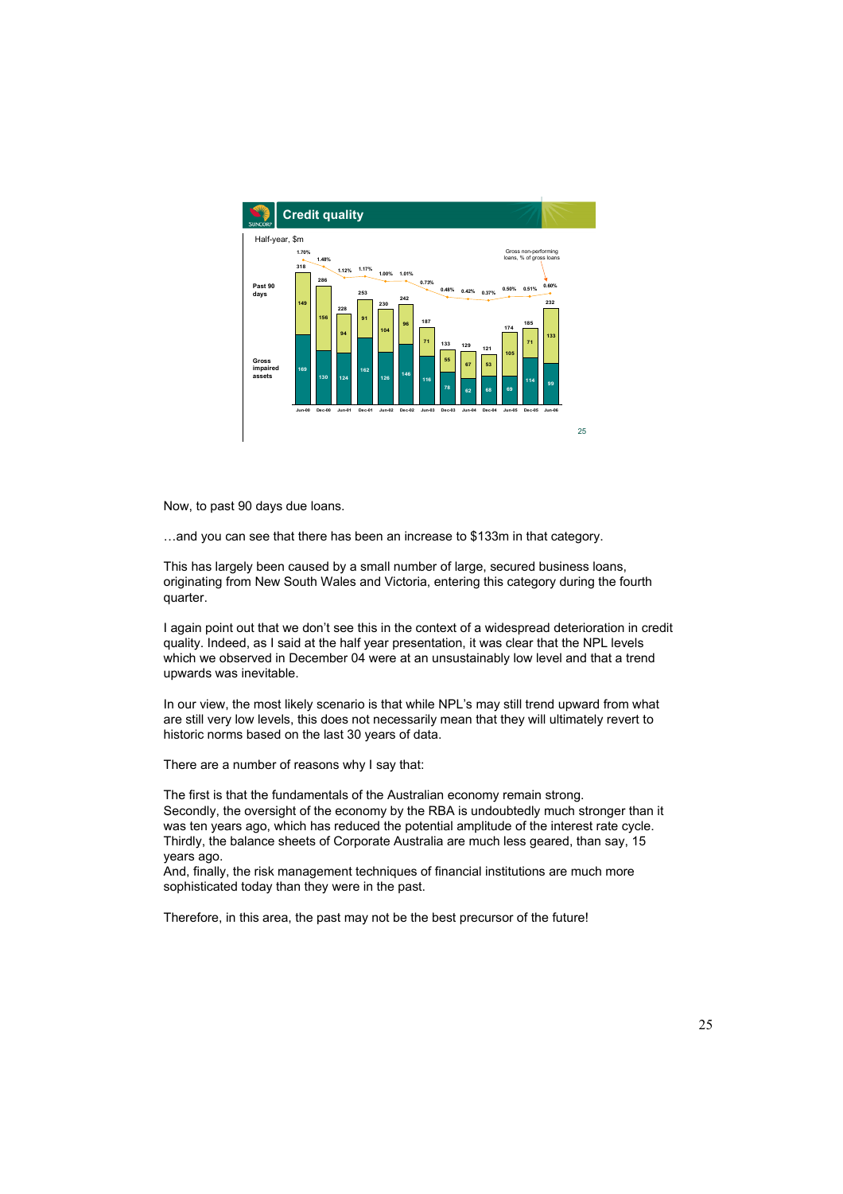## Credit quality

Half-year, $m

| | Jun-00 | Dec-00 | Jun-01 | Dec-01 | Jun-02 | Dec-02 | Jun-03 | Dec-03 | Jun-04 | Dec-04 | Jun-05 | Dec-05 | Jun-06 |
|---|---|---|---|---|---|---|---|---|---|---|---|---|---|
| Past 90 days | 149 | 156 | 94 | 91 | 104 | 96 | 71 | 55 | 67 | 53 | 105 | 71 | 133 |
| Gross impaired assets | 169 | 130 | 124 | 162 | 126 | 146 | 116 | 78 | 62 | 68 | 69 | 114 | 99 |
| Total | 318 | 286 | 228 | 253 | 230 | 242 | 187 | 133 | 129 | 121 | 174 | 185 | 232 |
| Gross non-performing loans, % of gross loans | 1.70% | 1.48% | 1.12% | 1.17% | 1.00% | 1.01% | 0.73% | 0.48% | 0.42% | 0.37% | 0.50% | 0.51% | 0.60% |

Now, to past 90 days due loans.

…and you can see that there has been an increase to $133m in that category.

This has largely been caused by a small number of large, secured business loans, originating from New South Wales and Victoria, entering this category during the fourth quarter.

I again point out that we don't see this in the context of a widespread deterioration in credit quality. Indeed, as I said at the half year presentation, it was clear that the NPL levels which we observed in December 04 were at an unsustainably low level and that a trend upwards was inevitable.

In our view, the most likely scenario is that while NPL's may still trend upward from what are still very low levels, this does not necessarily mean that they will ultimately revert to historic norms based on the last 30 years of data.

There are a number of reasons why I say that:

The first is that the fundamentals of the Australian economy remain strong.
Secondly, the oversight of the economy by the RBA is undoubtedly much stronger than it was ten years ago, which has reduced the potential amplitude of the interest rate cycle.
Thirdly, the balance sheets of Corporate Australia are much less geared, than say, 15 years ago.
And, finally, the risk management techniques of financial institutions are much more sophisticated today than they were in the past.

Therefore, in this area, the past may not be the best precursor of the future!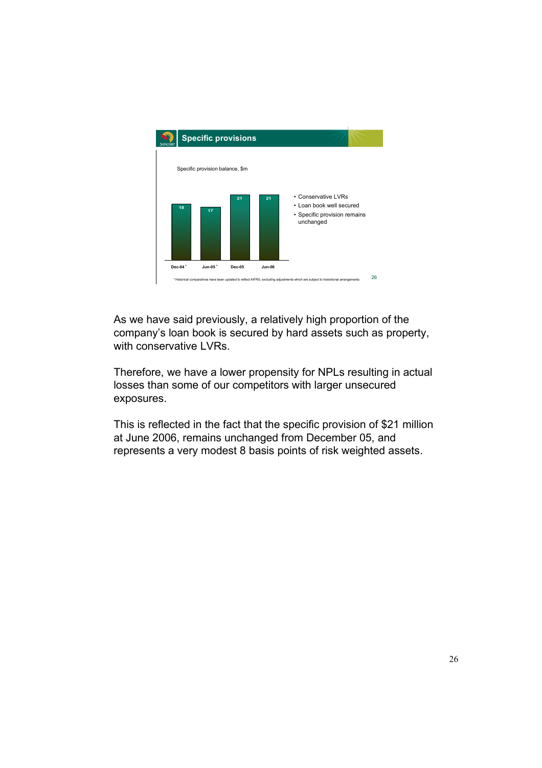## Specific provisions

Specific provision balance, $m

| Dec-04* | Jun-05* | Dec-05 | Jun-06 |
|---|---|---|---|
| 18 | 17 | 21 | 21 |

- Conservative LVRs
- Loan book well secured
- Specific provision remains unchanged

\* Historical comparatives have been updated to reflect AIFRS, excluding adjustments which are subject to transitional arrangements

As we have said previously, a relatively high proportion of the company's loan book is secured by hard assets such as property, with conservative LVRs.

Therefore, we have a lower propensity for NPLs resulting in actual losses than some of our competitors with larger unsecured exposures.

This is reflected in the fact that the specific provision of $21 million at June 2006, remains unchanged from December 05, and represents a very modest 8 basis points of risk weighted assets.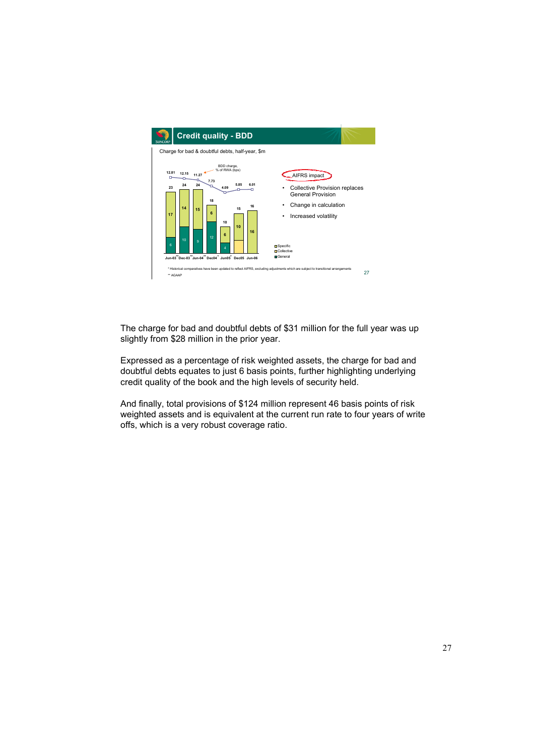## Credit quality - BDD

Charge for bad & doubtful debts, half-year, $m

| | Jun-03** | Dec-03** | Jun-04** | Dec04* | Jun05* | Dec05 | Jun-06 |
|---|---|---|---|---|---|---|---|
| BDD charge, % of RWA (bps) | 12.81 | 12.15 | 11.27 | 7.73 | 4.09 | 5.85 | 6.01 |
| Total | 23 | 24 | 24 | 18 | 10 | 15 | 16 |
| Specific | 17 | 14 | 15 | 6 | 6 | 10 | 16 |
| General | 6 | 10 | 9 | 12 | 4 | | |

AIFRS impact

- Collective Provision replaces General Provision
- Change in calculation
- Increased volatility

\* Historical comparatives have been updated to reflect AIFRS, excluding adjustments which are subject to transitional arrangements

\*\* AGAAP

The charge for bad and doubtful debts of $31 million for the full year was up slightly from $28 million in the prior year.

Expressed as a percentage of risk weighted assets, the charge for bad and doubtful debts equates to just 6 basis points, further highlighting underlying credit quality of the book and the high levels of security held.

And finally, total provisions of $124 million represent 46 basis points of risk weighted assets and is equivalent at the current run rate to four years of write offs, which is a very robust coverage ratio.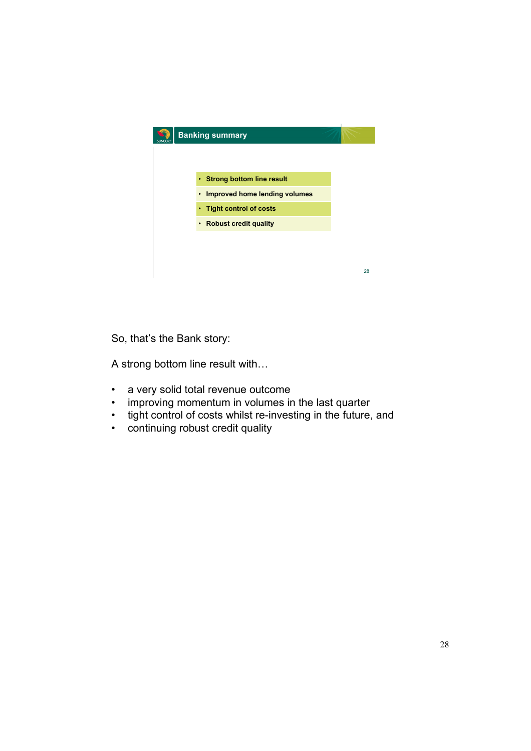## Banking summary

- Strong bottom line result
- Improved home lending volumes
- Tight control of costs
- Robust credit quality

So, that's the Bank story:

A strong bottom line result with…

- a very solid total revenue outcome
- improving momentum in volumes in the last quarter
- tight control of costs whilst re-investing in the future, and
- continuing robust credit quality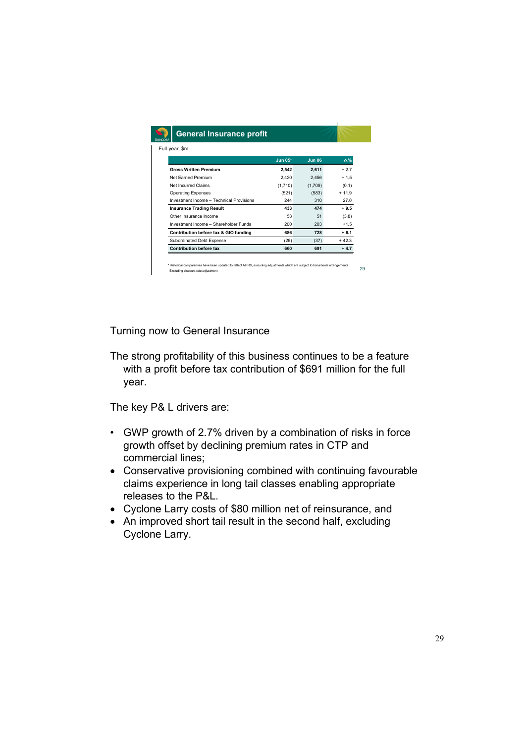## General Insurance profit

Full-year, $m

| | Jun 05* | Jun 06 | Δ% |
|---|---|---|---|
| **Gross Written Premium** | **2,542** | **2,611** | + 2.7 |
| Net Earned Premium | 2,420 | 2,456 | + 1.5 |
| Net Incurred Claims | (1,710) | (1,709) | (0.1) |
| Operating Expenses | (521) | (583) | + 11.9 |
| Investment Income – Technical Provisions | 244 | 310 | 27.0 |
| **Insurance Trading Result** | **433** | **474** | **+ 9.5** |
| Other Insurance Income | 53 | 51 | (3.8) |
| Investment Income – Shareholder Funds | 200 | 203 | +1.5 |
| **Contribution before tax & GIO funding** | **686** | **728** | **+ 6.1** |
| Subordinated Debt Expense | (26) | (37) | + 42.3 |
| **Contribution before tax** | **660** | **691** | **+ 4.7** |

* Historical comparatives have been updated to reflect AIFRS, excluding adjustments which are subject to transitional arrangements
Excluding discount rate adjustment

Turning now to General Insurance

The strong profitability of this business continues to be a feature with a profit before tax contribution of $691 million for the full year.

The key P& L drivers are:

- GWP growth of 2.7% driven by a combination of risks in force growth offset by declining premium rates in CTP and commercial lines;
- Conservative provisioning combined with continuing favourable claims experience in long tail classes enabling appropriate releases to the P&L.
- Cyclone Larry costs of $80 million net of reinsurance, and
- An improved short tail result in the second half, excluding Cyclone Larry.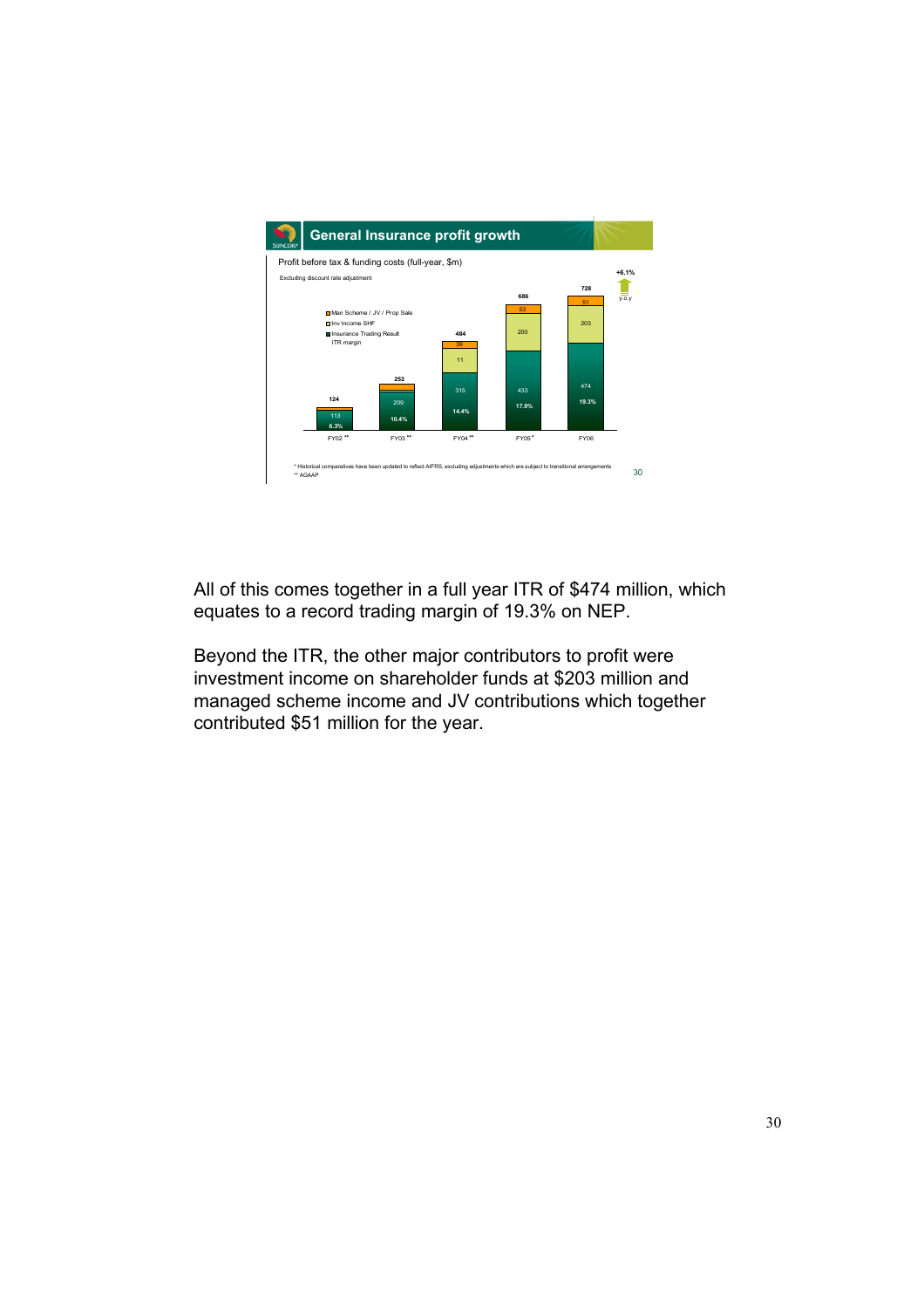## General Insurance profit growth

Profit before tax & funding costs (full-year, $m)

Excluding discount rate adjustment

| | FY02 ** | FY03 ** | FY04 ** | FY05 * | FY06 |
|---|---|---|---|---|---|
| Man Scheme / JV / Prop Sale | | | 39 | 53 | 51 |
| Inv Income SHF | | | 11 | 200 | 203 |
| Insurance Trading Result | 113 | 209 | 315 | 433 | 474 |
| ITR margin | 6.3% | 10.4% | 14.4% | 17.9% | 19.3% |
| Total | 124 | 252 | 484 | 686 | 728 |

+6.1% y.o.y

\* Historical comparatives have been updated to reflect AIFRS, excluding adjustments which are subject to transitional arrangements

\*\* AGAAP

All of this comes together in a full year ITR of $474 million, which equates to a record trading margin of 19.3% on NEP.

Beyond the ITR, the other major contributors to profit were investment income on shareholder funds at $203 million and managed scheme income and JV contributions which together contributed $51 million for the year.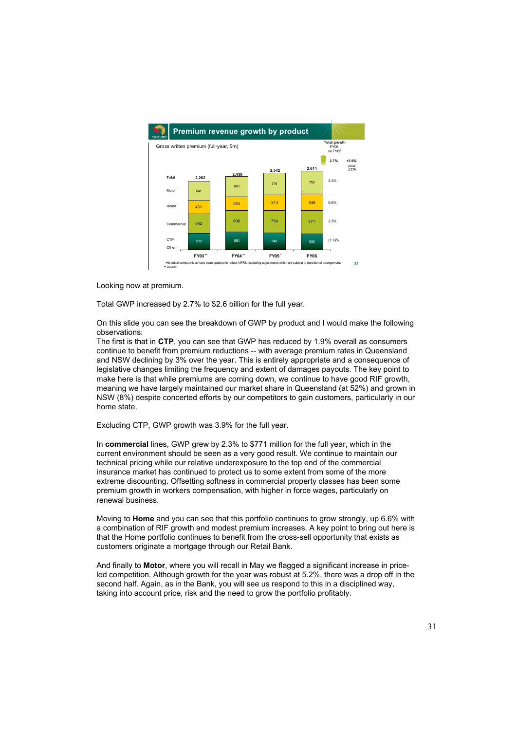## Premium revenue growth by product

Gross written premium (full-year, $m)

| | FY03** | FY04** | FY05* | FY06 | Total growth FY06 vs FY05 |
|---|---|---|---|---|---|
| Total | 2,262 | 2,430 | 2,542 | 2,611 | 2.7% (+3.9% excl. CTP) |
| Motor | 641 | 663 | 716 | 753 | 5.2% |
| Home | 431 | 464 | 514 | 548 | 6.6% |
| Commercial | 642 | 698 | 754 | 771 | 2.3% |
| CTP / Other | 519 | 580 | 540 | 530 | (1.9)% |

* Historical comparatives have been updated to reflect AIFRS, excluding adjustments which are subject to transitional arrangements
** AGAAP

Looking now at premium.

Total GWP increased by 2.7% to $2.6 billion for the full year.

On this slide you can see the breakdown of GWP by product and I would make the following observations:
The first is that in **CTP**, you can see that GWP has reduced by 1.9% overall as consumers continue to benefit from premium reductions -- with average premium rates in Queensland and NSW declining by 3% over the year. This is entirely appropriate and a consequence of legislative changes limiting the frequency and extent of damages payouts. The key point to make here is that while premiums are coming down, we continue to have good RIF growth, meaning we have largely maintained our market share in Queensland (at 52%) and grown in NSW (8%) despite concerted efforts by our competitors to gain customers, particularly in our home state.

Excluding CTP, GWP growth was 3.9% for the full year.

In **commercial** lines, GWP grew by 2.3% to $771 million for the full year, which in the current environment should be seen as a very good result. We continue to maintain our technical pricing while our relative underexposure to the top end of the commercial insurance market has continued to protect us to some extent from some of the more extreme discounting. Offsetting softness in commercial property classes has been some premium growth in workers compensation, with higher in force wages, particularly on renewal business.

Moving to **Home** and you can see that this portfolio continues to grow strongly, up 6.6% with a combination of RIF growth and modest premium increases. A key point to bring out here is that the Home portfolio continues to benefit from the cross-sell opportunity that exists as customers originate a mortgage through our Retail Bank.

And finally to **Motor**, where you will recall in May we flagged a significant increase in price-led competition. Although growth for the year was robust at 5.2%, there was a drop off in the second half. Again, as in the Bank, you will see us respond to this in a disciplined way, taking into account price, risk and the need to grow the portfolio profitably.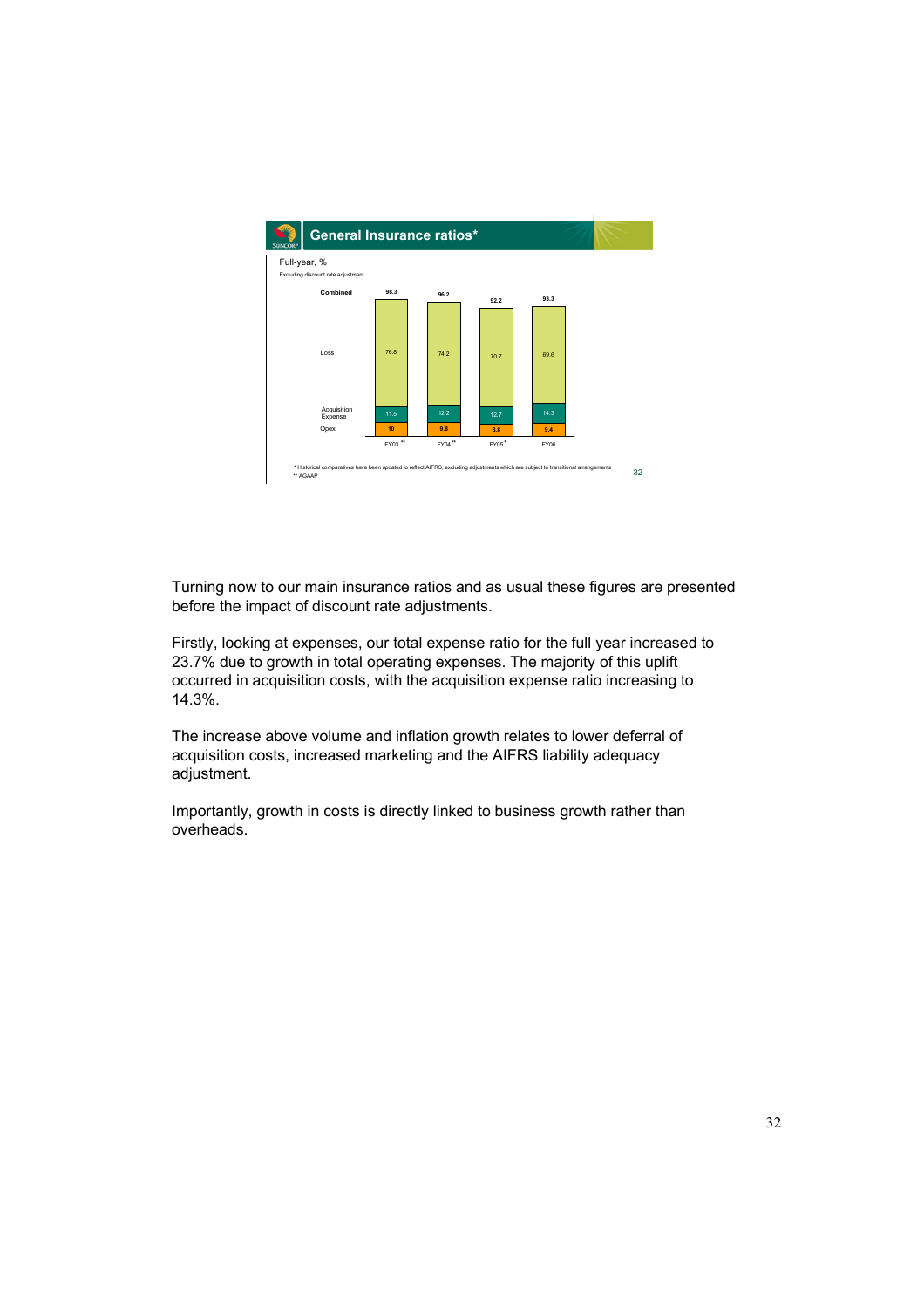## General Insurance ratios*

Full-year, %

Excluding discount rate adjustment

| | FY03 ** | FY04 ** | FY05 * | FY06 |
|---|---|---|---|---|
| Combined | 98.3 | 96.2 | 92.2 | 93.3 |
| Loss | 76.8 | 74.2 | 70.7 | 69.6 |
| Acquisition Expense | 11.5 | 12.2 | 12.7 | 14.3 |
| Opex | 10 | 9.8 | 8.8 | 9.4 |

\* Historical comparatives have been updated to reflect AIFRS, excluding adjustments which are subject to transitional arrangements

\*\* AGAAP

Turning now to our main insurance ratios and as usual these figures are presented before the impact of discount rate adjustments.

Firstly, looking at expenses, our total expense ratio for the full year increased to 23.7% due to growth in total operating expenses. The majority of this uplift occurred in acquisition costs, with the acquisition expense ratio increasing to 14.3%.

The increase above volume and inflation growth relates to lower deferral of acquisition costs, increased marketing and the AIFRS liability adequacy adjustment.

Importantly, growth in costs is directly linked to business growth rather than overheads.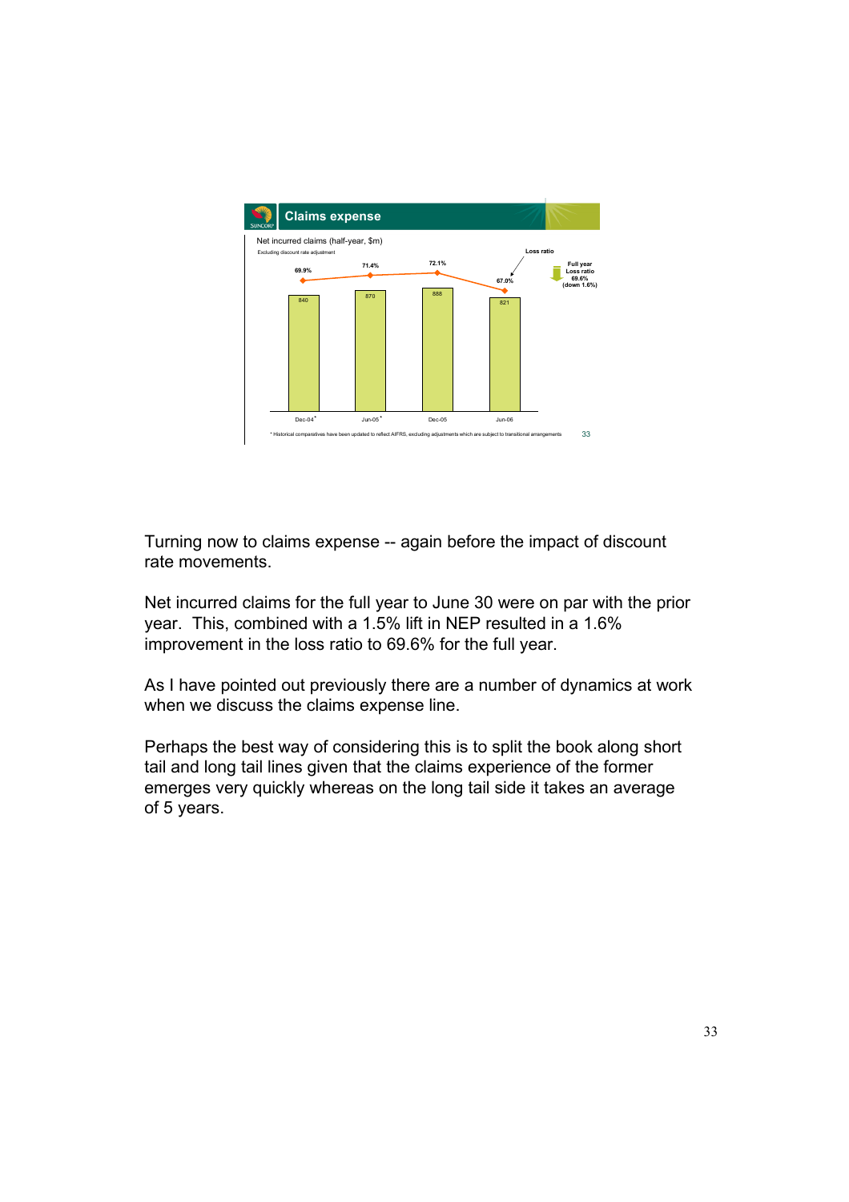## Claims expense

Net incurred claims (half-year, $m)

Excluding discount rate adjustment

| | Dec-04* | Jun-05* | Dec-05 | Jun-06 |
|---|---|---|---|---|
| Net incurred claims ($m) | 840 | 870 | 888 | 821 |
| Loss ratio | 69.9% | 71.4% | 72.1% | 67.0% |

Full year Loss ratio 69.6% (down 1.6%)

* Historical comparatives have been updated to reflect AIFRS, excluding adjustments which are subject to transitional arrangements

Turning now to claims expense -- again before the impact of discount rate movements.

Net incurred claims for the full year to June 30 were on par with the prior year. This, combined with a 1.5% lift in NEP resulted in a 1.6% improvement in the loss ratio to 69.6% for the full year.

As I have pointed out previously there are a number of dynamics at work when we discuss the claims expense line.

Perhaps the best way of considering this is to split the book along short tail and long tail lines given that the claims experience of the former emerges very quickly whereas on the long tail side it takes an average of 5 years.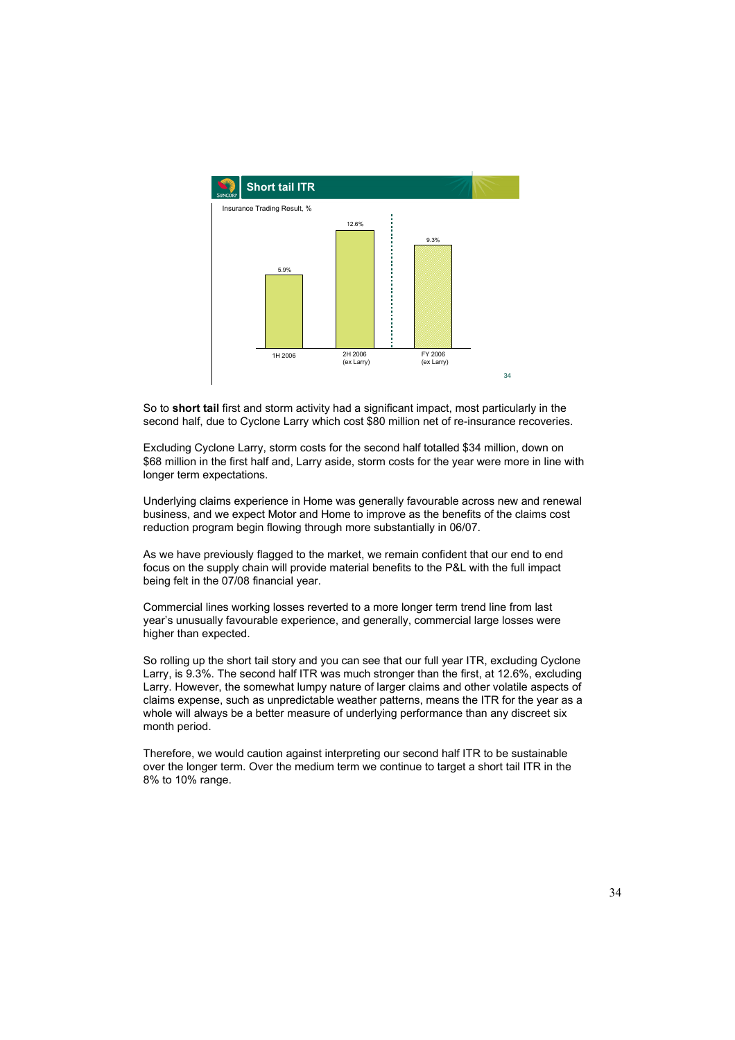## Short tail ITR

Insurance Trading Result, %

| 1H 2006 | 2H 2006 (ex Larry) | FY 2006 (ex Larry) |
|---|---|---|
| 5.9% | 12.6% | 9.3% |

So to **short tail** first and storm activity had a significant impact, most particularly in the second half, due to Cyclone Larry which cost $80 million net of re-insurance recoveries.

Excluding Cyclone Larry, storm costs for the second half totalled $34 million, down on $68 million in the first half and, Larry aside, storm costs for the year were more in line with longer term expectations.

Underlying claims experience in Home was generally favourable across new and renewal business, and we expect Motor and Home to improve as the benefits of the claims cost reduction program begin flowing through more substantially in 06/07.

As we have previously flagged to the market, we remain confident that our end to end focus on the supply chain will provide material benefits to the P&L with the full impact being felt in the 07/08 financial year.

Commercial lines working losses reverted to a more longer term trend line from last year's unusually favourable experience, and generally, commercial large losses were higher than expected.

So rolling up the short tail story and you can see that our full year ITR, excluding Cyclone Larry, is 9.3%. The second half ITR was much stronger than the first, at 12.6%, excluding Larry. However, the somewhat lumpy nature of larger claims and other volatile aspects of claims expense, such as unpredictable weather patterns, means the ITR for the year as a whole will always be a better measure of underlying performance than any discreet six month period.

Therefore, we would caution against interpreting our second half ITR to be sustainable over the longer term. Over the medium term we continue to target a short tail ITR in the 8% to 10% range.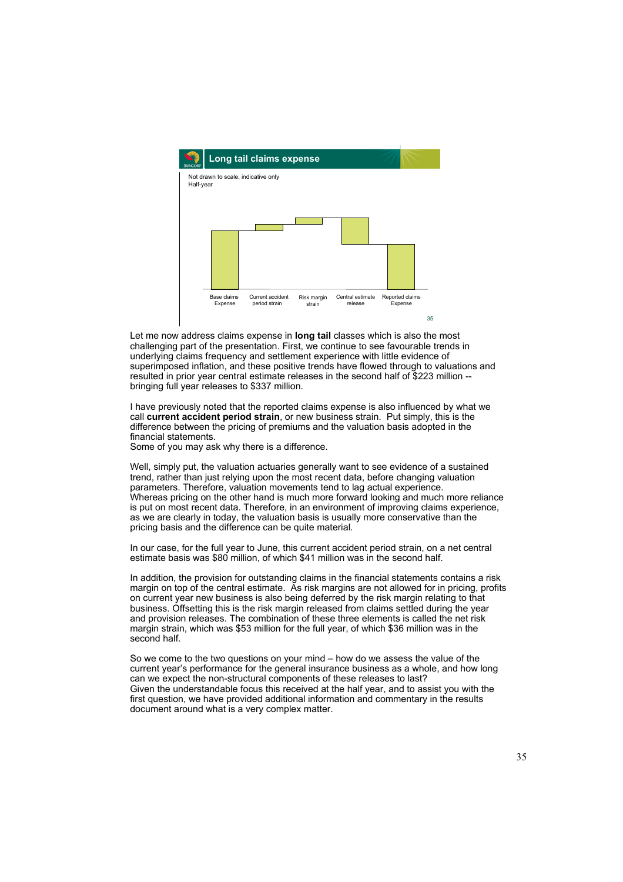## Long tail claims expense

Not drawn to scale, indicative only
Half-year

Base claims Expense | Current accident period strain | Risk margin strain | Central estimate release | Reported claims Expense

Let me now address claims expense in **long tail** classes which is also the most challenging part of the presentation. First, we continue to see favourable trends in underlying claims frequency and settlement experience with little evidence of superimposed inflation, and these positive trends have flowed through to valuations and resulted in prior year central estimate releases in the second half of $223 million -- bringing full year releases to $337 million.

I have previously noted that the reported claims expense is also influenced by what we call **current accident period strain**, or new business strain. Put simply, this is the difference between the pricing of premiums and the valuation basis adopted in the financial statements.
Some of you may ask why there is a difference.

Well, simply put, the valuation actuaries generally want to see evidence of a sustained trend, rather than just relying upon the most recent data, before changing valuation parameters. Therefore, valuation movements tend to lag actual experience.
Whereas pricing on the other hand is much more forward looking and much more reliance is put on most recent data. Therefore, in an environment of improving claims experience, as we are clearly in today, the valuation basis is usually more conservative than the pricing basis and the difference can be quite material.

In our case, for the full year to June, this current accident period strain, on a net central estimate basis was $80 million, of which $41 million was in the second half.

In addition, the provision for outstanding claims in the financial statements contains a risk margin on top of the central estimate. As risk margins are not allowed for in pricing, profits on current year new business is also being deferred by the risk margin relating to that business. Offsetting this is the risk margin released from claims settled during the year and provision releases. The combination of these three elements is called the net risk margin strain, which was $53 million for the full year, of which $36 million was in the second half.

So we come to the two questions on your mind – how do we assess the value of the current year's performance for the general insurance business as a whole, and how long can we expect the non-structural components of these releases to last?
Given the understandable focus this received at the half year, and to assist you with the first question, we have provided additional information and commentary in the results document around what is a very complex matter.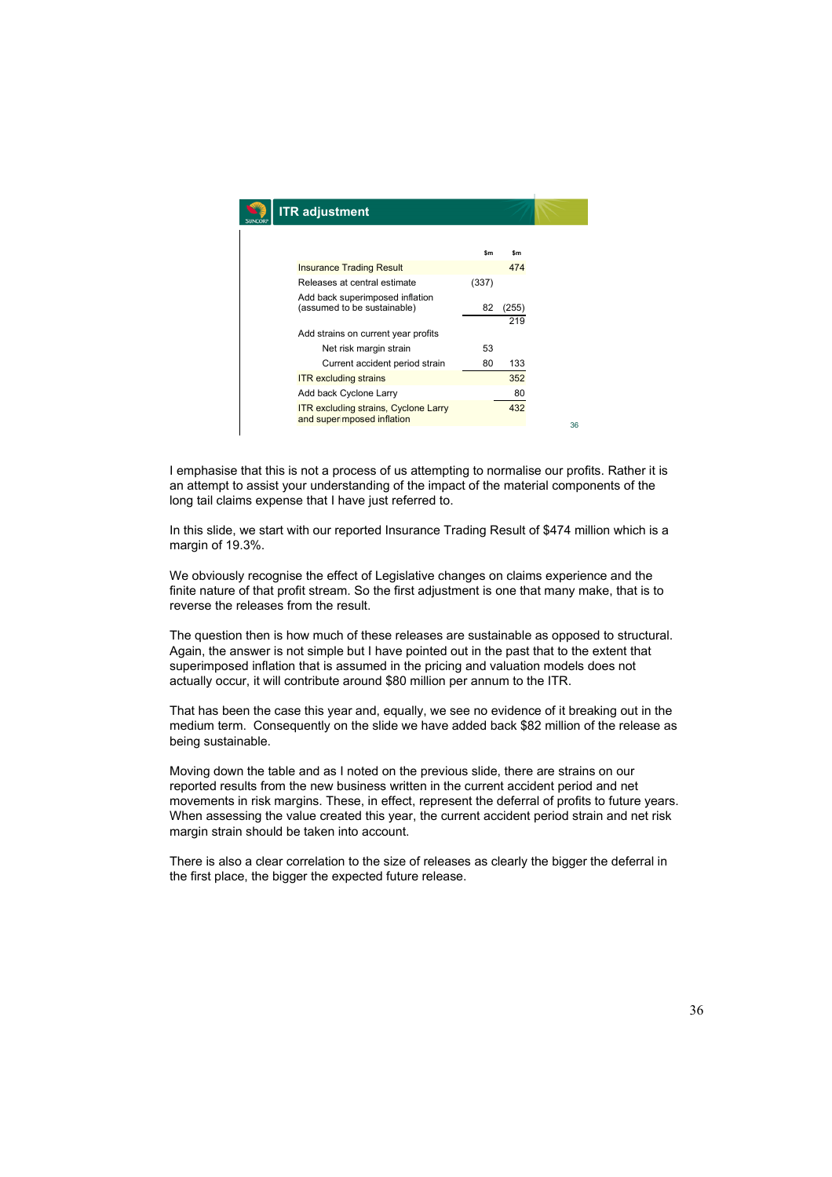## ITR adjustment

| | $m | $m |
|---|---|---|
| Insurance Trading Result | | 474 |
| Releases at central estimate | (337) | |
| Add back superimposed inflation (assumed to be sustainable) | 82 | (255) |
| | | 219 |
| Add strains on current year profits | | |
| Net risk margin strain | 53 | |
| Current accident period strain | 80 | 133 |
| ITR excluding strains | | 352 |
| Add back Cyclone Larry | | 80 |
| ITR excluding strains, Cyclone Larry and super mposed inflation | | 432 |

I emphasise that this is not a process of us attempting to normalise our profits. Rather it is an attempt to assist your understanding of the impact of the material components of the long tail claims expense that I have just referred to.

In this slide, we start with our reported Insurance Trading Result of $474 million which is a margin of 19.3%.

We obviously recognise the effect of Legislative changes on claims experience and the finite nature of that profit stream. So the first adjustment is one that many make, that is to reverse the releases from the result.

The question then is how much of these releases are sustainable as opposed to structural. Again, the answer is not simple but I have pointed out in the past that to the extent that superimposed inflation that is assumed in the pricing and valuation models does not actually occur, it will contribute around $80 million per annum to the ITR.

That has been the case this year and, equally, we see no evidence of it breaking out in the medium term. Consequently on the slide we have added back $82 million of the release as being sustainable.

Moving down the table and as I noted on the previous slide, there are strains on our reported results from the new business written in the current accident period and net movements in risk margins. These, in effect, represent the deferral of profits to future years. When assessing the value created this year, the current accident period strain and net risk margin strain should be taken into account.

There is also a clear correlation to the size of releases as clearly the bigger the deferral in the first place, the bigger the expected future release.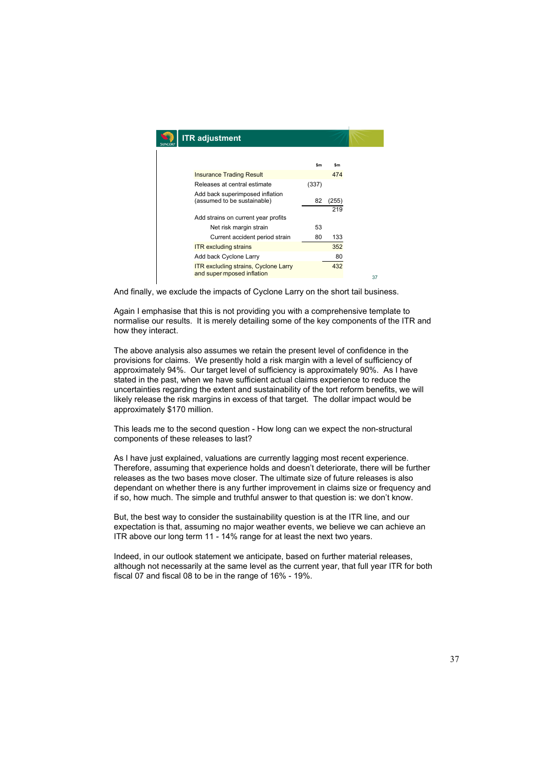## ITR adjustment

| | $m | $m |
|---|---|---|
| Insurance Trading Result | | 474 |
| Releases at central estimate | (337) | |
| Add back superimposed inflation (assumed to be sustainable) | 82 | (255) |
| | | 219 |
| Add strains on current year profits | | |
| Net risk margin strain | 53 | |
| Current accident period strain | 80 | 133 |
| ITR excluding strains | | 352 |
| Add back Cyclone Larry | | 80 |
| ITR excluding strains, Cyclone Larry and super mposed inflation | | 432 |

And finally, we exclude the impacts of Cyclone Larry on the short tail business.

Again I emphasise that this is not providing you with a comprehensive template to normalise our results. It is merely detailing some of the key components of the ITR and how they interact.

The above analysis also assumes we retain the present level of confidence in the provisions for claims. We presently hold a risk margin with a level of sufficiency of approximately 94%. Our target level of sufficiency is approximately 90%. As I have stated in the past, when we have sufficient actual claims experience to reduce the uncertainties regarding the extent and sustainability of the tort reform benefits, we will likely release the risk margins in excess of that target. The dollar impact would be approximately $170 million.

This leads me to the second question - How long can we expect the non-structural components of these releases to last?

As I have just explained, valuations are currently lagging most recent experience. Therefore, assuming that experience holds and doesn't deteriorate, there will be further releases as the two bases move closer. The ultimate size of future releases is also dependant on whether there is any further improvement in claims size or frequency and if so, how much. The simple and truthful answer to that question is: we don't know.

But, the best way to consider the sustainability question is at the ITR line, and our expectation is that, assuming no major weather events, we believe we can achieve an ITR above our long term 11 - 14% range for at least the next two years.

Indeed, in our outlook statement we anticipate, based on further material releases, although not necessarily at the same level as the current year, that full year ITR for both fiscal 07 and fiscal 08 to be in the range of 16% - 19%.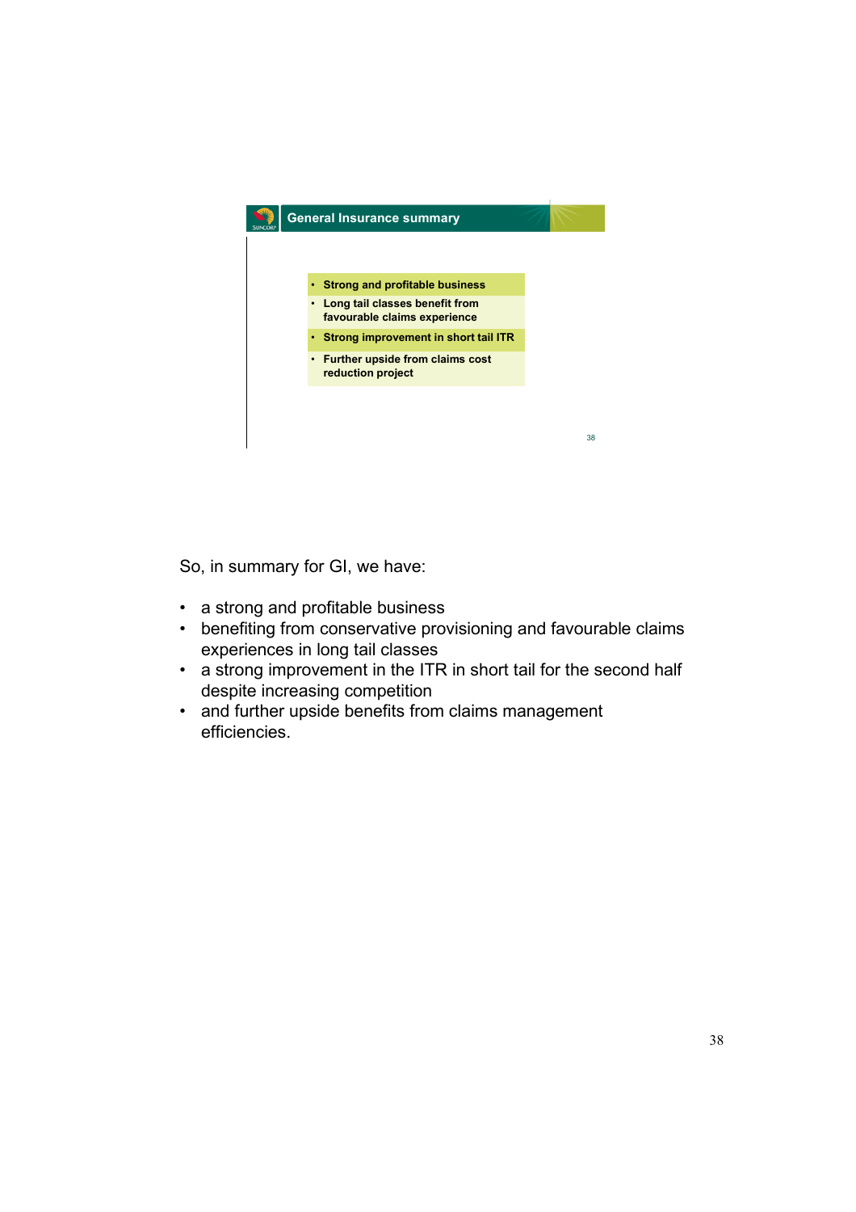## General Insurance summary

- **Strong and profitable business**
- **Long tail classes benefit from favourable claims experience**
- **Strong improvement in short tail ITR**
- **Further upside from claims cost reduction project**

So, in summary for GI, we have:

- a strong and profitable business
- benefiting from conservative provisioning and favourable claims experiences in long tail classes
- a strong improvement in the ITR in short tail for the second half despite increasing competition
- and further upside benefits from claims management efficiencies.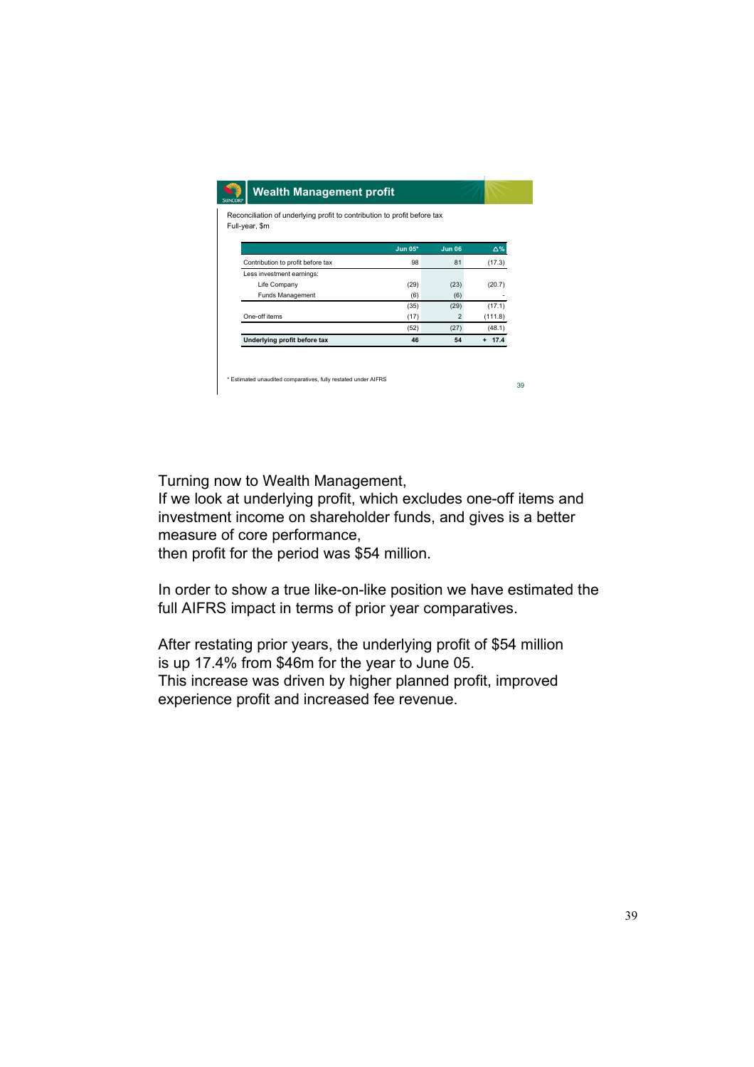## Wealth Management profit

Reconciliation of underlying profit to contribution to profit before tax
Full-year, $m

| | Jun 05* | Jun 06 | Δ% |
|---|---|---|---|
| Contribution to profit before tax | 98 | 81 | (17.3) |
| Less investment earnings: | | | |
| Life Company | (29) | (23) | (20.7) |
| Funds Management | (6) | (6) | - |
| | (35) | (29) | (17.1) |
| One-off items | (17) | 2 | (111.8) |
| | (52) | (27) | (48.1) |
| **Underlying profit before tax** | **46** | **54** | **+ 17.4** |

\* Estimated unaudited comparatives, fully restated under AIFRS

Turning now to Wealth Management,
If we look at underlying profit, which excludes one-off items and investment income on shareholder funds, and gives is a better measure of core performance,
then profit for the period was $54 million.

In order to show a true like-on-like position we have estimated the full AIFRS impact in terms of prior year comparatives.

After restating prior years, the underlying profit of $54 million is up 17.4% from $46m for the year to June 05.
This increase was driven by higher planned profit, improved experience profit and increased fee revenue.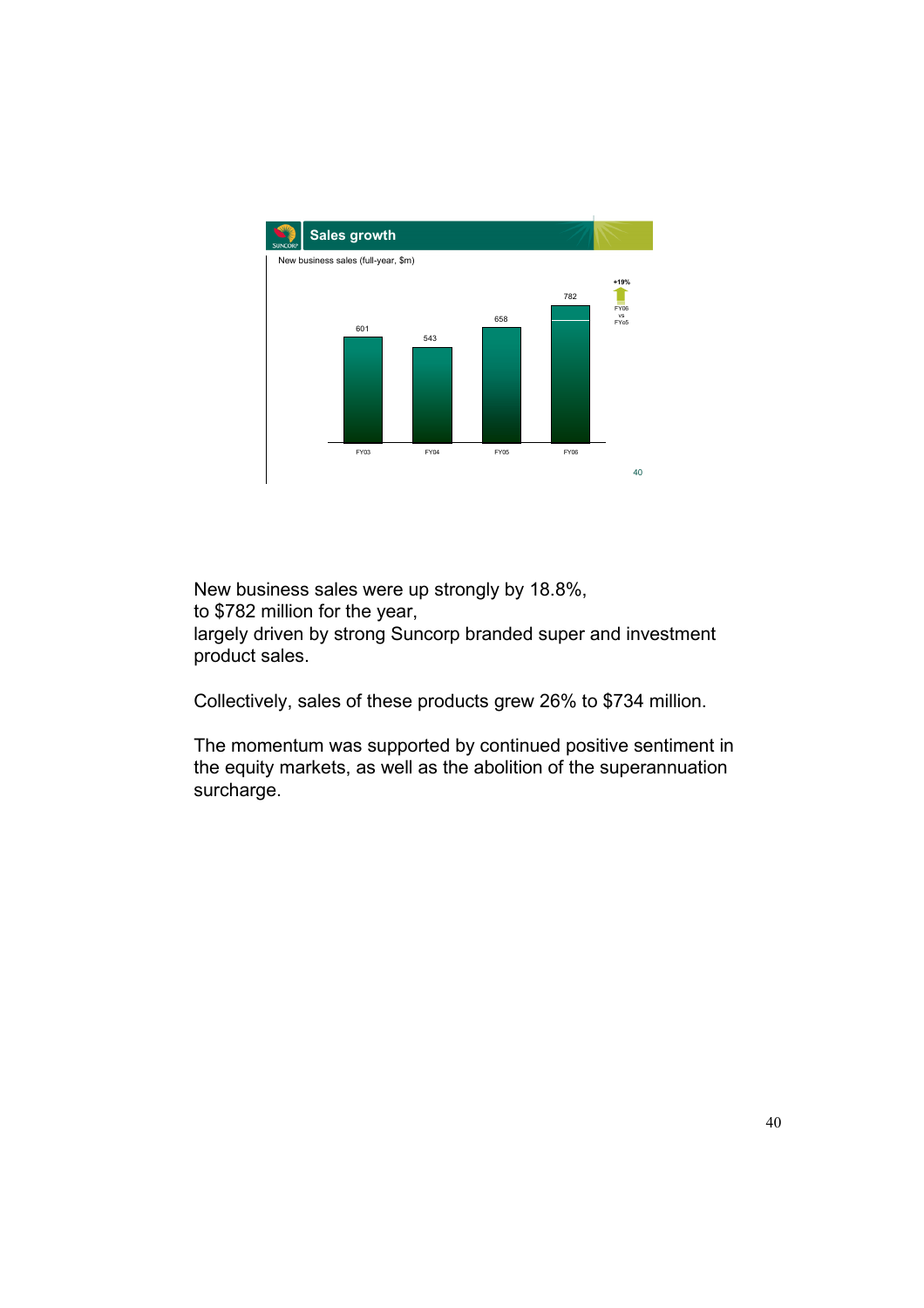## Sales growth

New business sales (full-year, $m)

| | FY03 | FY04 | FY05 | FY06 |
|---|---|---|---|---|
| New business sales ($m) | 601 | 543 | 658 | 782 |

+19% FY06 vs FY05

New business sales were up strongly by 18.8%,
to $782 million for the year,
largely driven by strong Suncorp branded super and investment product sales.

Collectively, sales of these products grew 26% to $734 million.

The momentum was supported by continued positive sentiment in the equity markets, as well as the abolition of the superannuation surcharge.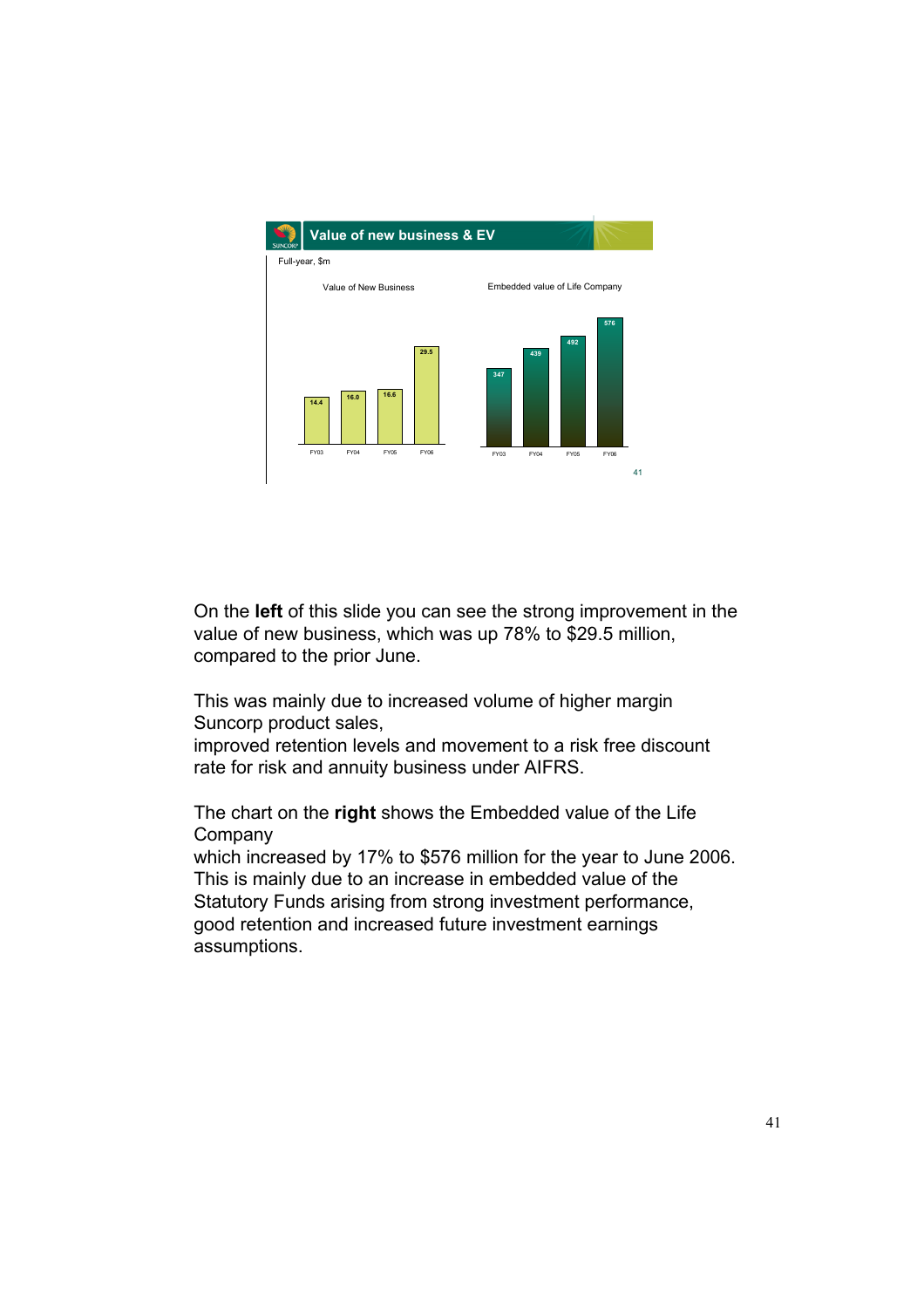## Value of new business & EV

Full-year, $m

**Value of New Business**

| FY03 | FY04 | FY05 | FY06 |
|---|---|---|---|
| 14.4 | 16.0 | 16.6 | 29.5 |

**Embedded value of Life Company**

| FY03 | FY04 | FY05 | FY06 |
|---|---|---|---|
| 347 | 439 | 492 | 576 |

On the **left** of this slide you can see the strong improvement in the value of new business, which was up 78% to $29.5 million, compared to the prior June.

This was mainly due to increased volume of higher margin Suncorp product sales,
improved retention levels and movement to a risk free discount rate for risk and annuity business under AIFRS.

The chart on the **right** shows the Embedded value of the Life Company
which increased by 17% to $576 million for the year to June 2006.
This is mainly due to an increase in embedded value of the Statutory Funds arising from strong investment performance, good retention and increased future investment earnings assumptions.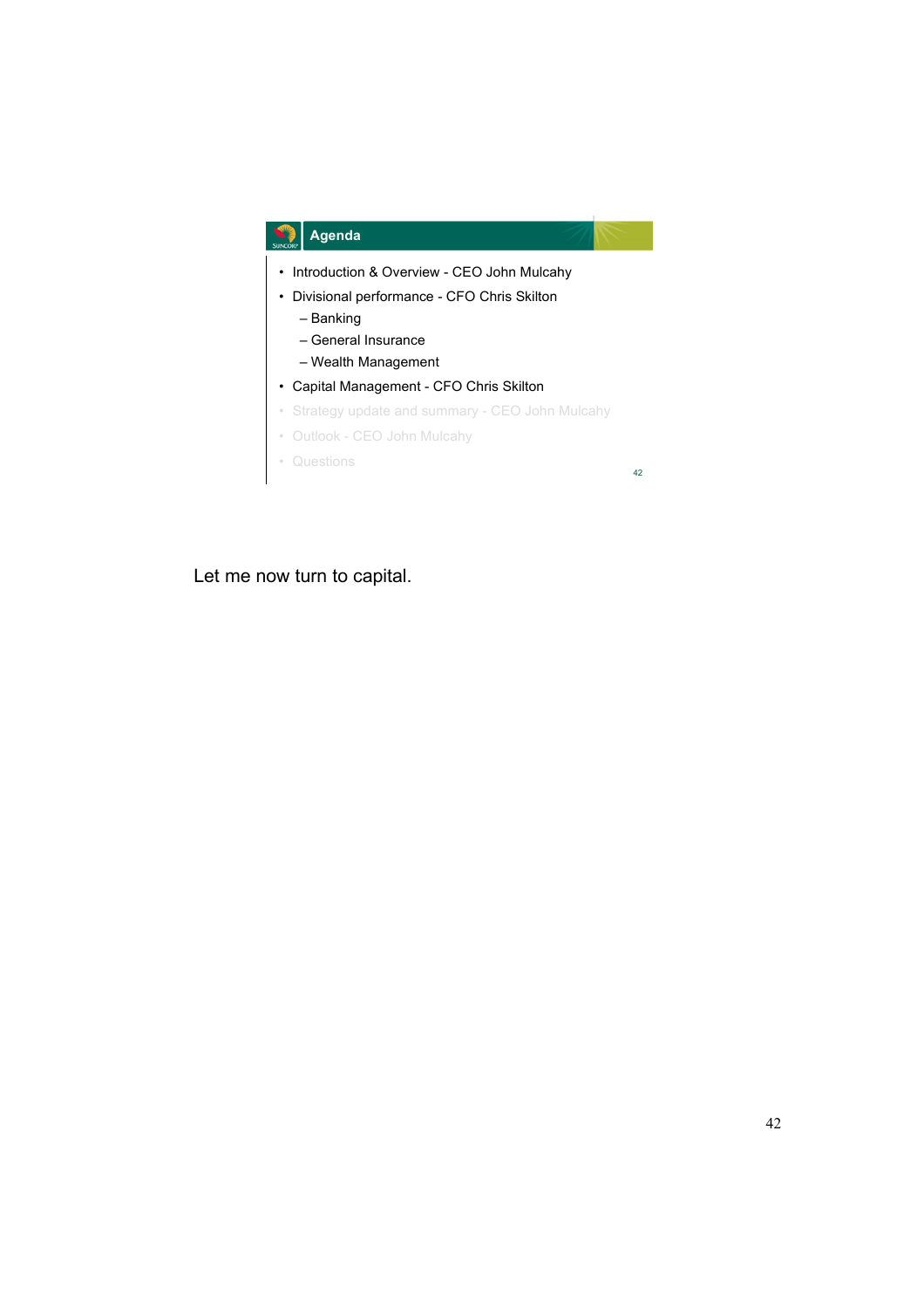## Agenda

- Introduction & Overview - CEO John Mulcahy
- Divisional performance - CFO Chris Skilton
  - Banking
  - General Insurance
  - Wealth Management
- Capital Management - CFO Chris Skilton
- Strategy update and summary - CEO John Mulcahy
- Outlook - CEO John Mulcahy
- Questions

Let me now turn to capital.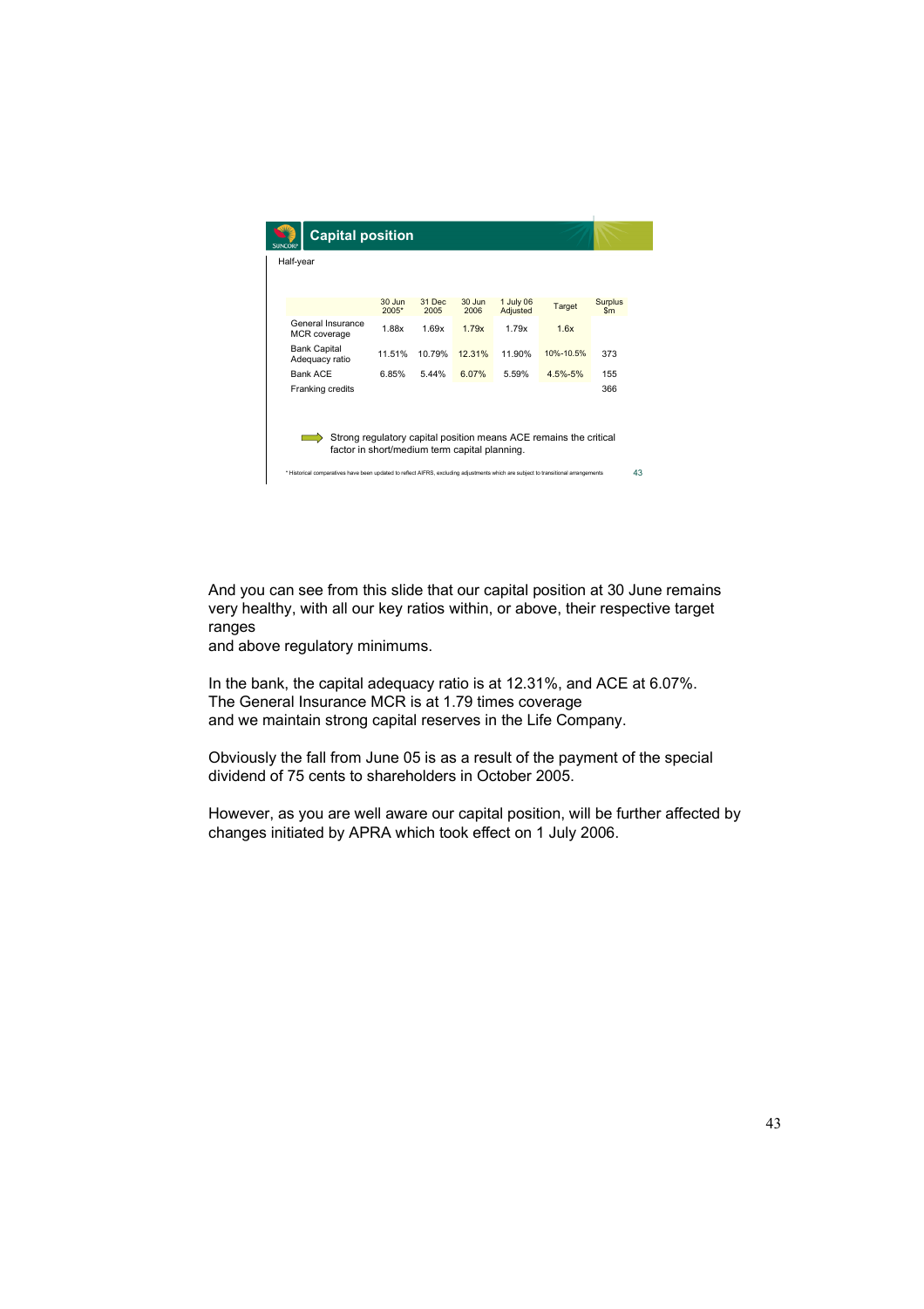## Capital position

Half-year

| | 30 Jun 2005* | 31 Dec 2005 | 30 Jun 2006 | 1 July 06 Adjusted | Target | Surplus $m |
|---|---|---|---|---|---|---|
| General Insurance MCR coverage | 1.88x | 1.69x | 1.79x | 1.79x | 1.6x | |
| Bank Capital Adequacy ratio | 11.51% | 10.79% | 12.31% | 11.90% | 10%-10.5% | 373 |
| Bank ACE | 6.85% | 5.44% | 6.07% | 5.59% | 4.5%-5% | 155 |
| Franking credits | | | | | | 366 |

Strong regulatory capital position means ACE remains the critical factor in short/medium term capital planning.

* Historical comparatives have been updated to reflect AIFRS, excluding adjustments which are subject to transitional arrangements

And you can see from this slide that our capital position at 30 June remains very healthy, with all our key ratios within, or above, their respective target ranges
and above regulatory minimums.

In the bank, the capital adequacy ratio is at 12.31%, and ACE at 6.07%.
The General Insurance MCR is at 1.79 times coverage
and we maintain strong capital reserves in the Life Company.

Obviously the fall from June 05 is as a result of the payment of the special dividend of 75 cents to shareholders in October 2005.

However, as you are well aware our capital position, will be further affected by changes initiated by APRA which took effect on 1 July 2006.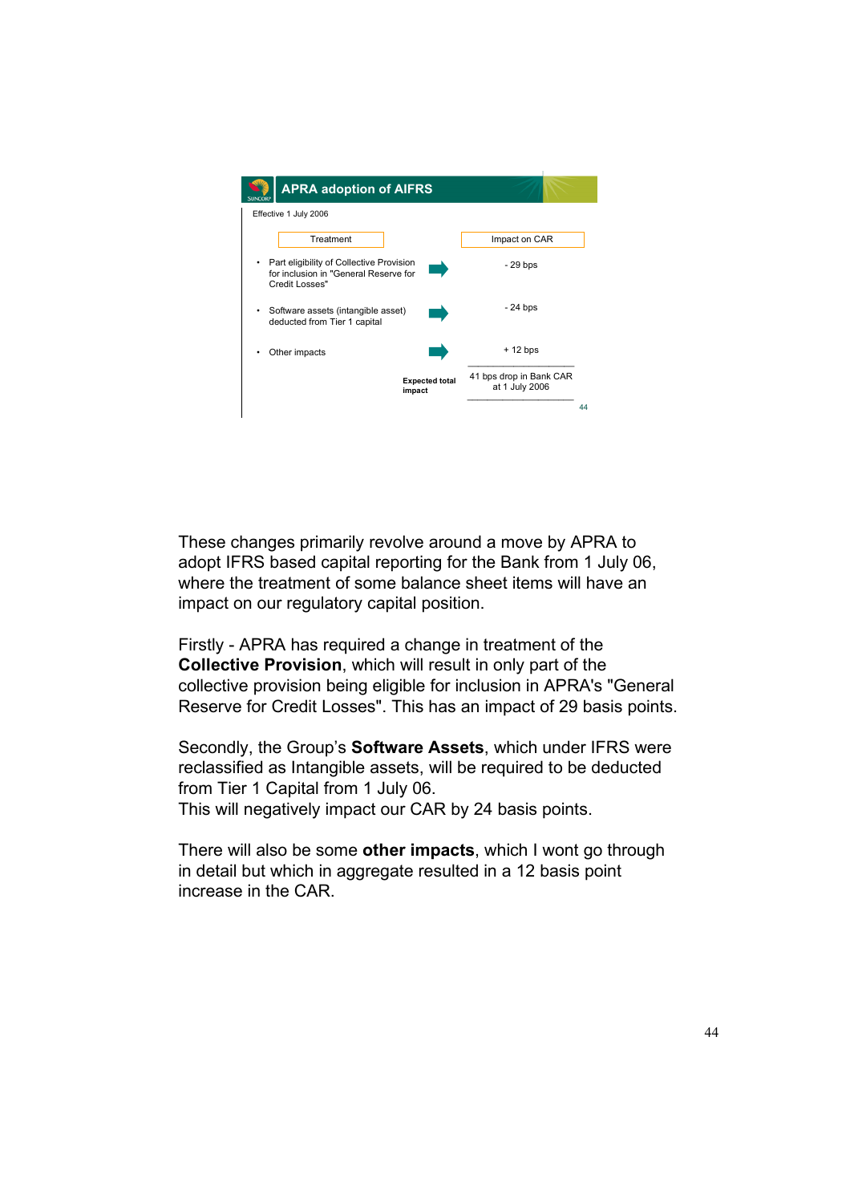## APRA adoption of AIFRS

Effective 1 July 2006

| Treatment | Impact on CAR |
| --- | --- |
| Part eligibility of Collective Provision for inclusion in "General Reserve for Credit Losses" | - 29 bps |
| Software assets (intangible asset) deducted from Tier 1 capital | - 24 bps |
| Other impacts | + 12 bps |
| **Expected total impact** | 41 bps drop in Bank CAR at 1 July 2006 |

These changes primarily revolve around a move by APRA to adopt IFRS based capital reporting for the Bank from 1 July 06, where the treatment of some balance sheet items will have an impact on our regulatory capital position.

Firstly - APRA has required a change in treatment of the **Collective Provision**, which will result in only part of the collective provision being eligible for inclusion in APRA's "General Reserve for Credit Losses". This has an impact of 29 basis points.

Secondly, the Group's **Software Assets**, which under IFRS were reclassified as Intangible assets, will be required to be deducted from Tier 1 Capital from 1 July 06.
This will negatively impact our CAR by 24 basis points.

There will also be some **other impacts**, which I wont go through in detail but which in aggregate resulted in a 12 basis point increase in the CAR.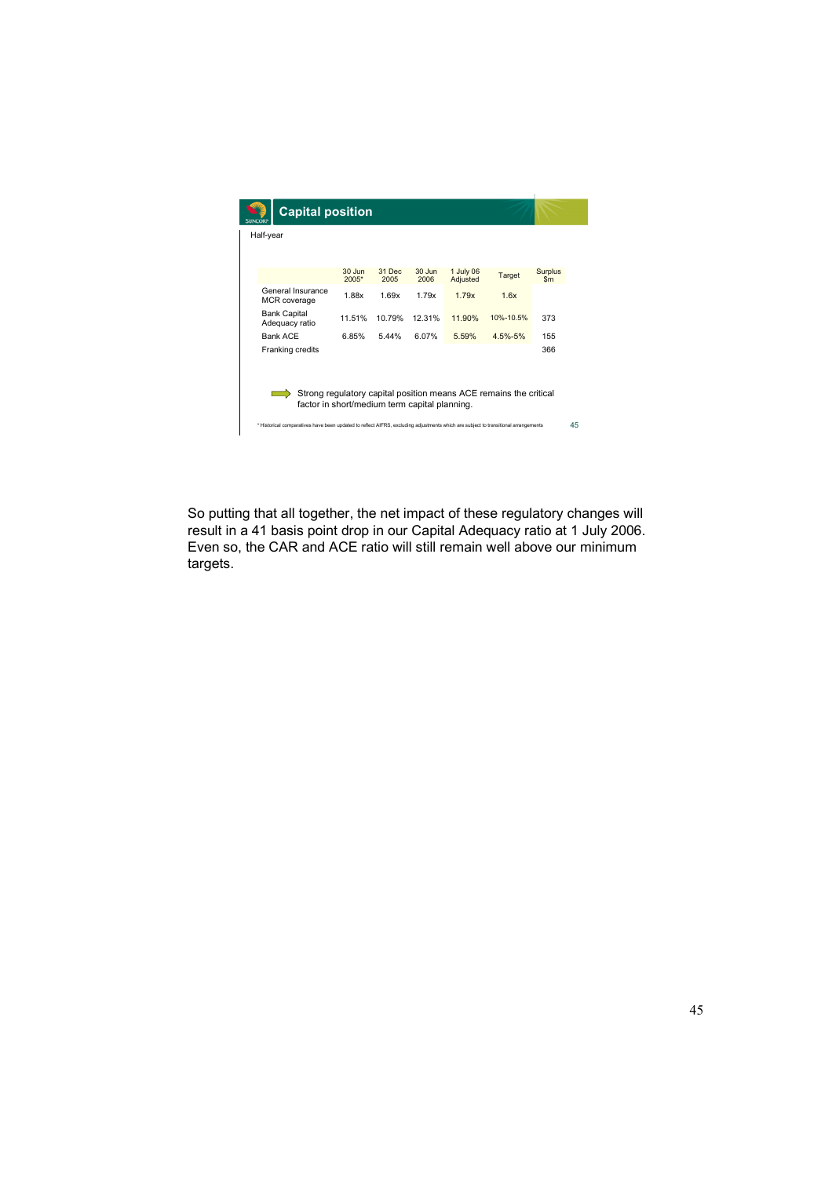## Capital position

Half-year

| | 30 Jun 2005* | 31 Dec 2005 | 30 Jun 2006 | 1 July 06 Adjusted | Target | Surplus $m |
|---|---|---|---|---|---|---|
| General Insurance MCR coverage | 1.88x | 1.69x | 1.79x | 1.79x | 1.6x | |
| Bank Capital Adequacy ratio | 11.51% | 10.79% | 12.31% | 11.90% | 10%-10.5% | 373 |
| Bank ACE | 6.85% | 5.44% | 6.07% | 5.59% | 4.5%-5% | 155 |
| Franking credits | | | | | | 366 |

Strong regulatory capital position means ACE remains the critical factor in short/medium term capital planning.

\* Historical comparatives have been updated to reflect AIFRS, excluding adjustments which are subject to transitional arrangements

So putting that all together, the net impact of these regulatory changes will result in a 41 basis point drop in our Capital Adequacy ratio at 1 July 2006. Even so, the CAR and ACE ratio will still remain well above our minimum targets.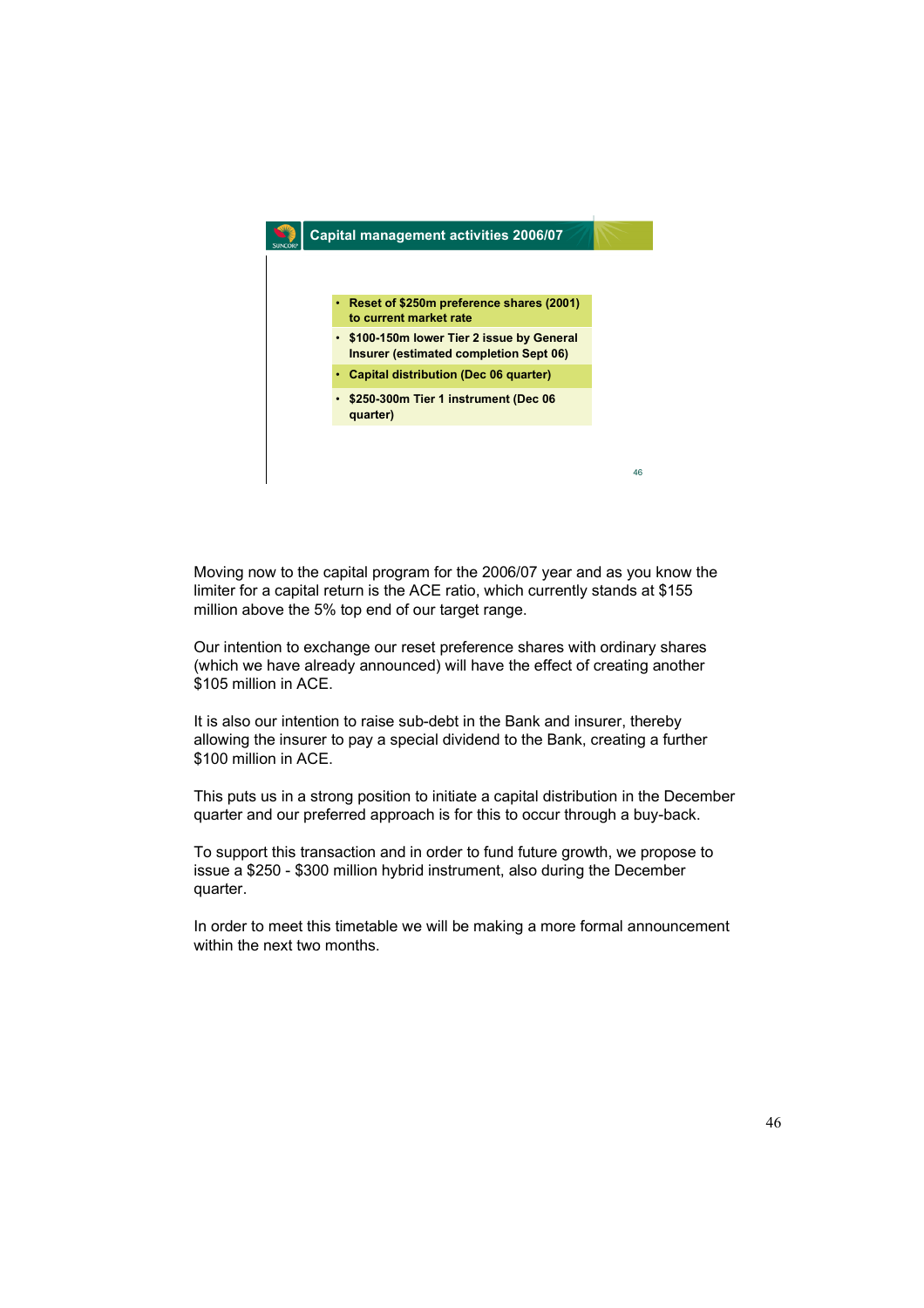## Capital management activities 2006/07

- Reset of $250m preference shares (2001) to current market rate
- $100-150m lower Tier 2 issue by General Insurer (estimated completion Sept 06)
- Capital distribution (Dec 06 quarter)
- $250-300m Tier 1 instrument (Dec 06 quarter)

Moving now to the capital program for the 2006/07 year and as you know the limiter for a capital return is the ACE ratio, which currently stands at $155 million above the 5% top end of our target range.

Our intention to exchange our reset preference shares with ordinary shares (which we have already announced) will have the effect of creating another $105 million in ACE.

It is also our intention to raise sub-debt in the Bank and insurer, thereby allowing the insurer to pay a special dividend to the Bank, creating a further $100 million in ACE.

This puts us in a strong position to initiate a capital distribution in the December quarter and our preferred approach is for this to occur through a buy-back.

To support this transaction and in order to fund future growth, we propose to issue a $250 - $300 million hybrid instrument, also during the December quarter.

In order to meet this timetable we will be making a more formal announcement within the next two months.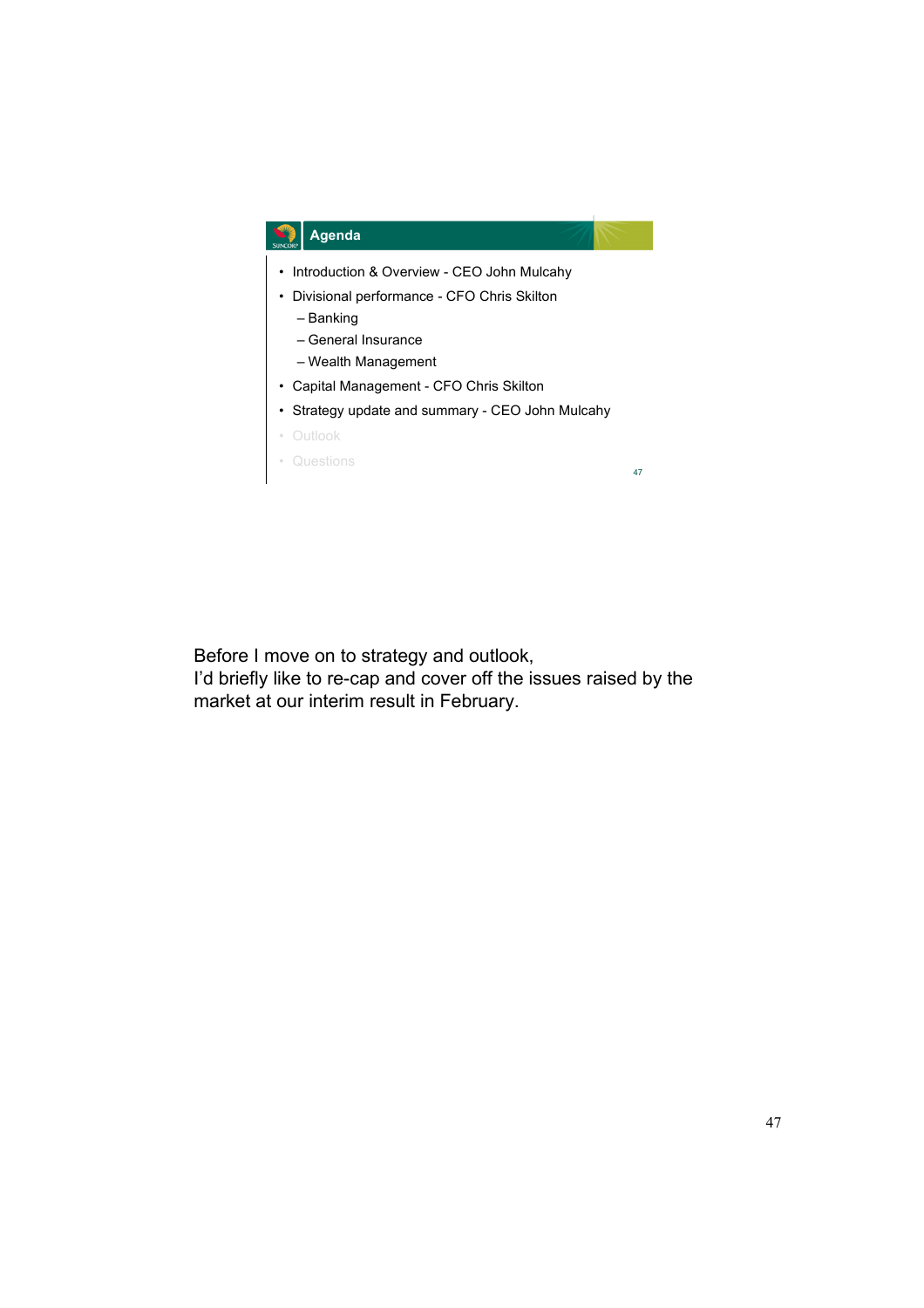## Agenda

- Introduction & Overview - CEO John Mulcahy
- Divisional performance - CFO Chris Skilton
  - Banking
  - General Insurance
  - Wealth Management
- Capital Management - CFO Chris Skilton
- Strategy update and summary - CEO John Mulcahy
- Outlook
- Questions

Before I move on to strategy and outlook,
I'd briefly like to re-cap and cover off the issues raised by the market at our interim result in February.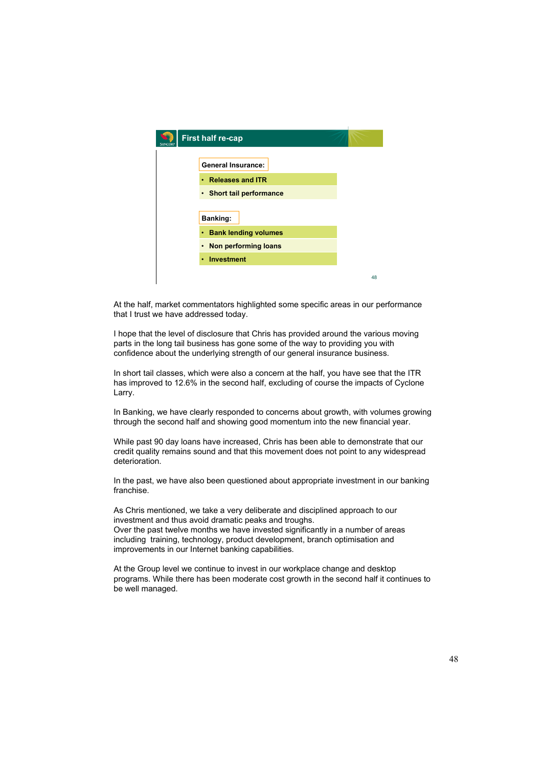## First half re-cap

**General Insurance:**

- **Releases and ITR**
- **Short tail performance**

**Banking:**

- **Bank lending volumes**
- **Non performing loans**
- **Investment**

At the half, market commentators highlighted some specific areas in our performance that I trust we have addressed today.

I hope that the level of disclosure that Chris has provided around the various moving parts in the long tail business has gone some of the way to providing you with confidence about the underlying strength of our general insurance business.

In short tail classes, which were also a concern at the half, you have see that the ITR has improved to 12.6% in the second half, excluding of course the impacts of Cyclone Larry.

In Banking, we have clearly responded to concerns about growth, with volumes growing through the second half and showing good momentum into the new financial year.

While past 90 day loans have increased, Chris has been able to demonstrate that our credit quality remains sound and that this movement does not point to any widespread deterioration.

In the past, we have also been questioned about appropriate investment in our banking franchise.

As Chris mentioned, we take a very deliberate and disciplined approach to our investment and thus avoid dramatic peaks and troughs.
Over the past twelve months we have invested significantly in a number of areas including training, technology, product development, branch optimisation and improvements in our Internet banking capabilities.

At the Group level we continue to invest in our workplace change and desktop programs. While there has been moderate cost growth in the second half it continues to be well managed.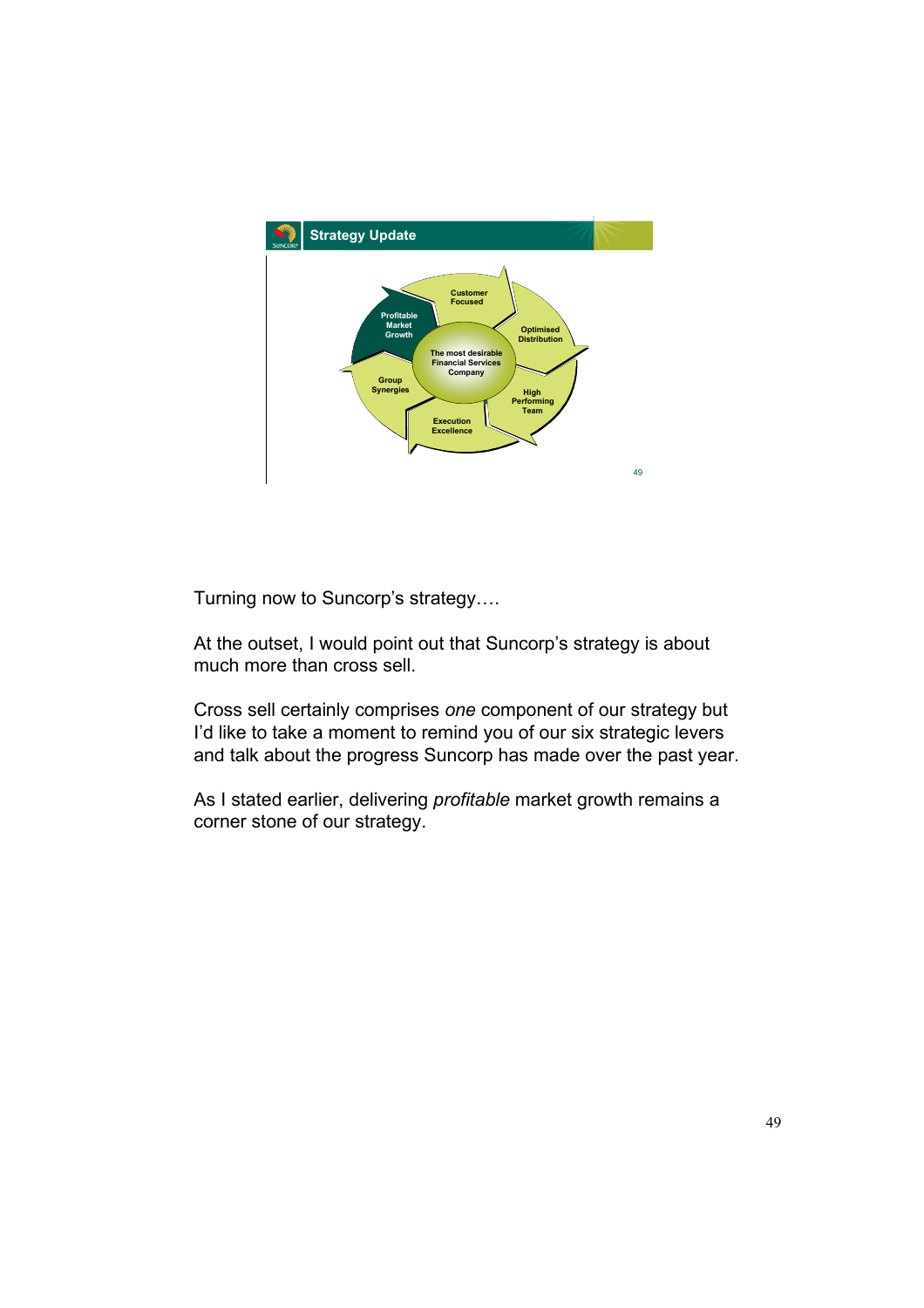## Strategy Update

Profitable Market Growth

Customer Focused

Optimised Distribution

High Performing Team

Execution Excellence

Group Synergies

The most desirable Financial Services Company

Turning now to Suncorp's strategy….

At the outset, I would point out that Suncorp's strategy is about much more than cross sell.

Cross sell certainly comprises *one* component of our strategy but I'd like to take a moment to remind you of our six strategic levers and talk about the progress Suncorp has made over the past year.

As I stated earlier, delivering *profitable* market growth remains a corner stone of our strategy.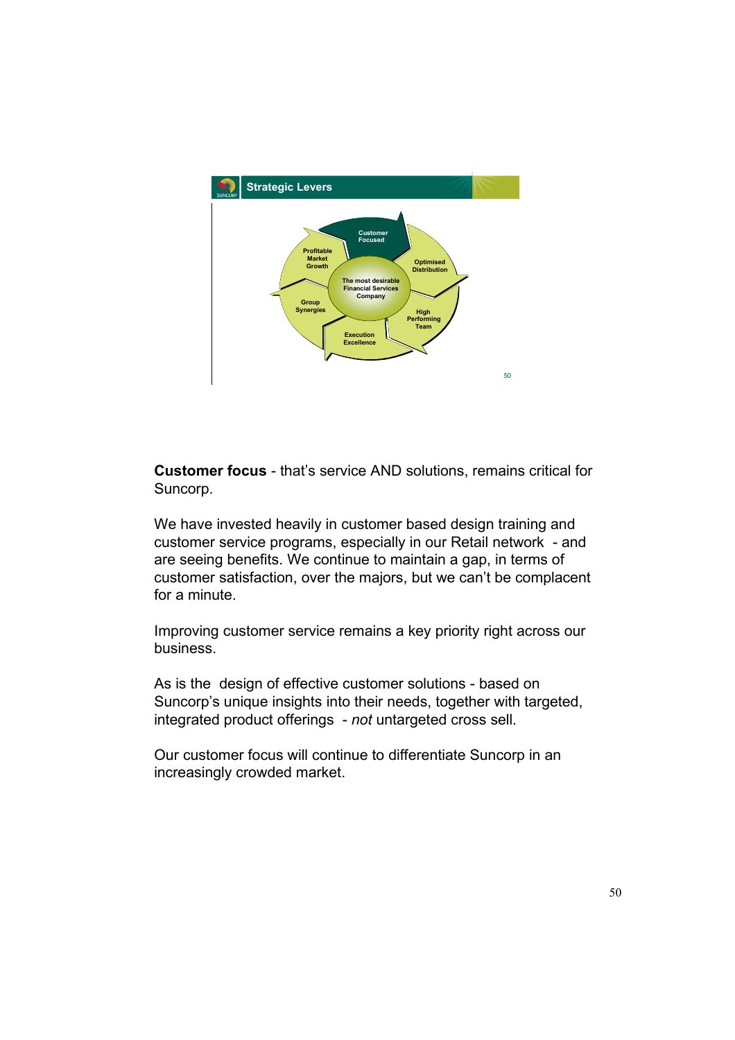## Strategic Levers

- Customer Focused
- Optimised Distribution
- High Performing Team
- Execution Excellence
- Group Synergies
- Profitable Market Growth

The most desirable Financial Services Company

**Customer focus** - that's service AND solutions, remains critical for Suncorp.

We have invested heavily in customer based design training and customer service programs, especially in our Retail network - and are seeing benefits. We continue to maintain a gap, in terms of customer satisfaction, over the majors, but we can't be complacent for a minute.

Improving customer service remains a key priority right across our business.

As is the design of effective customer solutions - based on Suncorp's unique insights into their needs, together with targeted, integrated product offerings - *not* untargeted cross sell.

Our customer focus will continue to differentiate Suncorp in an increasingly crowded market.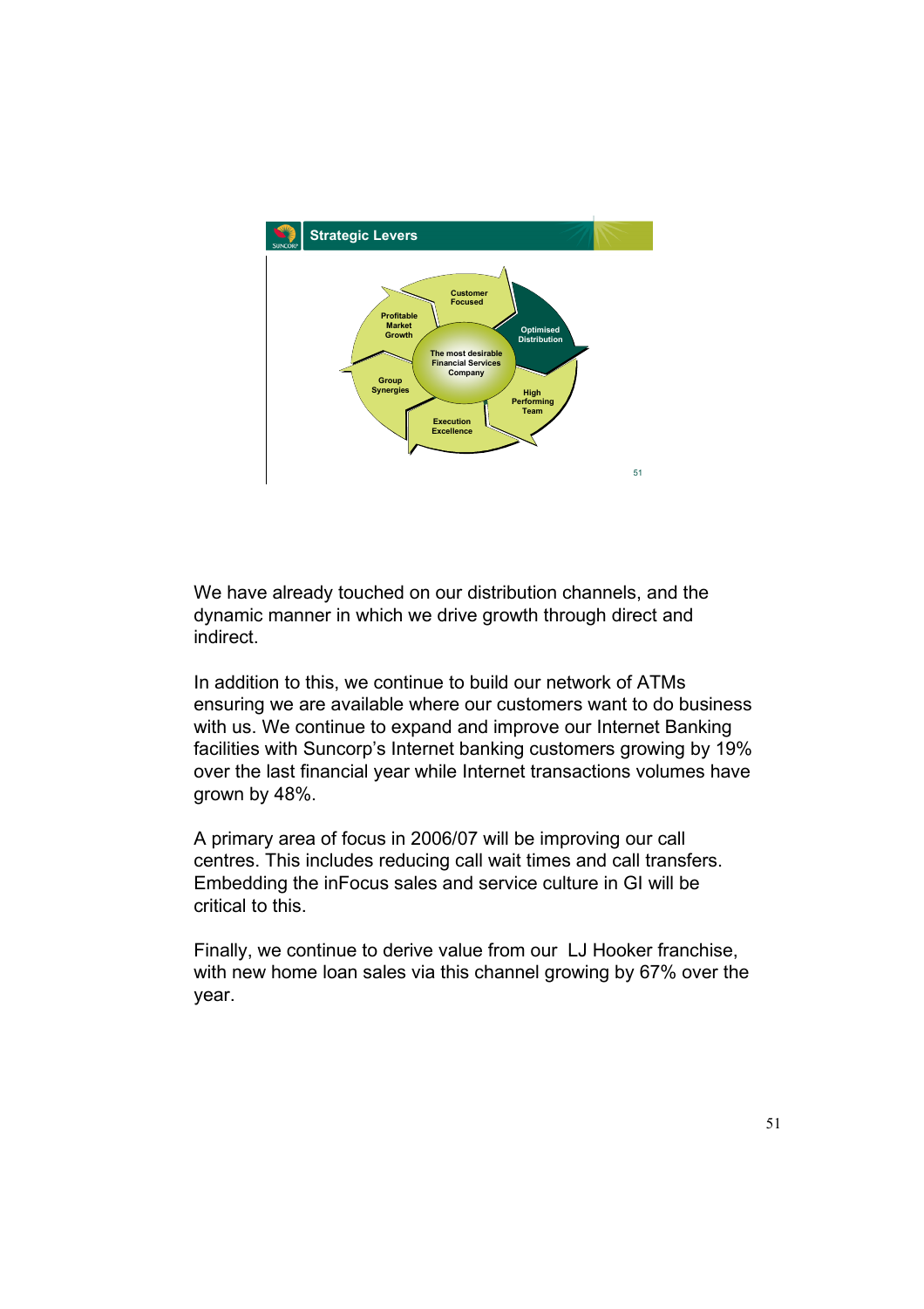## Strategic Levers

- The most desirable Financial Services Company
- Customer Focused
- Optimised Distribution
- High Performing Team
- Execution Excellence
- Group Synergies
- Profitable Market Growth

We have already touched on our distribution channels, and the dynamic manner in which we drive growth through direct and indirect.

In addition to this, we continue to build our network of ATMs ensuring we are available where our customers want to do business with us. We continue to expand and improve our Internet Banking facilities with Suncorp's Internet banking customers growing by 19% over the last financial year while Internet transactions volumes have grown by 48%.

A primary area of focus in 2006/07 will be improving our call centres. This includes reducing call wait times and call transfers. Embedding the inFocus sales and service culture in GI will be critical to this.

Finally, we continue to derive value from our LJ Hooker franchise, with new home loan sales via this channel growing by 67% over the year.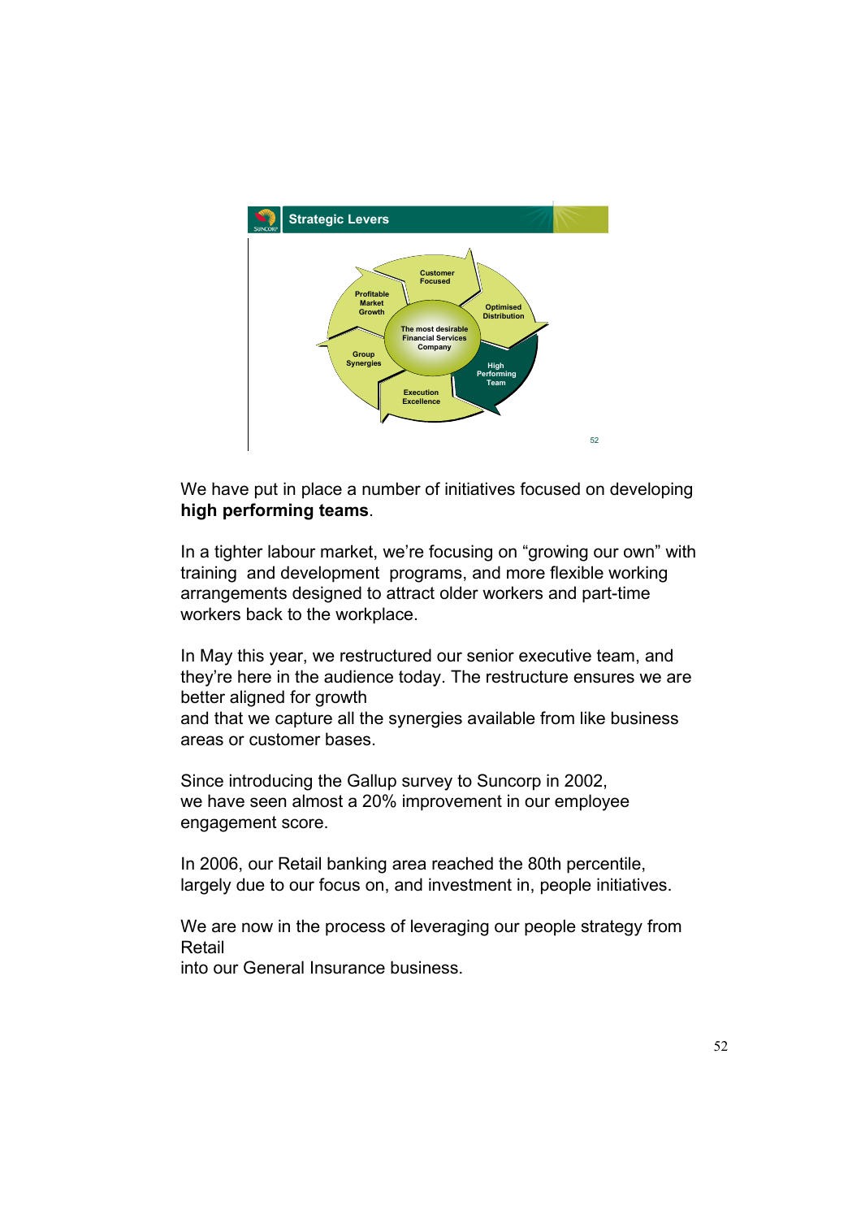## Strategic Levers

Customer Focused

Optimised Distribution

High Performing Team

Execution Excellence

Group Synergies

Profitable Market Growth

The most desirable Financial Services Company

We have put in place a number of initiatives focused on developing **high performing teams**.

In a tighter labour market, we're focusing on "growing our own" with training and development programs, and more flexible working arrangements designed to attract older workers and part-time workers back to the workplace.

In May this year, we restructured our senior executive team, and they're here in the audience today. The restructure ensures we are better aligned for growth
and that we capture all the synergies available from like business areas or customer bases.

Since introducing the Gallup survey to Suncorp in 2002,
we have seen almost a 20% improvement in our employee engagement score.

In 2006, our Retail banking area reached the 80th percentile, largely due to our focus on, and investment in, people initiatives.

We are now in the process of leveraging our people strategy from Retail
into our General Insurance business.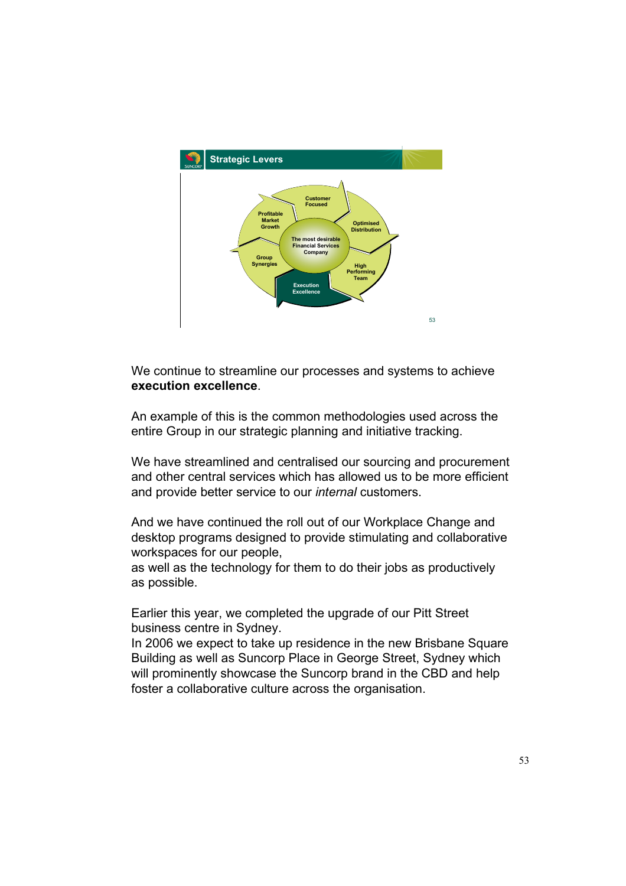**Strategic Levers**

- Customer Focused
- Optimised Distribution
- High Performing Team
- Execution Excellence
- Group Synergies
- Profitable Market Growth

The most desirable Financial Services Company

We continue to streamline our processes and systems to achieve **execution excellence**.

An example of this is the common methodologies used across the entire Group in our strategic planning and initiative tracking.

We have streamlined and centralised our sourcing and procurement and other central services which has allowed us to be more efficient and provide better service to our *internal* customers.

And we have continued the roll out of our Workplace Change and desktop programs designed to provide stimulating and collaborative workspaces for our people,
as well as the technology for them to do their jobs as productively as possible.

Earlier this year, we completed the upgrade of our Pitt Street business centre in Sydney.
In 2006 we expect to take up residence in the new Brisbane Square Building as well as Suncorp Place in George Street, Sydney which will prominently showcase the Suncorp brand in the CBD and help foster a collaborative culture across the organisation.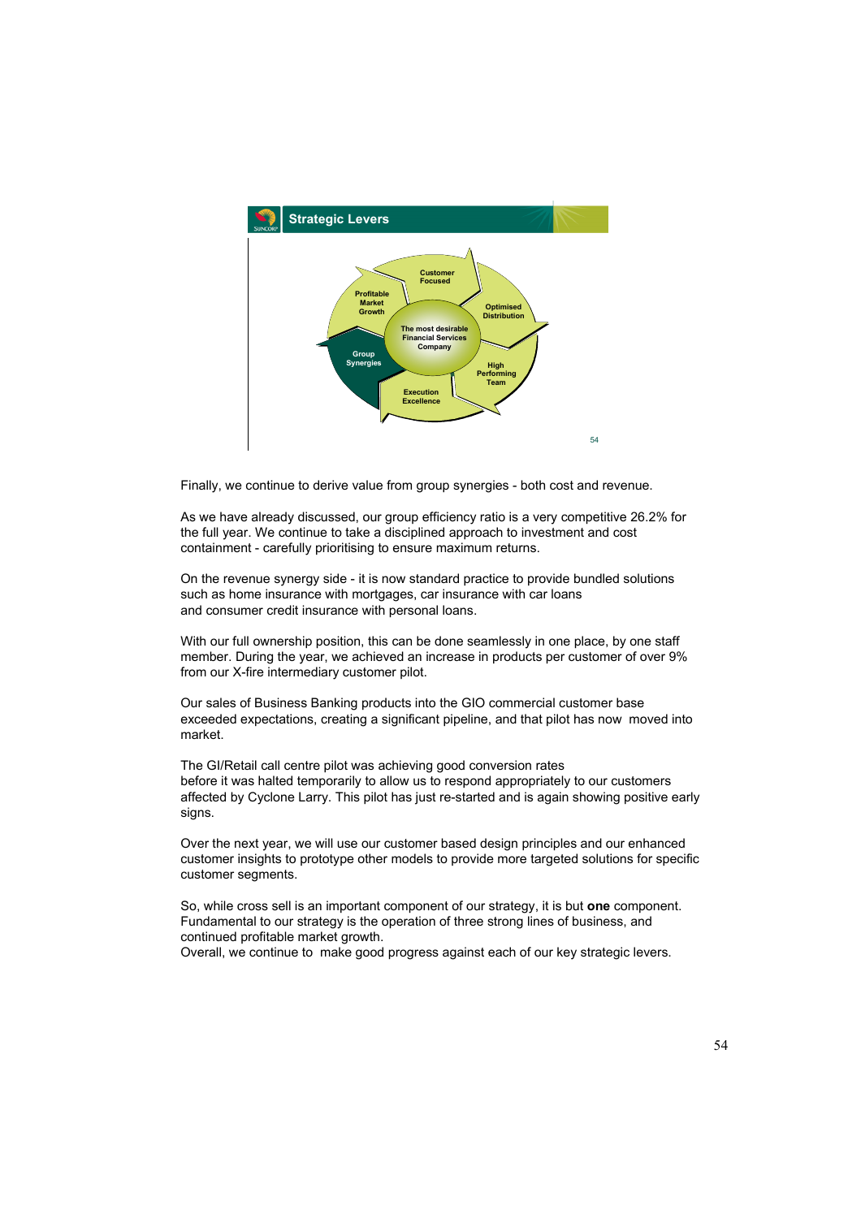## Strategic Levers

- Customer Focused
- Optimised Distribution
- High Performing Team
- Execution Excellence
- Group Synergies
- Profitable Market Growth

The most desirable Financial Services Company

Finally, we continue to derive value from group synergies - both cost and revenue.

As we have already discussed, our group efficiency ratio is a very competitive 26.2% for the full year. We continue to take a disciplined approach to investment and cost containment - carefully prioritising to ensure maximum returns.

On the revenue synergy side - it is now standard practice to provide bundled solutions such as home insurance with mortgages, car insurance with car loans and consumer credit insurance with personal loans.

With our full ownership position, this can be done seamlessly in one place, by one staff member. During the year, we achieved an increase in products per customer of over 9% from our X-fire intermediary customer pilot.

Our sales of Business Banking products into the GIO commercial customer base exceeded expectations, creating a significant pipeline, and that pilot has now moved into market.

The GI/Retail call centre pilot was achieving good conversion rates before it was halted temporarily to allow us to respond appropriately to our customers affected by Cyclone Larry. This pilot has just re-started and is again showing positive early signs.

Over the next year, we will use our customer based design principles and our enhanced customer insights to prototype other models to provide more targeted solutions for specific customer segments.

So, while cross sell is an important component of our strategy, it is but **one** component. Fundamental to our strategy is the operation of three strong lines of business, and continued profitable market growth.
Overall, we continue to make good progress against each of our key strategic levers.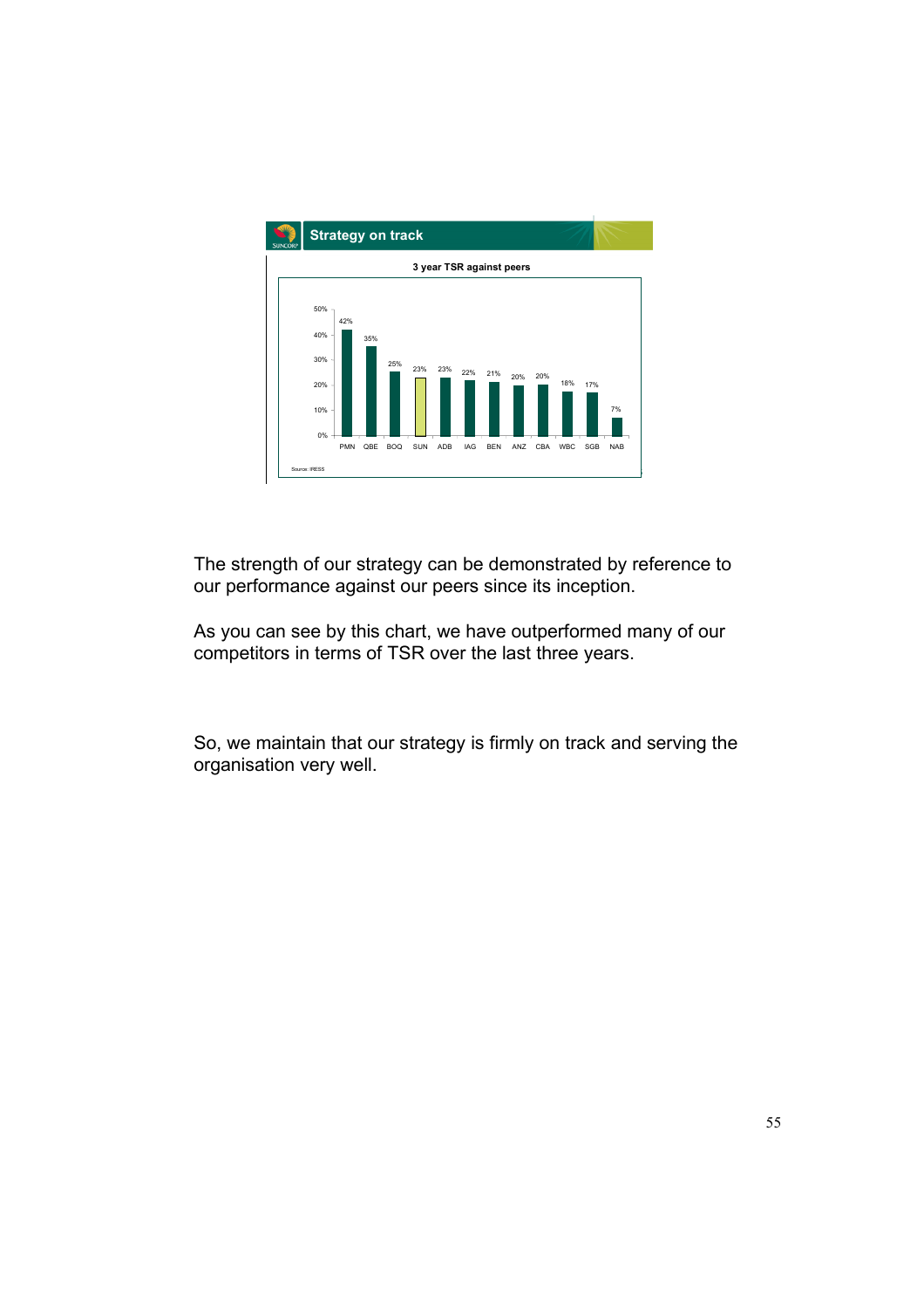## Strategy on track

**3 year TSR against peers**

| PMN | QBE | BOQ | SUN | ADB | IAG | BEN | ANZ | CBA | WBC | SGB | NAB |
|---|---|---|---|---|---|---|---|---|---|---|---|
| 42% | 35% | 25% | 23% | 23% | 22% | 21% | 20% | 20% | 18% | 17% | 7% |

Source: IRESS

The strength of our strategy can be demonstrated by reference to our performance against our peers since its inception.

As you can see by this chart, we have outperformed many of our competitors in terms of TSR over the last three years.

So, we maintain that our strategy is firmly on track and serving the organisation very well.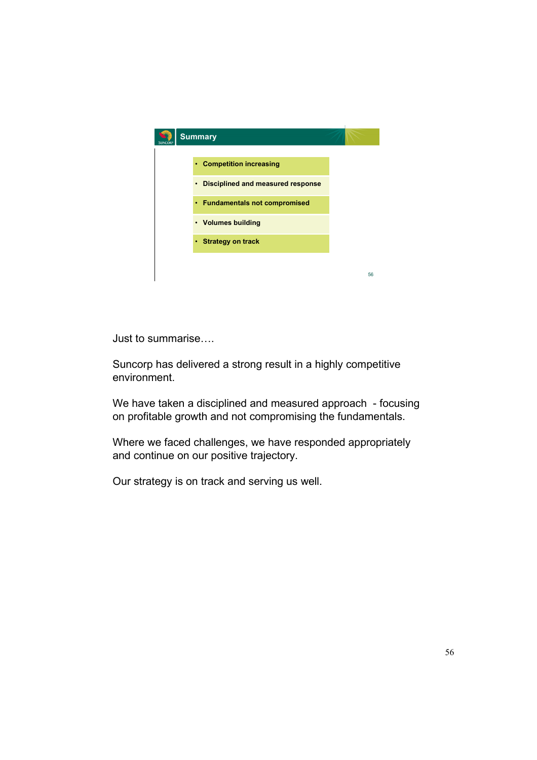## Summary

- Competition increasing
- Disciplined and measured response
- Fundamentals not compromised
- Volumes building
- Strategy on track

Just to summarise….

Suncorp has delivered a strong result in a highly competitive environment.

We have taken a disciplined and measured approach - focusing on profitable growth and not compromising the fundamentals.

Where we faced challenges, we have responded appropriately and continue on our positive trajectory.

Our strategy is on track and serving us well.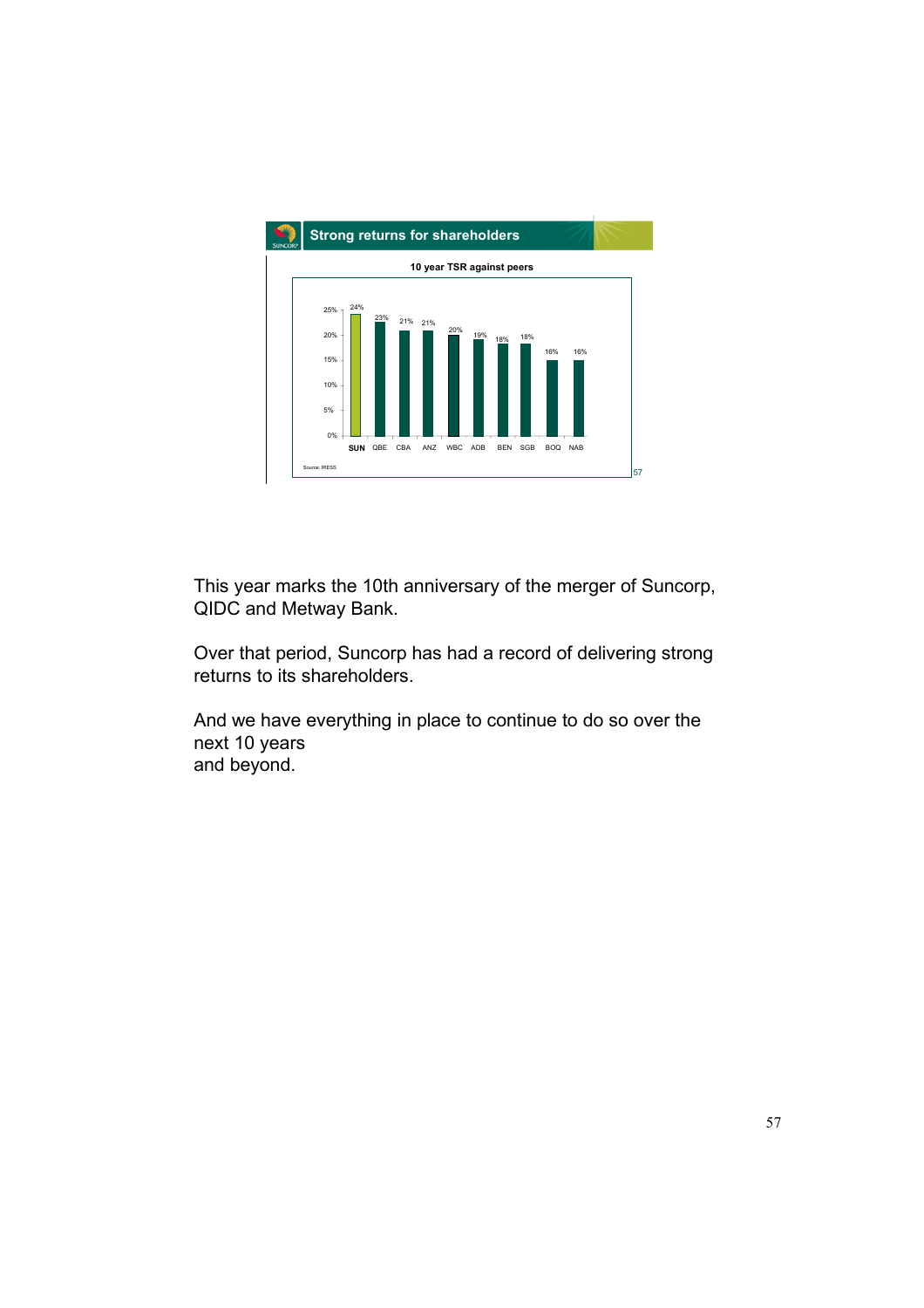## Strong returns for shareholders

**10 year TSR against peers**

| SUN | QBE | CBA | ANZ | WBC | ADB | BEN | SGB | BOQ | NAB |
|---|---|---|---|---|---|---|---|---|---|
| 24% | 23% | 21% | 21% | 20% | 19% | 18% | 18% | 16% | 16% |

Source: IRESS

This year marks the 10th anniversary of the merger of Suncorp, QIDC and Metway Bank.

Over that period, Suncorp has had a record of delivering strong returns to its shareholders.

And we have everything in place to continue to do so over the next 10 years
and beyond.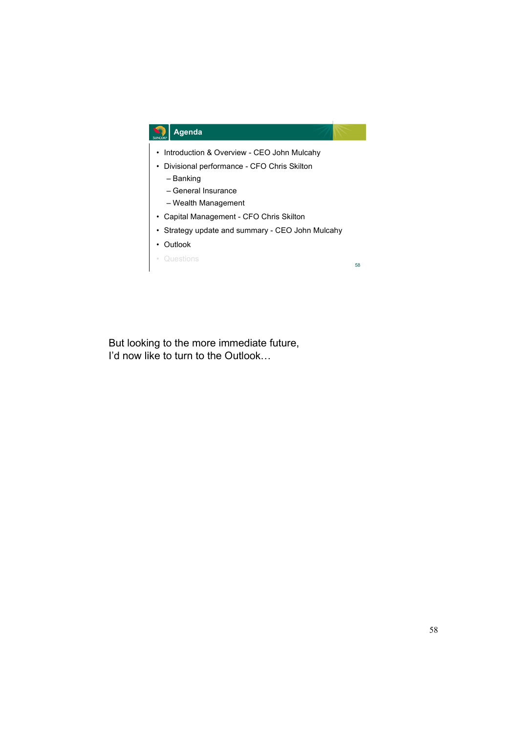## Agenda

- Introduction & Overview - CEO John Mulcahy
- Divisional performance - CFO Chris Skilton
  - Banking
  - General Insurance
  - Wealth Management
- Capital Management - CFO Chris Skilton
- Strategy update and summary - CEO John Mulcahy
- Outlook
- Questions

But looking to the more immediate future,
I'd now like to turn to the Outlook…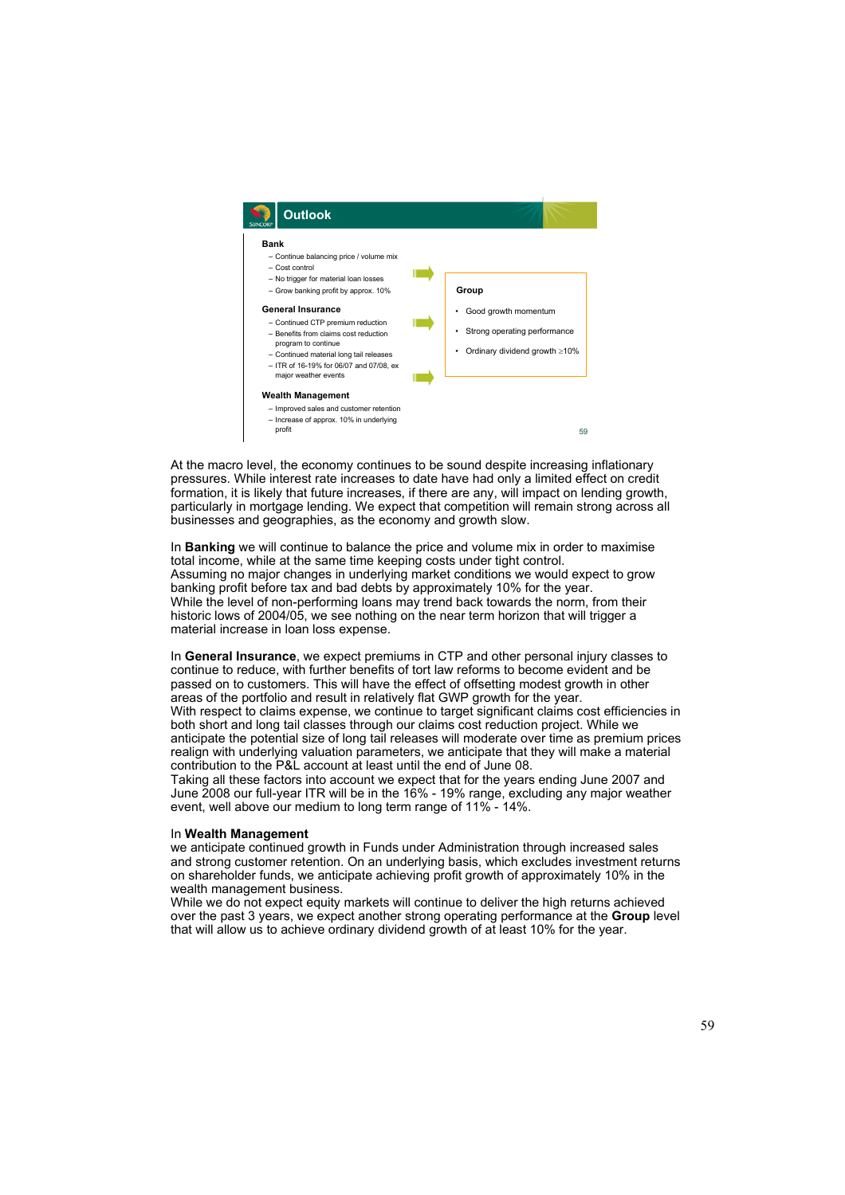## Outlook

**Bank**

- Continue balancing price / volume mix
- Cost control
- No trigger for material loan losses
- Grow banking profit by approx. 10%

**General Insurance**

- Continued CTP premium reduction
- Benefits from claims cost reduction program to continue
- Continued material long tail releases
- ITR of 16-19% for 06/07 and 07/08, ex major weather events

**Wealth Management**

- Improved sales and customer retention
- Increase of approx. 10% in underlying profit

**Group**

- Good growth momentum
- Strong operating performance
- Ordinary dividend growth ≥10%

At the macro level, the economy continues to be sound despite increasing inflationary pressures. While interest rate increases to date have had only a limited effect on credit formation, it is likely that future increases, if there are any, will impact on lending growth, particularly in mortgage lending. We expect that competition will remain strong across all businesses and geographies, as the economy and growth slow.

In **Banking** we will continue to balance the price and volume mix in order to maximise total income, while at the same time keeping costs under tight control.
Assuming no major changes in underlying market conditions we would expect to grow banking profit before tax and bad debts by approximately 10% for the year.
While the level of non-performing loans may trend back towards the norm, from their historic lows of 2004/05, we see nothing on the near term horizon that will trigger a material increase in loan loss expense.

In **General Insurance**, we expect premiums in CTP and other personal injury classes to continue to reduce, with further benefits of tort law reforms to become evident and be passed on to customers. This will have the effect of offsetting modest growth in other areas of the portfolio and result in relatively flat GWP growth for the year.
With respect to claims expense, we continue to target significant claims cost efficiencies in both short and long tail classes through our claims cost reduction project. While we anticipate the potential size of long tail releases will moderate over time as premium prices realign with underlying valuation parameters, we anticipate that they will make a material contribution to the P&L account at least until the end of June 08.
Taking all these factors into account we expect that for the years ending June 2007 and June 2008 our full-year ITR will be in the 16% - 19% range, excluding any major weather event, well above our medium to long term range of 11% - 14%.

In **Wealth Management**
we anticipate continued growth in Funds under Administration through increased sales and strong customer retention. On an underlying basis, which excludes investment returns on shareholder funds, we anticipate achieving profit growth of approximately 10% in the wealth management business.
While we do not expect equity markets will continue to deliver the high returns achieved over the past 3 years, we expect another strong operating performance at the **Group** level that will allow us to achieve ordinary dividend growth of at least 10% for the year.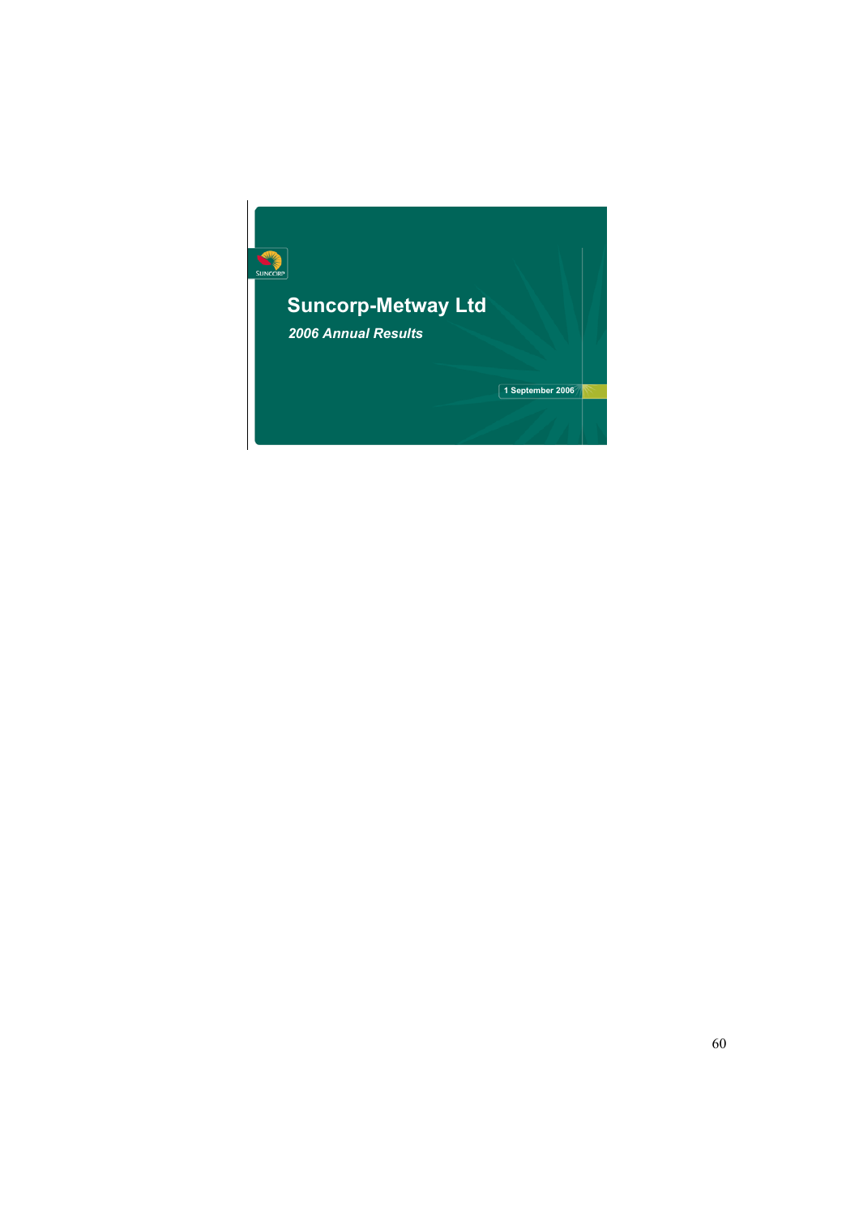# Suncorp-Metway Ltd

*2006 Annual Results*

1 September 2006